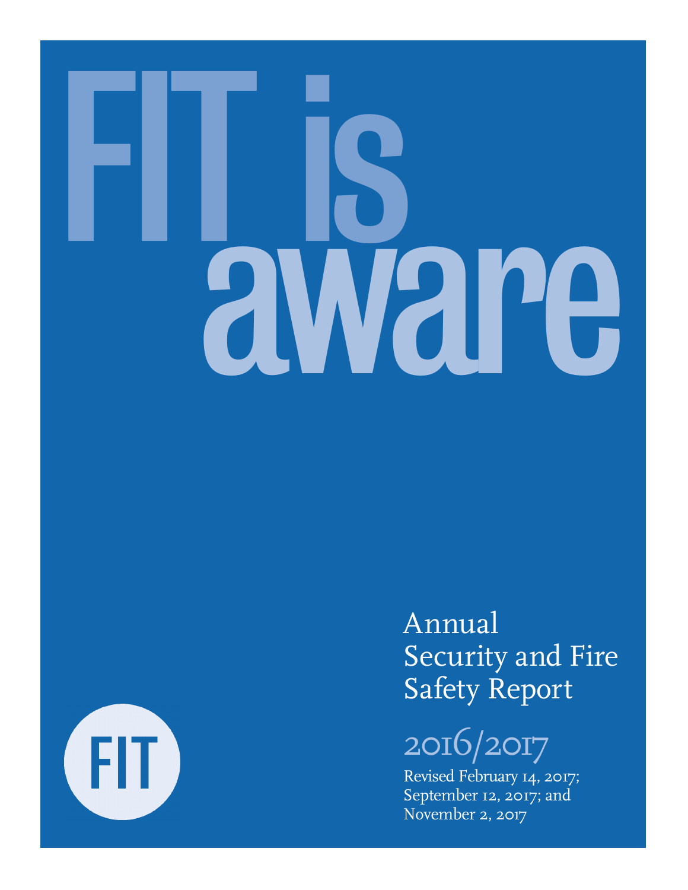# FIT is aware

## Annual Security and Fire Safety Report

2016/2017

Revised February 14, 2017; September 12, 2017; and November 2, 2017

FIT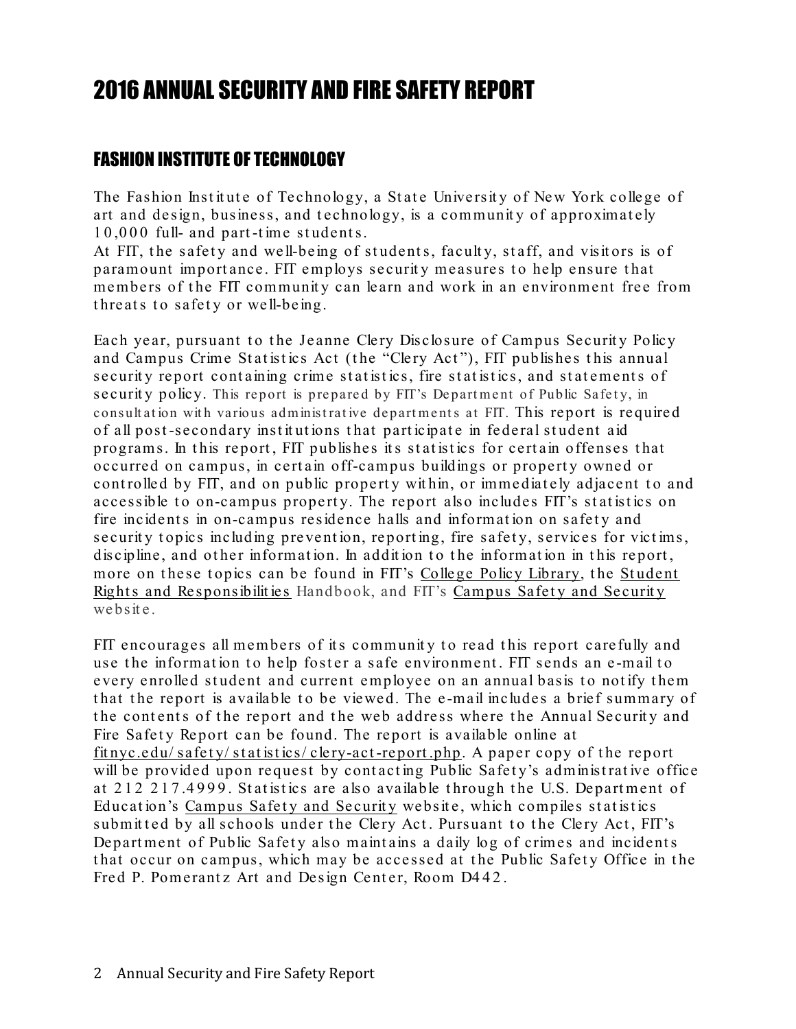# 2016 ANNUAL SECURITY AND FIRE SAFETY REPORT

## FASHION INSTITUTE OF TECHNOLOGY

The Fashion Institute of Technology, a State University of New York college of art and design, business, and technology, is a community of approximately 10,000 full- and part-time students.
At FIT, the safety and well-being of students, faculty, staff, and visitors is of paramount importance. FIT employs security measures to help ensure that members of the FIT community can learn and work in an environment free from threats to safety or well-being.

Each year, pursuant to the Jeanne Clery Disclosure of Campus Security Policy and Campus Crime Statistics Act (the "Clery Act"), FIT publishes this annual security report containing crime statistics, fire statistics, and statements of security policy. This report is prepared by FIT's Department of Public Safety, in consultation with various administrative departments at FIT. This report is required of all post-secondary institutions that participate in federal student aid programs. In this report, FIT publishes its statistics for certain offenses that occurred on campus, in certain off-campus buildings or property owned or controlled by FIT, and on public property within, or immediately adjacent to and accessible to on-campus property. The report also includes FIT's statistics on fire incidents in on-campus residence halls and information on safety and security topics including prevention, reporting, fire safety, services for victims, discipline, and other information. In addition to the information in this report, more on these topics can be found in FIT's College Policy Library, the Student Rights and Responsibilities Handbook, and FIT's Campus Safety and Security website.

FIT encourages all members of its community to read this report carefully and use the information to help foster a safe environment. FIT sends an e-mail to every enrolled student and current employee on an annual basis to notify them that the report is available to be viewed. The e-mail includes a brief summary of the contents of the report and the web address where the Annual Security and Fire Safety Report can be found. The report is available online at fitnyc.edu/safety/statistics/clery-act-report.php. A paper copy of the report will be provided upon request by contacting Public Safety's administrative office at 212 217.4999. Statistics are also available through the U.S. Department of Education's Campus Safety and Security website, which compiles statistics submitted by all schools under the Clery Act. Pursuant to the Clery Act, FIT's Department of Public Safety also maintains a daily log of crimes and incidents that occur on campus, which may be accessed at the Public Safety Office in the Fred P. Pomerantz Art and Design Center, Room D442.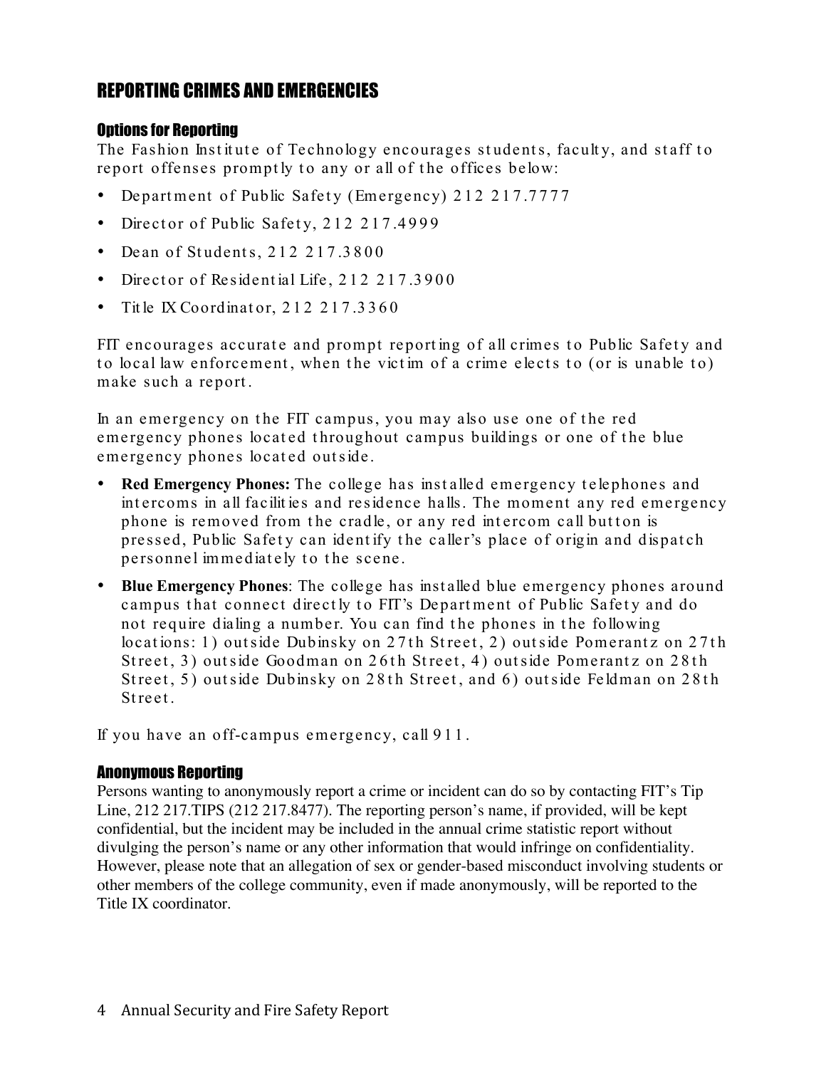## REPORTING CRIMES AND EMERGENCIES

### Options for Reporting

The Fashion Institute of Technology encourages students, faculty, and staff to report offenses promptly to any or all of the offices below:

- Department of Public Safety (Emergency) 212 217.7777
- Director of Public Safety, 212 217.4999
- Dean of Students, 212 217.3800
- Director of Residential Life, 212 217.3900
- Title IX Coordinator, 212 217.3360

FIT encourages accurate and prompt reporting of all crimes to Public Safety and to local law enforcement, when the victim of a crime elects to (or is unable to) make such a report.

In an emergency on the FIT campus, you may also use one of the red emergency phones located throughout campus buildings or one of the blue emergency phones located outside.

- **Red Emergency Phones:** The college has installed emergency telephones and intercoms in all facilities and residence halls. The moment any red emergency phone is removed from the cradle, or any red intercom call button is pressed, Public Safety can identify the caller's place of origin and dispatch personnel immediately to the scene.
- **Blue Emergency Phones**: The college has installed blue emergency phones around campus that connect directly to FIT's Department of Public Safety and do not require dialing a number. You can find the phones in the following locations: 1) outside Dubinsky on 27th Street, 2) outside Pomerantz on 27th Street, 3) outside Goodman on 26th Street, 4) outside Pomerantz on 28th Street, 5) outside Dubinsky on 28th Street, and 6) outside Feldman on 28th Street.

If you have an off-campus emergency, call 911.

### Anonymous Reporting

Persons wanting to anonymously report a crime or incident can do so by contacting FIT's Tip Line, 212 217.TIPS (212 217.8477). The reporting person's name, if provided, will be kept confidential, but the incident may be included in the annual crime statistic report without divulging the person's name or any other information that would infringe on confidentiality. However, please note that an allegation of sex or gender-based misconduct involving students or other members of the college community, even if made anonymously, will be reported to the Title IX coordinator.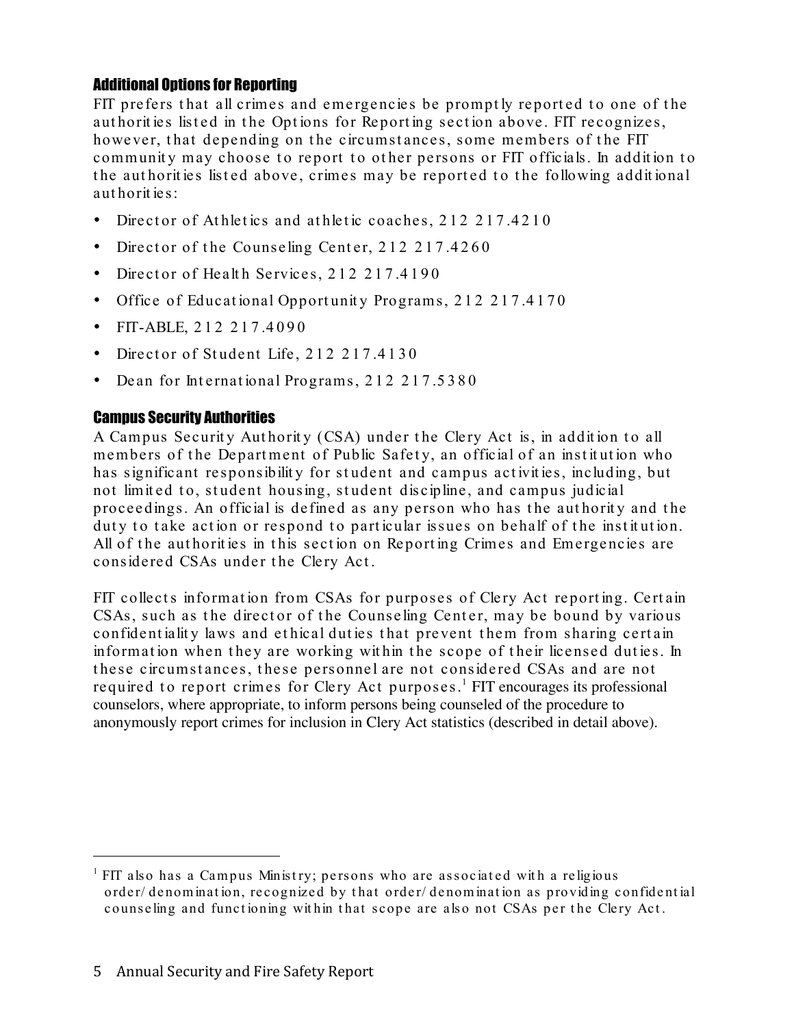### Additional Options for Reporting

FIT prefers that all crimes and emergencies be promptly reported to one of the authorities listed in the Options for Reporting section above. FIT recognizes, however, that depending on the circumstances, some members of the FIT community may choose to report to other persons or FIT officials. In addition to the authorities listed above, crimes may be reported to the following additional authorities:

- Director of Athletics and athletic coaches, 212 217.4210
- Director of the Counseling Center, 212 217.4260
- Director of Health Services, 212 217.4190
- Office of Educational Opportunity Programs, 212 217.4170
- FIT-ABLE, 212 217.4090
- Director of Student Life, 212 217.4130
- Dean for International Programs, 212 217.5380

### Campus Security Authorities

A Campus Security Authority (CSA) under the Clery Act is, in addition to all members of the Department of Public Safety, an official of an institution who has significant responsibility for student and campus activities, including, but not limited to, student housing, student discipline, and campus judicial proceedings. An official is defined as any person who has the authority and the duty to take action or respond to particular issues on behalf of the institution. All of the authorities in this section on Reporting Crimes and Emergencies are considered CSAs under the Clery Act.

FIT collects information from CSAs for purposes of Clery Act reporting. Certain CSAs, such as the director of the Counseling Center, may be bound by various confidentiality laws and ethical duties that prevent them from sharing certain information when they are working within the scope of their licensed duties. In these circumstances, these personnel are not considered CSAs and are not required to report crimes for Clery Act purposes.[1] FIT encourages its professional counselors, where appropriate, to inform persons being counseled of the procedure to anonymously report crimes for inclusion in Clery Act statistics (described in detail above).

[1] FIT also has a Campus Ministry; persons who are associated with a religious order/denomination, recognized by that order/denomination as providing confidential counseling and functioning within that scope are also not CSAs per the Clery Act.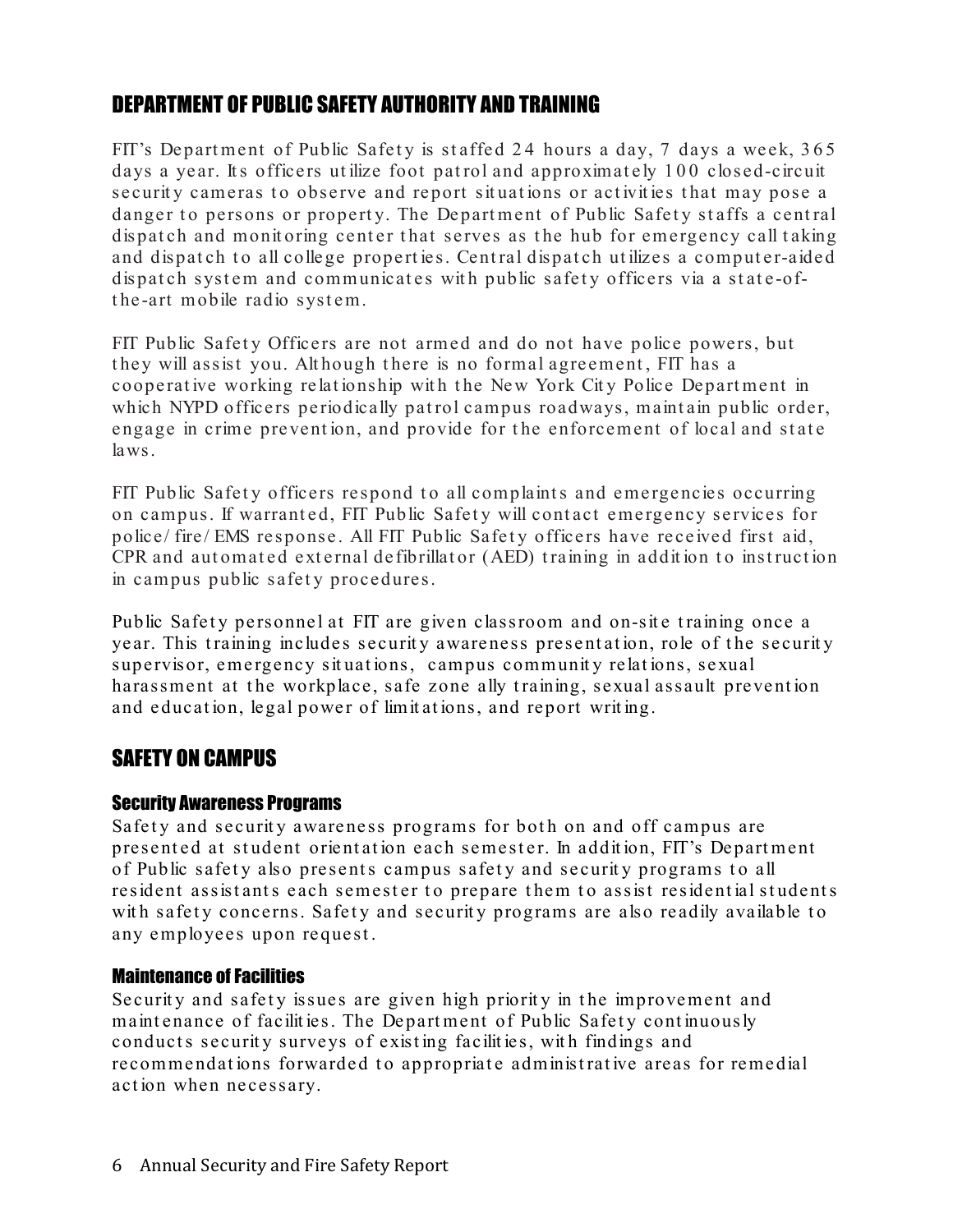## DEPARTMENT OF PUBLIC SAFETY AUTHORITY AND TRAINING

FIT's Department of Public Safety is staffed 24 hours a day, 7 days a week, 365 days a year. Its officers utilize foot patrol and approximately 100 closed-circuit security cameras to observe and report situations or activities that may pose a danger to persons or property. The Department of Public Safety staffs a central dispatch and monitoring center that serves as the hub for emergency call taking and dispatch to all college properties. Central dispatch utilizes a computer-aided dispatch system and communicates with public safety officers via a state-of-the-art mobile radio system.

FIT Public Safety Officers are not armed and do not have police powers, but they will assist you. Although there is no formal agreement, FIT has a cooperative working relationship with the New York City Police Department in which NYPD officers periodically patrol campus roadways, maintain public order, engage in crime prevention, and provide for the enforcement of local and state laws.

FIT Public Safety officers respond to all complaints and emergencies occurring on campus. If warranted, FIT Public Safety will contact emergency services for police/fire/EMS response. All FIT Public Safety officers have received first aid, CPR and automated external defibrillator (AED) training in addition to instruction in campus public safety procedures.

Public Safety personnel at FIT are given classroom and on-site training once a year. This training includes security awareness presentation, role of the security supervisor, emergency situations, campus community relations, sexual harassment at the workplace, safe zone ally training, sexual assault prevention and education, legal power of limitations, and report writing.

## SAFETY ON CAMPUS

### Security Awareness Programs

Safety and security awareness programs for both on and off campus are presented at student orientation each semester. In addition, FIT's Department of Public safety also presents campus safety and security programs to all resident assistants each semester to prepare them to assist residential students with safety concerns. Safety and security programs are also readily available to any employees upon request.

### Maintenance of Facilities

Security and safety issues are given high priority in the improvement and maintenance of facilities. The Department of Public Safety continuously conducts security surveys of existing facilities, with findings and recommendations forwarded to appropriate administrative areas for remedial action when necessary.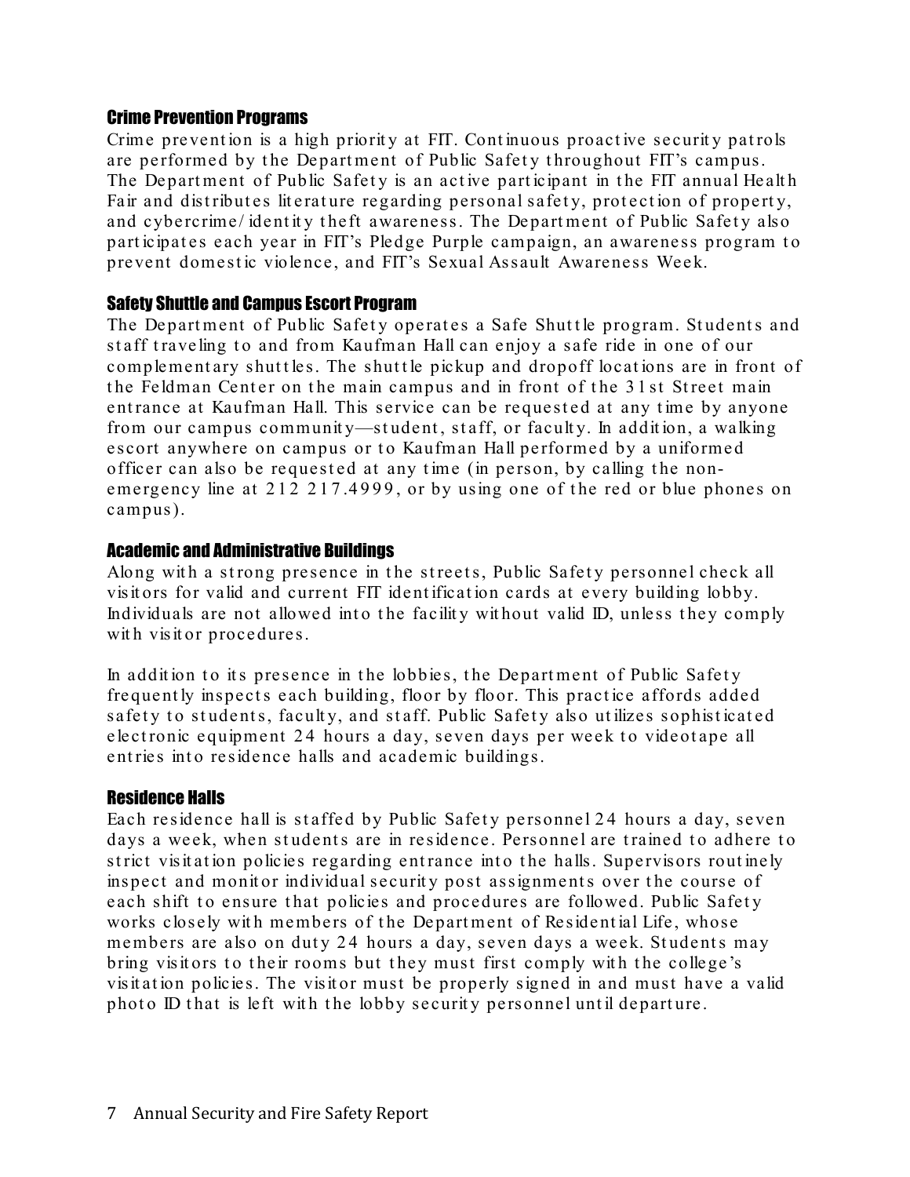### Crime Prevention Programs

Crime prevention is a high priority at FIT. Continuous proactive security patrols are performed by the Department of Public Safety throughout FIT's campus. The Department of Public Safety is an active participant in the FIT annual Health Fair and distributes literature regarding personal safety, protection of property, and cybercrime/identity theft awareness. The Department of Public Safety also participates each year in FIT's Pledge Purple campaign, an awareness program to prevent domestic violence, and FIT's Sexual Assault Awareness Week.

### Safety Shuttle and Campus Escort Program

The Department of Public Safety operates a Safe Shuttle program. Students and staff traveling to and from Kaufman Hall can enjoy a safe ride in one of our complementary shuttles. The shuttle pickup and dropoff locations are in front of the Feldman Center on the main campus and in front of the 31st Street main entrance at Kaufman Hall. This service can be requested at any time by anyone from our campus community—student, staff, or faculty. In addition, a walking escort anywhere on campus or to Kaufman Hall performed by a uniformed officer can also be requested at any time (in person, by calling the non-emergency line at 212 217.4999, or by using one of the red or blue phones on campus).

### Academic and Administrative Buildings

Along with a strong presence in the streets, Public Safety personnel check all visitors for valid and current FIT identification cards at every building lobby. Individuals are not allowed into the facility without valid ID, unless they comply with visitor procedures.

In addition to its presence in the lobbies, the Department of Public Safety frequently inspects each building, floor by floor. This practice affords added safety to students, faculty, and staff. Public Safety also utilizes sophisticated electronic equipment 24 hours a day, seven days per week to videotape all entries into residence halls and academic buildings.

### Residence Halls

Each residence hall is staffed by Public Safety personnel 24 hours a day, seven days a week, when students are in residence. Personnel are trained to adhere to strict visitation policies regarding entrance into the halls. Supervisors routinely inspect and monitor individual security post assignments over the course of each shift to ensure that policies and procedures are followed. Public Safety works closely with members of the Department of Residential Life, whose members are also on duty 24 hours a day, seven days a week. Students may bring visitors to their rooms but they must first comply with the college's visitation policies. The visitor must be properly signed in and must have a valid photo ID that is left with the lobby security personnel until departure.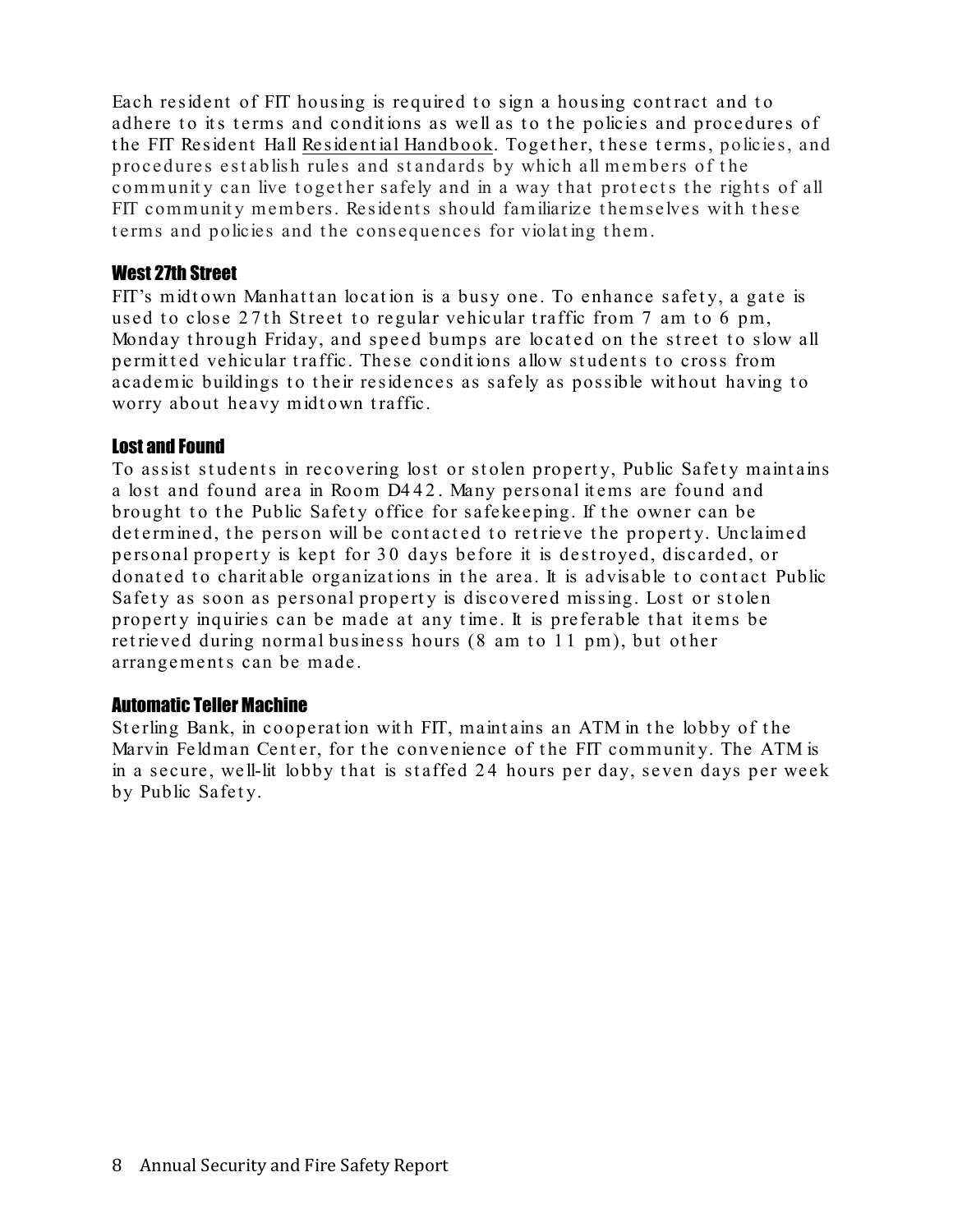Each resident of FIT housing is required to sign a housing contract and to adhere to its terms and conditions as well as to the policies and procedures of the FIT Resident Hall Residential Handbook. Together, these terms, policies, and procedures establish rules and standards by which all members of the community can live together safely and in a way that protects the rights of all FIT community members. Residents should familiarize themselves with these terms and policies and the consequences for violating them.

### West 27th Street

FIT's midtown Manhattan location is a busy one. To enhance safety, a gate is used to close 27th Street to regular vehicular traffic from 7 am to 6 pm, Monday through Friday, and speed bumps are located on the street to slow all permitted vehicular traffic. These conditions allow students to cross from academic buildings to their residences as safely as possible without having to worry about heavy midtown traffic.

### Lost and Found

To assist students in recovering lost or stolen property, Public Safety maintains a lost and found area in Room D442. Many personal items are found and brought to the Public Safety office for safekeeping. If the owner can be determined, the person will be contacted to retrieve the property. Unclaimed personal property is kept for 30 days before it is destroyed, discarded, or donated to charitable organizations in the area. It is advisable to contact Public Safety as soon as personal property is discovered missing. Lost or stolen property inquiries can be made at any time. It is preferable that items be retrieved during normal business hours (8 am to 11 pm), but other arrangements can be made.

### Automatic Teller Machine

Sterling Bank, in cooperation with FIT, maintains an ATM in the lobby of the Marvin Feldman Center, for the convenience of the FIT community. The ATM is in a secure, well-lit lobby that is staffed 24 hours per day, seven days per week by Public Safety.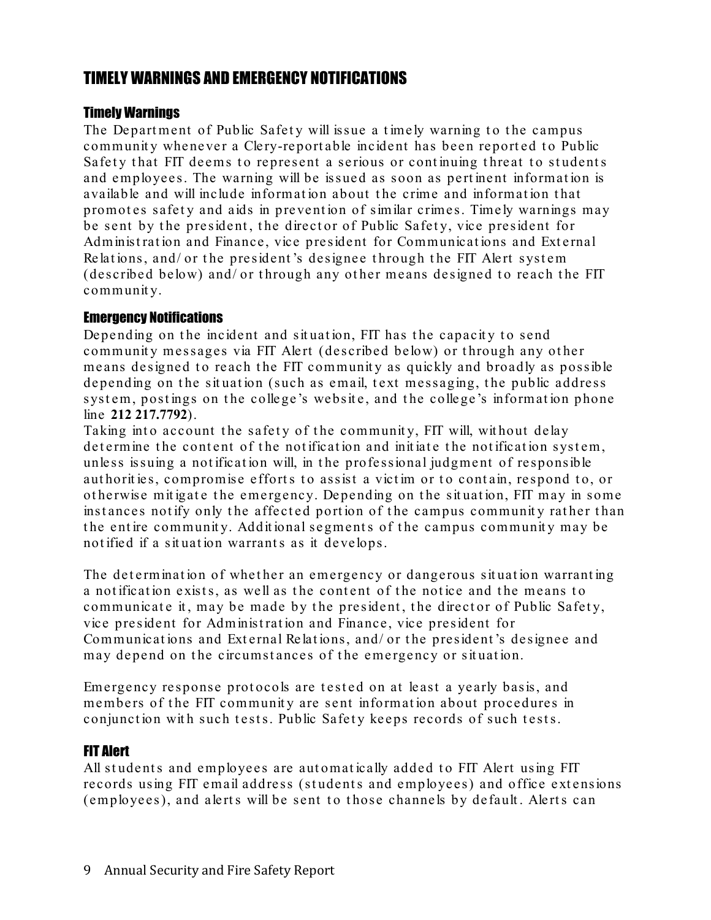## TIMELY WARNINGS AND EMERGENCY NOTIFICATIONS

### Timely Warnings

The Department of Public Safety will issue a timely warning to the campus community whenever a Clery-reportable incident has been reported to Public Safety that FIT deems to represent a serious or continuing threat to students and employees. The warning will be issued as soon as pertinent information is available and will include information about the crime and information that promotes safety and aids in prevention of similar crimes. Timely warnings may be sent by the president, the director of Public Safety, vice president for Administration and Finance, vice president for Communications and External Relations, and/or the president's designee through the FIT Alert system (described below) and/or through any other means designed to reach the FIT community.

### Emergency Notifications

Depending on the incident and situation, FIT has the capacity to send community messages via FIT Alert (described below) or through any other means designed to reach the FIT community as quickly and broadly as possible depending on the situation (such as email, text messaging, the public address system, postings on the college's website, and the college's information phone line **212 217.7792**).

Taking into account the safety of the community, FIT will, without delay determine the content of the notification and initiate the notification system, unless issuing a notification will, in the professional judgment of responsible authorities, compromise efforts to assist a victim or to contain, respond to, or otherwise mitigate the emergency. Depending on the situation, FIT may in some instances notify only the affected portion of the campus community rather than the entire community. Additional segments of the campus community may be notified if a situation warrants as it develops.

The determination of whether an emergency or dangerous situation warranting a notification exists, as well as the content of the notice and the means to communicate it, may be made by the president, the director of Public Safety, vice president for Administration and Finance, vice president for Communications and External Relations, and/or the president's designee and may depend on the circumstances of the emergency or situation.

Emergency response protocols are tested on at least a yearly basis, and members of the FIT community are sent information about procedures in conjunction with such tests. Public Safety keeps records of such tests.

### FIT Alert

All students and employees are automatically added to FIT Alert using FIT records using FIT email address (students and employees) and office extensions (employees), and alerts will be sent to those channels by default. Alerts can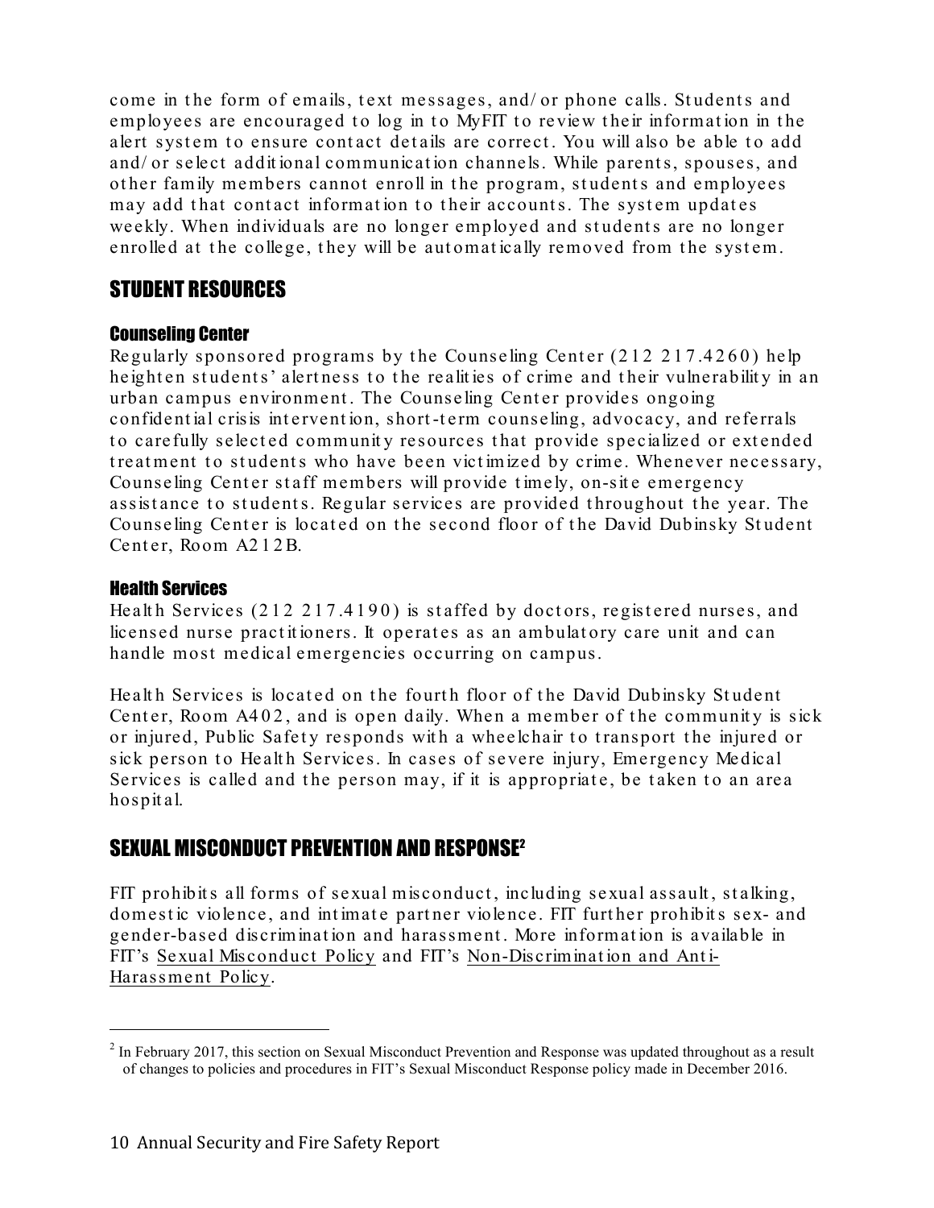come in the form of emails, text messages, and/or phone calls. Students and employees are encouraged to log in to MyFIT to review their information in the alert system to ensure contact details are correct. You will also be able to add and/or select additional communication channels. While parents, spouses, and other family members cannot enroll in the program, students and employees may add that contact information to their accounts. The system updates weekly. When individuals are no longer employed and students are no longer enrolled at the college, they will be automatically removed from the system.

## STUDENT RESOURCES

### Counseling Center

Regularly sponsored programs by the Counseling Center (212 217.4260) help heighten students' alertness to the realities of crime and their vulnerability in an urban campus environment. The Counseling Center provides ongoing confidential crisis intervention, short-term counseling, advocacy, and referrals to carefully selected community resources that provide specialized or extended treatment to students who have been victimized by crime. Whenever necessary, Counseling Center staff members will provide timely, on-site emergency assistance to students. Regular services are provided throughout the year. The Counseling Center is located on the second floor of the David Dubinsky Student Center, Room A212B.

### Health Services

Health Services (212 217.4190) is staffed by doctors, registered nurses, and licensed nurse practitioners. It operates as an ambulatory care unit and can handle most medical emergencies occurring on campus.

Health Services is located on the fourth floor of the David Dubinsky Student Center, Room A402, and is open daily. When a member of the community is sick or injured, Public Safety responds with a wheelchair to transport the injured or sick person to Health Services. In cases of severe injury, Emergency Medical Services is called and the person may, if it is appropriate, be taken to an area hospital.

## SEXUAL MISCONDUCT PREVENTION AND RESPONSE[2]

FIT prohibits all forms of sexual misconduct, including sexual assault, stalking, domestic violence, and intimate partner violence. FIT further prohibits sex- and gender-based discrimination and harassment. More information is available in FIT's Sexual Misconduct Policy and FIT's Non-Discrimination and Anti-Harassment Policy.

---

[2] In February 2017, this section on Sexual Misconduct Prevention and Response was updated throughout as a result of changes to policies and procedures in FIT's Sexual Misconduct Response policy made in December 2016.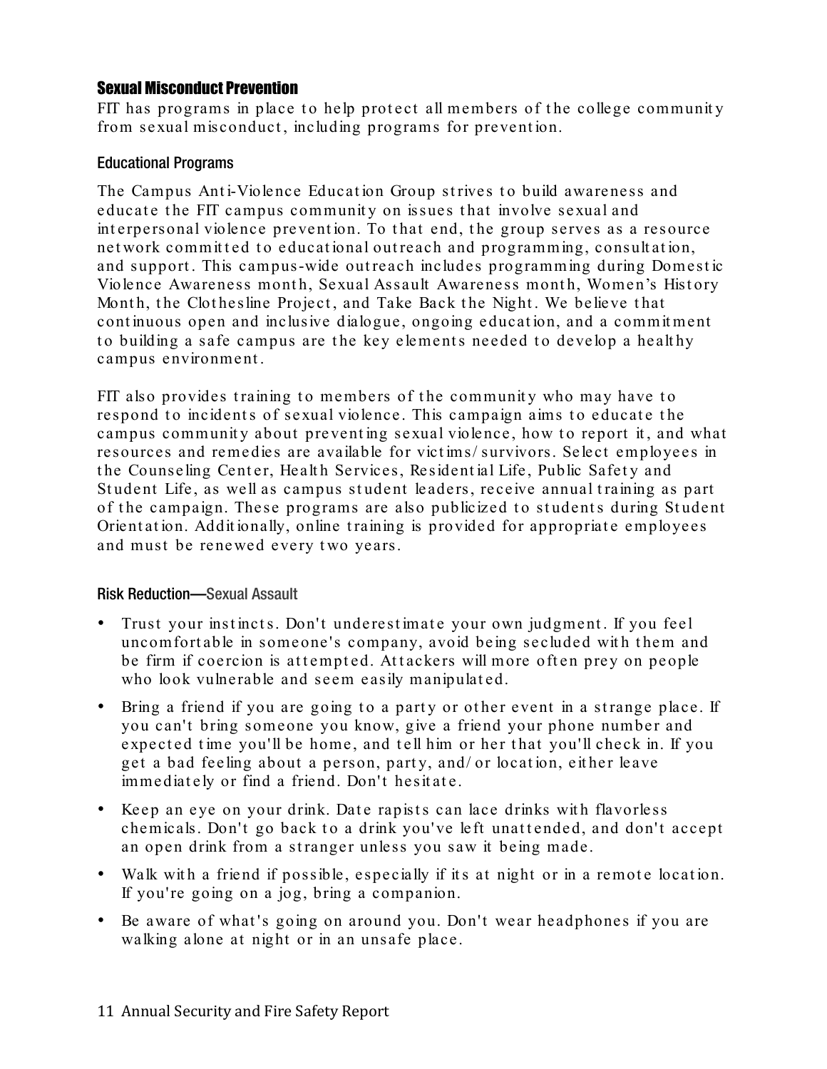### Sexual Misconduct Prevention

FIT has programs in place to help protect all members of the college community from sexual misconduct, including programs for prevention.

#### Educational Programs

The Campus Anti-Violence Education Group strives to build awareness and educate the FIT campus community on issues that involve sexual and interpersonal violence prevention. To that end, the group serves as a resource network committed to educational outreach and programming, consultation, and support. This campus-wide outreach includes programming during Domestic Violence Awareness month, Sexual Assault Awareness month, Women's History Month, the Clothesline Project, and Take Back the Night. We believe that continuous open and inclusive dialogue, ongoing education, and a commitment to building a safe campus are the key elements needed to develop a healthy campus environment.

FIT also provides training to members of the community who may have to respond to incidents of sexual violence. This campaign aims to educate the campus community about preventing sexual violence, how to report it, and what resources and remedies are available for victims/survivors. Select employees in the Counseling Center, Health Services, Residential Life, Public Safety and Student Life, as well as campus student leaders, receive annual training as part of the campaign. These programs are also publicized to students during Student Orientation. Additionally, online training is provided for appropriate employees and must be renewed every two years.

#### Risk Reduction—Sexual Assault

- Trust your instincts. Don't underestimate your own judgment. If you feel uncomfortable in someone's company, avoid being secluded with them and be firm if coercion is attempted. Attackers will more often prey on people who look vulnerable and seem easily manipulated.
- Bring a friend if you are going to a party or other event in a strange place. If you can't bring someone you know, give a friend your phone number and expected time you'll be home, and tell him or her that you'll check in. If you get a bad feeling about a person, party, and/or location, either leave immediately or find a friend. Don't hesitate.
- Keep an eye on your drink. Date rapists can lace drinks with flavorless chemicals. Don't go back to a drink you've left unattended, and don't accept an open drink from a stranger unless you saw it being made.
- Walk with a friend if possible, especially if its at night or in a remote location. If you're going on a jog, bring a companion.
- Be aware of what's going on around you. Don't wear headphones if you are walking alone at night or in an unsafe place.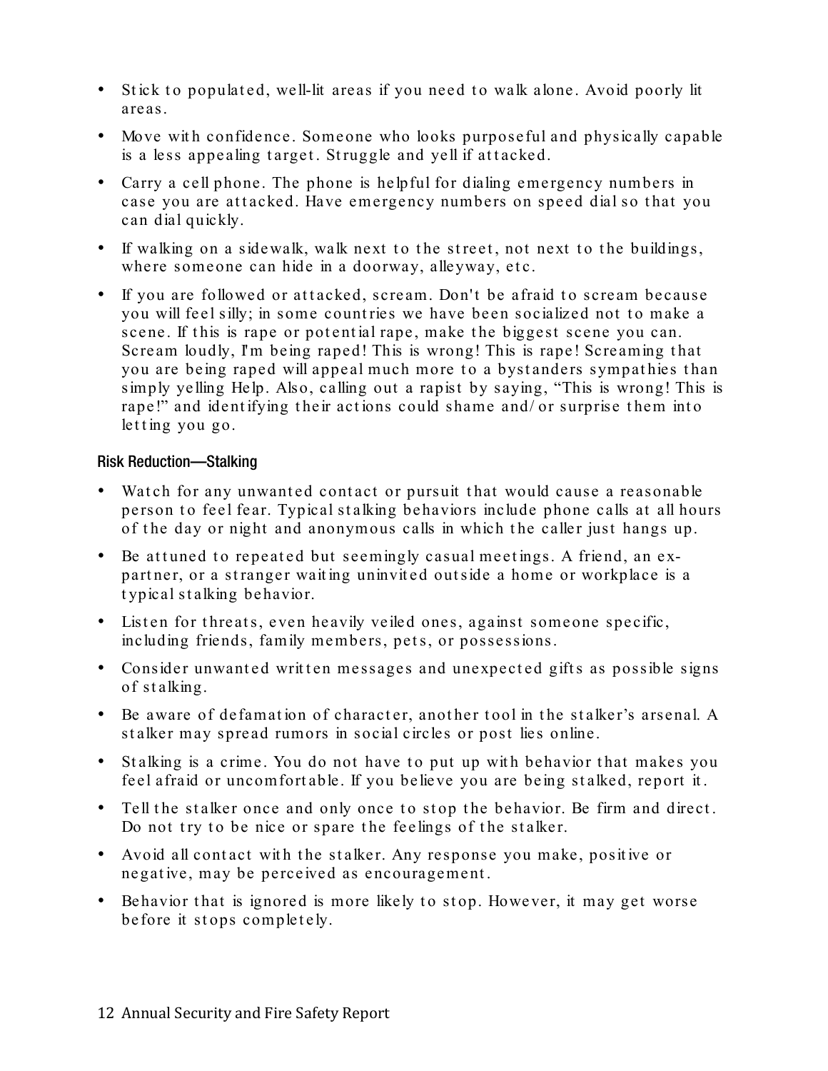- Stick to populated, well-lit areas if you need to walk alone. Avoid poorly lit areas.
- Move with confidence. Someone who looks purposeful and physically capable is a less appealing target. Struggle and yell if attacked.
- Carry a cell phone. The phone is helpful for dialing emergency numbers in case you are attacked. Have emergency numbers on speed dial so that you can dial quickly.
- If walking on a sidewalk, walk next to the street, not next to the buildings, where someone can hide in a doorway, alleyway, etc.
- If you are followed or attacked, scream. Don't be afraid to scream because you will feel silly; in some countries we have been socialized not to make a scene. If this is rape or potential rape, make the biggest scene you can. Scream loudly, I'm being raped! This is wrong! This is rape! Screaming that you are being raped will appeal much more to a bystanders sympathies than simply yelling Help. Also, calling out a rapist by saying, "This is wrong! This is rape!" and identifying their actions could shame and/or surprise them into letting you go.

#### Risk Reduction—Stalking

- Watch for any unwanted contact or pursuit that would cause a reasonable person to feel fear. Typical stalking behaviors include phone calls at all hours of the day or night and anonymous calls in which the caller just hangs up.
- Be attuned to repeated but seemingly casual meetings. A friend, an ex-partner, or a stranger waiting uninvited outside a home or workplace is a typical stalking behavior.
- Listen for threats, even heavily veiled ones, against someone specific, including friends, family members, pets, or possessions.
- Consider unwanted written messages and unexpected gifts as possible signs of stalking.
- Be aware of defamation of character, another tool in the stalker's arsenal. A stalker may spread rumors in social circles or post lies online.
- Stalking is a crime. You do not have to put up with behavior that makes you feel afraid or uncomfortable. If you believe you are being stalked, report it.
- Tell the stalker once and only once to stop the behavior. Be firm and direct. Do not try to be nice or spare the feelings of the stalker.
- Avoid all contact with the stalker. Any response you make, positive or negative, may be perceived as encouragement.
- Behavior that is ignored is more likely to stop. However, it may get worse before it stops completely.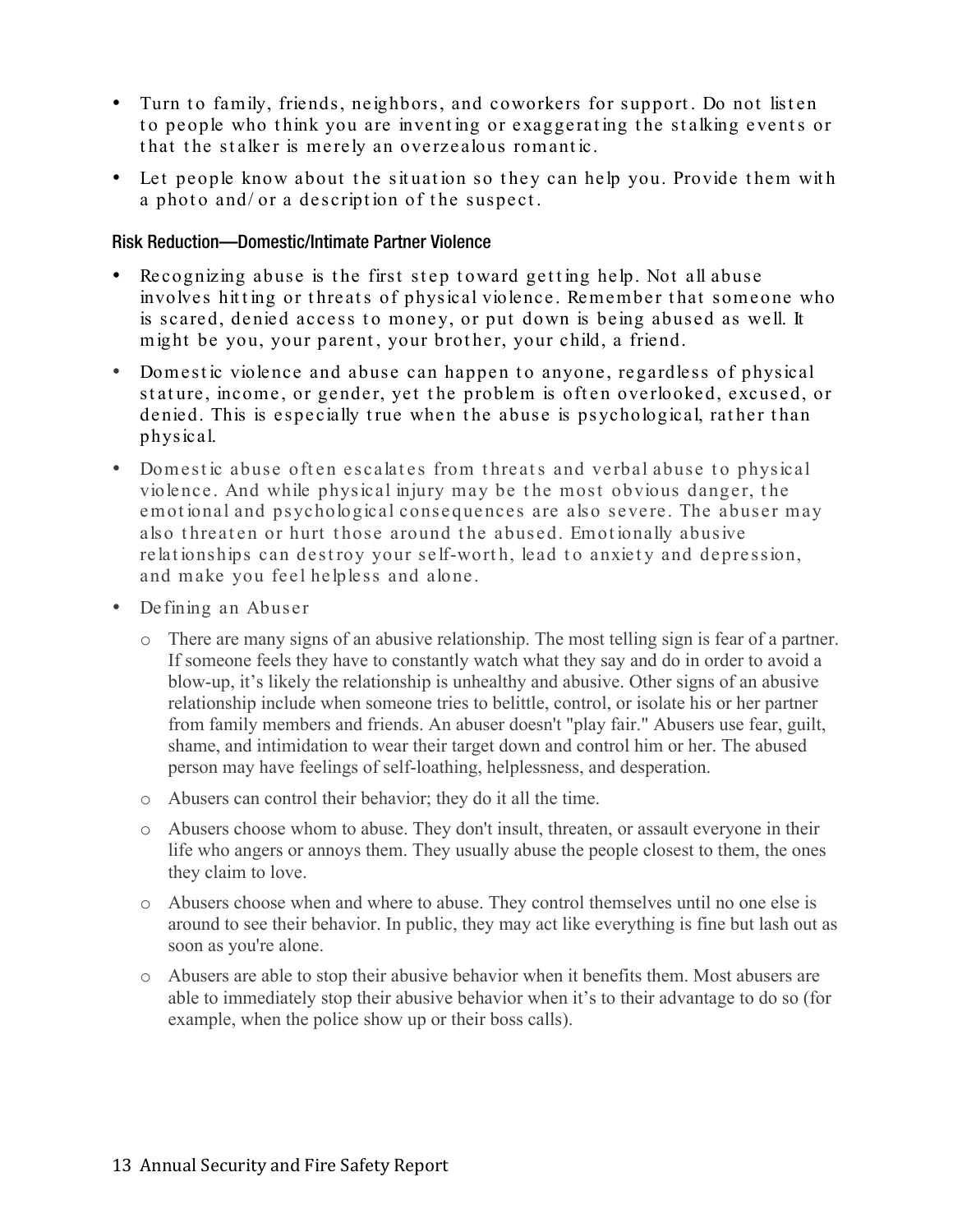- Turn to family, friends, neighbors, and coworkers for support. Do not listen to people who think you are inventing or exaggerating the stalking events or that the stalker is merely an overzealous romantic.
- Let people know about the situation so they can help you. Provide them with a photo and/or a description of the suspect.

### Risk Reduction—Domestic/Intimate Partner Violence

- Recognizing abuse is the first step toward getting help. Not all abuse involves hitting or threats of physical violence. Remember that someone who is scared, denied access to money, or put down is being abused as well. It might be you, your parent, your brother, your child, a friend.
- Domestic violence and abuse can happen to anyone, regardless of physical stature, income, or gender, yet the problem is often overlooked, excused, or denied. This is especially true when the abuse is psychological, rather than physical.
- Domestic abuse often escalates from threats and verbal abuse to physical violence. And while physical injury may be the most obvious danger, the emotional and psychological consequences are also severe. The abuser may also threaten or hurt those around the abused. Emotionally abusive relationships can destroy your self-worth, lead to anxiety and depression, and make you feel helpless and alone.
- Defining an Abuser
  - There are many signs of an abusive relationship. The most telling sign is fear of a partner. If someone feels they have to constantly watch what they say and do in order to avoid a blow-up, it's likely the relationship is unhealthy and abusive. Other signs of an abusive relationship include when someone tries to belittle, control, or isolate his or her partner from family members and friends. An abuser doesn't "play fair." Abusers use fear, guilt, shame, and intimidation to wear their target down and control him or her. The abused person may have feelings of self-loathing, helplessness, and desperation.
  - Abusers can control their behavior; they do it all the time.
  - Abusers choose whom to abuse. They don't insult, threaten, or assault everyone in their life who angers or annoys them. They usually abuse the people closest to them, the ones they claim to love.
  - Abusers choose when and where to abuse. They control themselves until no one else is around to see their behavior. In public, they may act like everything is fine but lash out as soon as you're alone.
  - Abusers are able to stop their abusive behavior when it benefits them. Most abusers are able to immediately stop their abusive behavior when it's to their advantage to do so (for example, when the police show up or their boss calls).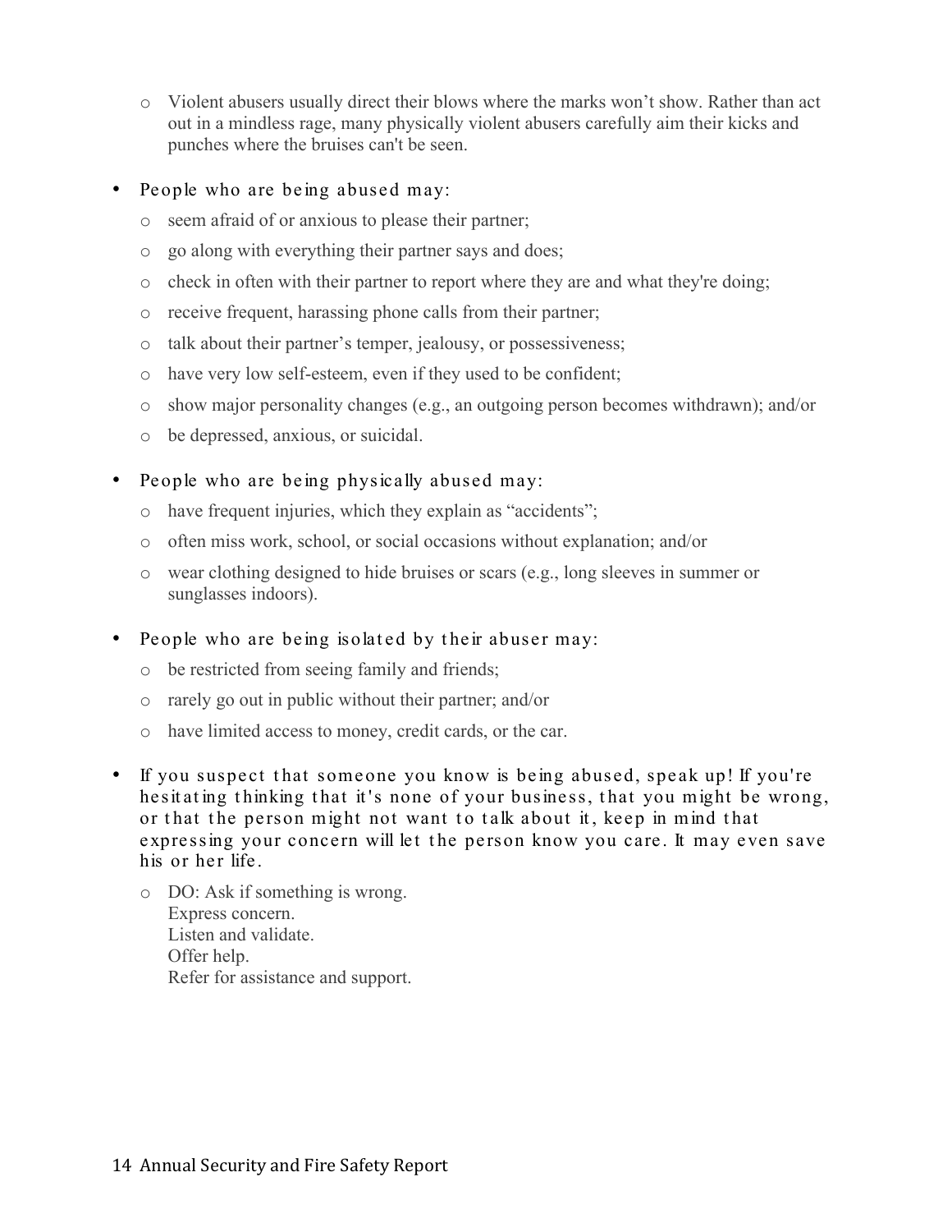- Violent abusers usually direct their blows where the marks won't show. Rather than act out in a mindless rage, many physically violent abusers carefully aim their kicks and punches where the bruises can't be seen.

- People who are being abused may:
  - seem afraid of or anxious to please their partner;
  - go along with everything their partner says and does;
  - check in often with their partner to report where they are and what they're doing;
  - receive frequent, harassing phone calls from their partner;
  - talk about their partner's temper, jealousy, or possessiveness;
  - have very low self-esteem, even if they used to be confident;
  - show major personality changes (e.g., an outgoing person becomes withdrawn); and/or
  - be depressed, anxious, or suicidal.

- People who are being physically abused may:
  - have frequent injuries, which they explain as "accidents";
  - often miss work, school, or social occasions without explanation; and/or
  - wear clothing designed to hide bruises or scars (e.g., long sleeves in summer or sunglasses indoors).

- People who are being isolated by their abuser may:
  - be restricted from seeing family and friends;
  - rarely go out in public without their partner; and/or
  - have limited access to money, credit cards, or the car.

- If you suspect that someone you know is being abused, speak up! If you're hesitating thinking that it's none of your business, that you might be wrong, or that the person might not want to talk about it, keep in mind that expressing your concern will let the person know you care. It may even save his or her life.
  - DO: Ask if something is wrong.
    Express concern.
    Listen and validate.
    Offer help.
    Refer for assistance and support.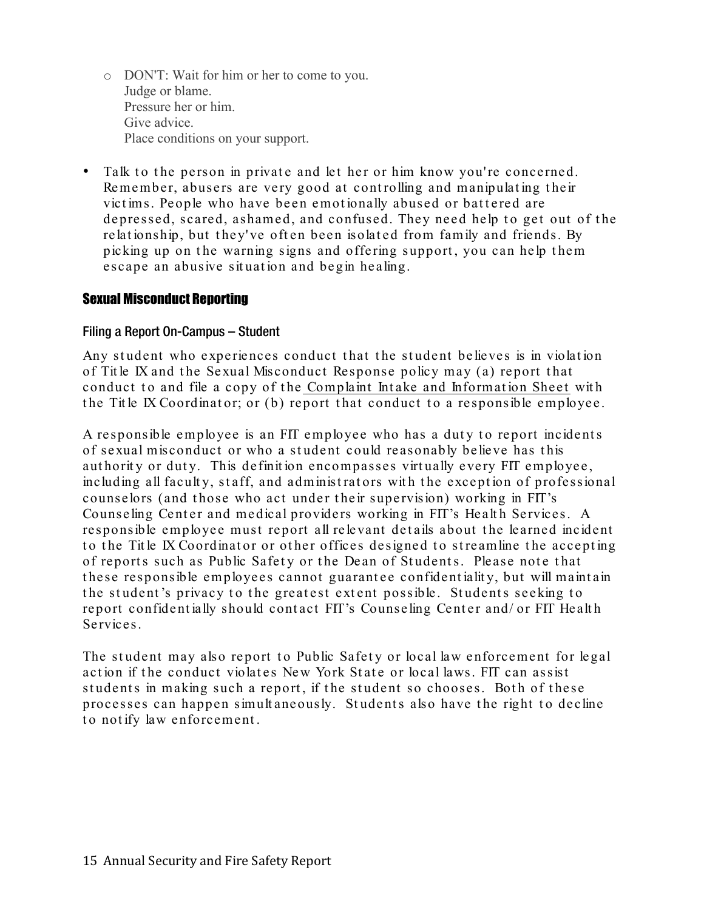- DON'T: Wait for him or her to come to you.
  Judge or blame.
  Pressure her or him.
  Give advice.
  Place conditions on your support.

- Talk to the person in private and let her or him know you're concerned. Remember, abusers are very good at controlling and manipulating their victims. People who have been emotionally abused or battered are depressed, scared, ashamed, and confused. They need help to get out of the relationship, but they've often been isolated from family and friends. By picking up on the warning signs and offering support, you can help them escape an abusive situation and begin healing.

## Sexual Misconduct Reporting

### Filing a Report On-Campus – Student

Any student who experiences conduct that the student believes is in violation of Title IX and the Sexual Misconduct Response policy may (a) report that conduct to and file a copy of the Complaint Intake and Information Sheet with the Title IX Coordinator; or (b) report that conduct to a responsible employee.

A responsible employee is an FIT employee who has a duty to report incidents of sexual misconduct or who a student could reasonably believe has this authority or duty. This definition encompasses virtually every FIT employee, including all faculty, staff, and administrators with the exception of professional counselors (and those who act under their supervision) working in FIT's Counseling Center and medical providers working in FIT's Health Services. A responsible employee must report all relevant details about the learned incident to the Title IX Coordinator or other offices designed to streamline the accepting of reports such as Public Safety or the Dean of Students. Please note that these responsible employees cannot guarantee confidentiality, but will maintain the student's privacy to the greatest extent possible. Students seeking to report confidentially should contact FIT's Counseling Center and/or FIT Health Services.

The student may also report to Public Safety or local law enforcement for legal action if the conduct violates New York State or local laws. FIT can assist students in making such a report, if the student so chooses. Both of these processes can happen simultaneously. Students also have the right to decline to notify law enforcement.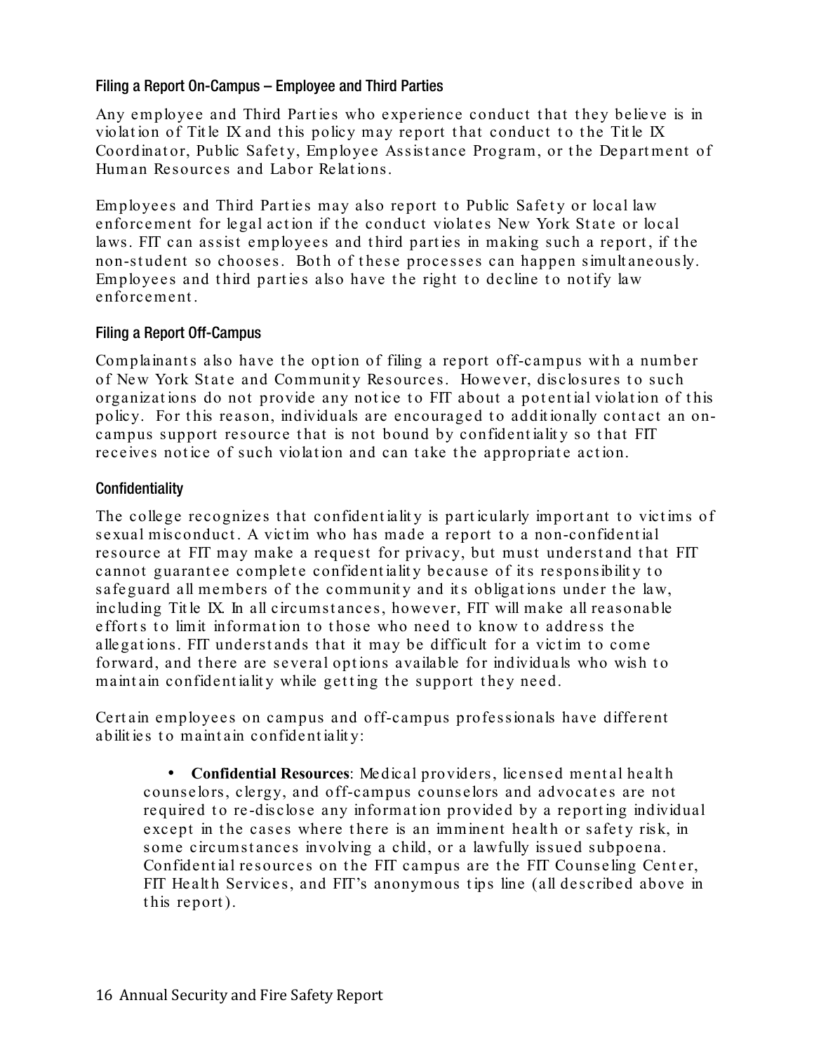### Filing a Report On-Campus – Employee and Third Parties

Any employee and Third Parties who experience conduct that they believe is in violation of Title IX and this policy may report that conduct to the Title IX Coordinator, Public Safety, Employee Assistance Program, or the Department of Human Resources and Labor Relations.

Employees and Third Parties may also report to Public Safety or local law enforcement for legal action if the conduct violates New York State or local laws. FIT can assist employees and third parties in making such a report, if the non-student so chooses. Both of these processes can happen simultaneously. Employees and third parties also have the right to decline to notify law enforcement.

### Filing a Report Off-Campus

Complainants also have the option of filing a report off-campus with a number of New York State and Community Resources. However, disclosures to such organizations do not provide any notice to FIT about a potential violation of this policy. For this reason, individuals are encouraged to additionally contact an on-campus support resource that is not bound by confidentiality so that FIT receives notice of such violation and can take the appropriate action.

### Confidentiality

The college recognizes that confidentiality is particularly important to victims of sexual misconduct. A victim who has made a report to a non-confidential resource at FIT may make a request for privacy, but must understand that FIT cannot guarantee complete confidentiality because of its responsibility to safeguard all members of the community and its obligations under the law, including Title IX. In all circumstances, however, FIT will make all reasonable efforts to limit information to those who need to know to address the allegations. FIT understands that it may be difficult for a victim to come forward, and there are several options available for individuals who wish to maintain confidentiality while getting the support they need.

Certain employees on campus and off-campus professionals have different abilities to maintain confidentiality:

- **Confidential Resources**: Medical providers, licensed mental health counselors, clergy, and off-campus counselors and advocates are not required to re-disclose any information provided by a reporting individual except in the cases where there is an imminent health or safety risk, in some circumstances involving a child, or a lawfully issued subpoena. Confidential resources on the FIT campus are the FIT Counseling Center, FIT Health Services, and FIT's anonymous tips line (all described above in this report).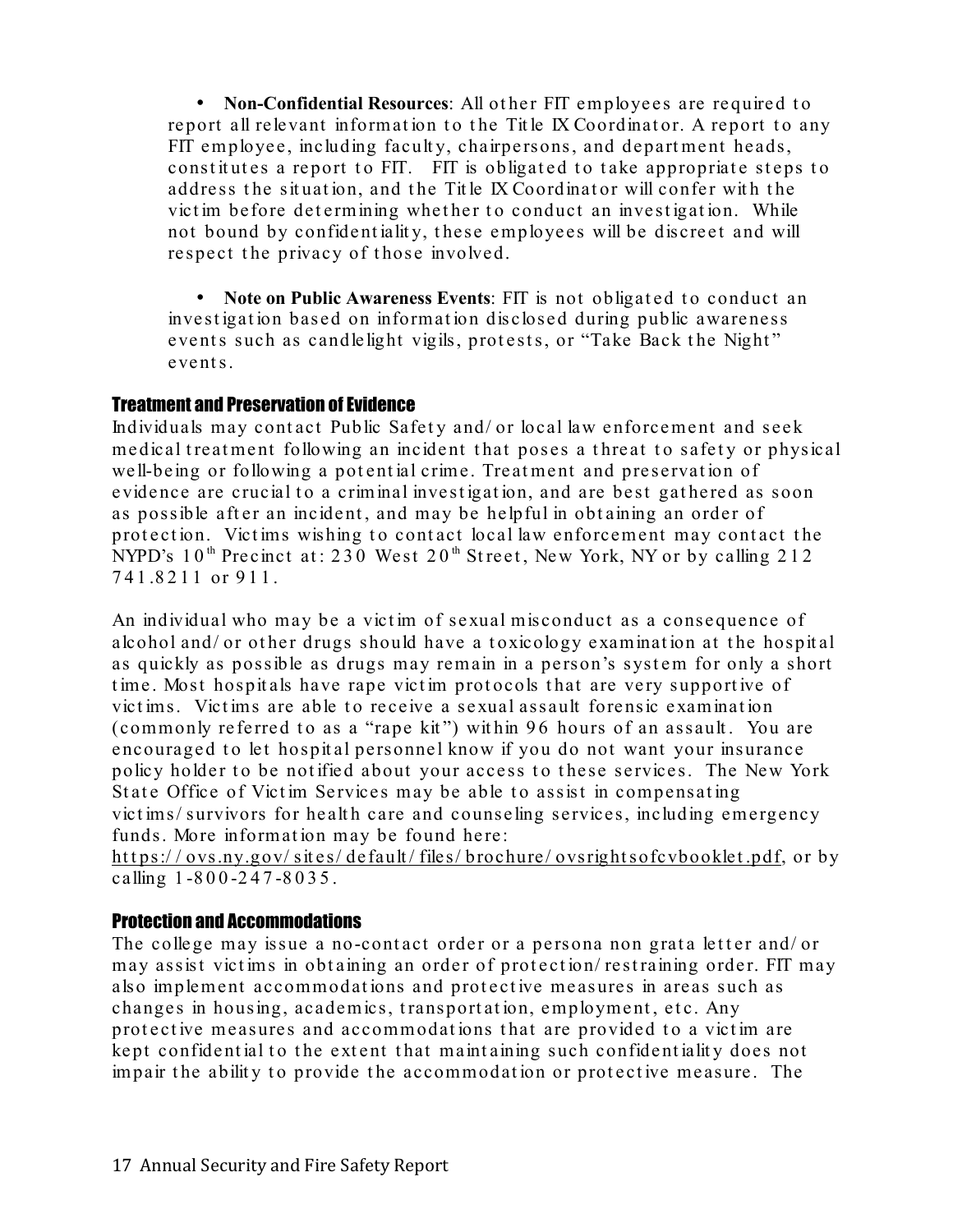- **Non-Confidential Resources**: All other FIT employees are required to report all relevant information to the Title IX Coordinator. A report to any FIT employee, including faculty, chairpersons, and department heads, constitutes a report to FIT. FIT is obligated to take appropriate steps to address the situation, and the Title IX Coordinator will confer with the victim before determining whether to conduct an investigation. While not bound by confidentiality, these employees will be discreet and will respect the privacy of those involved.

- **Note on Public Awareness Events**: FIT is not obligated to conduct an investigation based on information disclosed during public awareness events such as candlelight vigils, protests, or "Take Back the Night" events.

### Treatment and Preservation of Evidence

Individuals may contact Public Safety and/or local law enforcement and seek medical treatment following an incident that poses a threat to safety or physical well-being or following a potential crime. Treatment and preservation of evidence are crucial to a criminal investigation, and are best gathered as soon as possible after an incident, and may be helpful in obtaining an order of protection. Victims wishing to contact local law enforcement may contact the NYPD's 10th Precinct at: 230 West 20th Street, New York, NY or by calling 212 741.8211 or 911.

An individual who may be a victim of sexual misconduct as a consequence of alcohol and/or other drugs should have a toxicology examination at the hospital as quickly as possible as drugs may remain in a person's system for only a short time. Most hospitals have rape victim protocols that are very supportive of victims. Victims are able to receive a sexual assault forensic examination (commonly referred to as a "rape kit") within 96 hours of an assault. You are encouraged to let hospital personnel know if you do not want your insurance policy holder to be notified about your access to these services. The New York State Office of Victim Services may be able to assist in compensating victims/survivors for health care and counseling services, including emergency funds. More information may be found here: https://ovs.ny.gov/sites/default/files/brochure/ovsrightsofcvbooklet.pdf, or by calling 1-800-247-8035.

### Protection and Accommodations

The college may issue a no-contact order or a persona non grata letter and/or may assist victims in obtaining an order of protection/restraining order. FIT may also implement accommodations and protective measures in areas such as changes in housing, academics, transportation, employment, etc. Any protective measures and accommodations that are provided to a victim are kept confidential to the extent that maintaining such confidentiality does not impair the ability to provide the accommodation or protective measure. The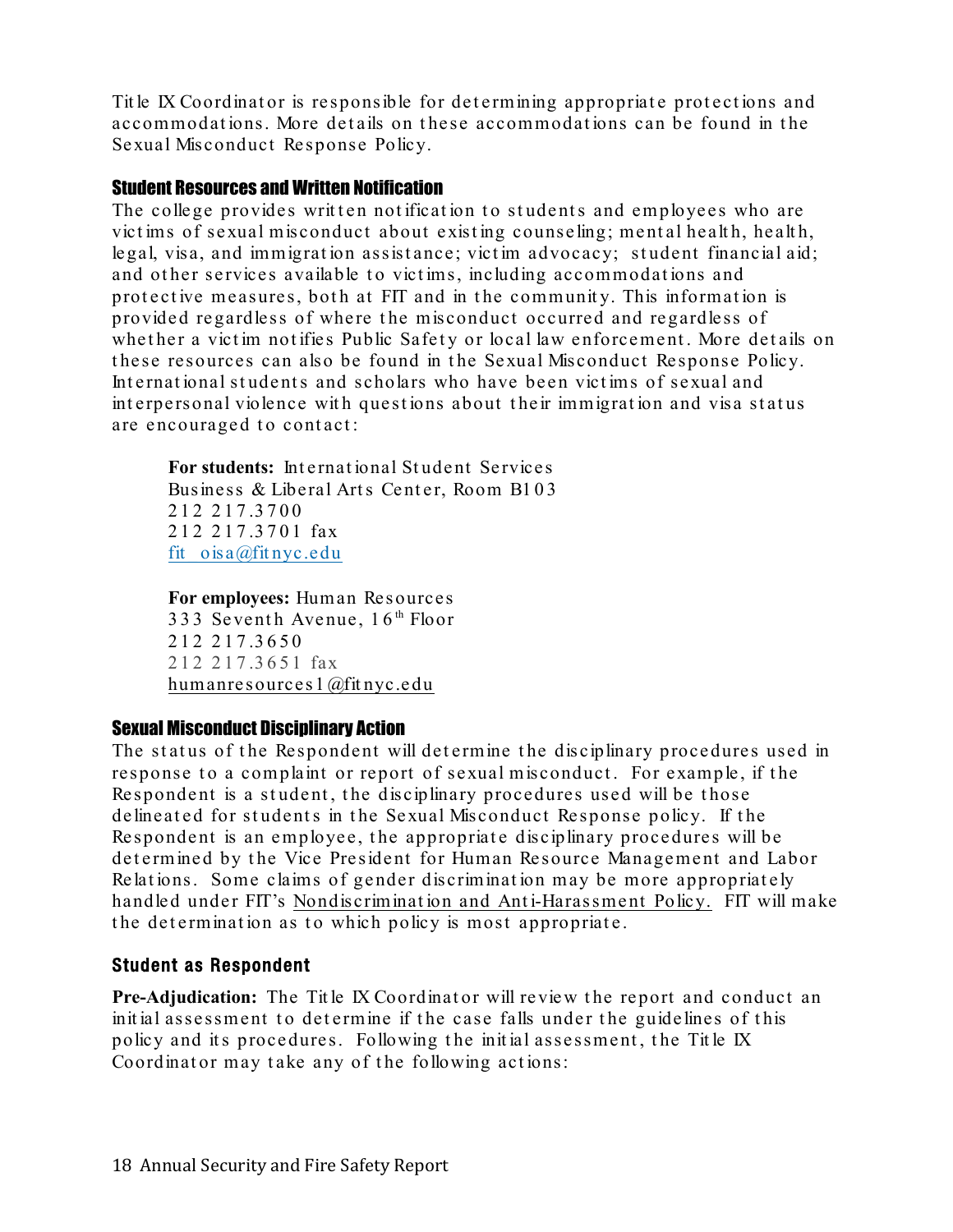Title IX Coordinator is responsible for determining appropriate protections and accommodations. More details on these accommodations can be found in the Sexual Misconduct Response Policy.

## Student Resources and Written Notification

The college provides written notification to students and employees who are victims of sexual misconduct about existing counseling; mental health, health, legal, visa, and immigration assistance; victim advocacy; student financial aid; and other services available to victims, including accommodations and protective measures, both at FIT and in the community. This information is provided regardless of where the misconduct occurred and regardless of whether a victim notifies Public Safety or local law enforcement. More details on these resources can also be found in the Sexual Misconduct Response Policy. International students and scholars who have been victims of sexual and interpersonal violence with questions about their immigration and visa status are encouraged to contact:

**For students:** International Student Services
Business & Liberal Arts Center, Room B103
212 217.3700
212 217.3701 fax
fit_oisa@fitnyc.edu

**For employees:** Human Resources
333 Seventh Avenue, 16th Floor
212 217.3650
212 217.3651 fax
humanresources1@fitnyc.edu

## Sexual Misconduct Disciplinary Action

The status of the Respondent will determine the disciplinary procedures used in response to a complaint or report of sexual misconduct. For example, if the Respondent is a student, the disciplinary procedures used will be those delineated for students in the Sexual Misconduct Response policy. If the Respondent is an employee, the appropriate disciplinary procedures will be determined by the Vice President for Human Resource Management and Labor Relations. Some claims of gender discrimination may be more appropriately handled under FIT's Nondiscrimination and Anti-Harassment Policy. FIT will make the determination as to which policy is most appropriate.

### Student as Respondent

**Pre-Adjudication:** The Title IX Coordinator will review the report and conduct an initial assessment to determine if the case falls under the guidelines of this policy and its procedures. Following the initial assessment, the Title IX Coordinator may take any of the following actions: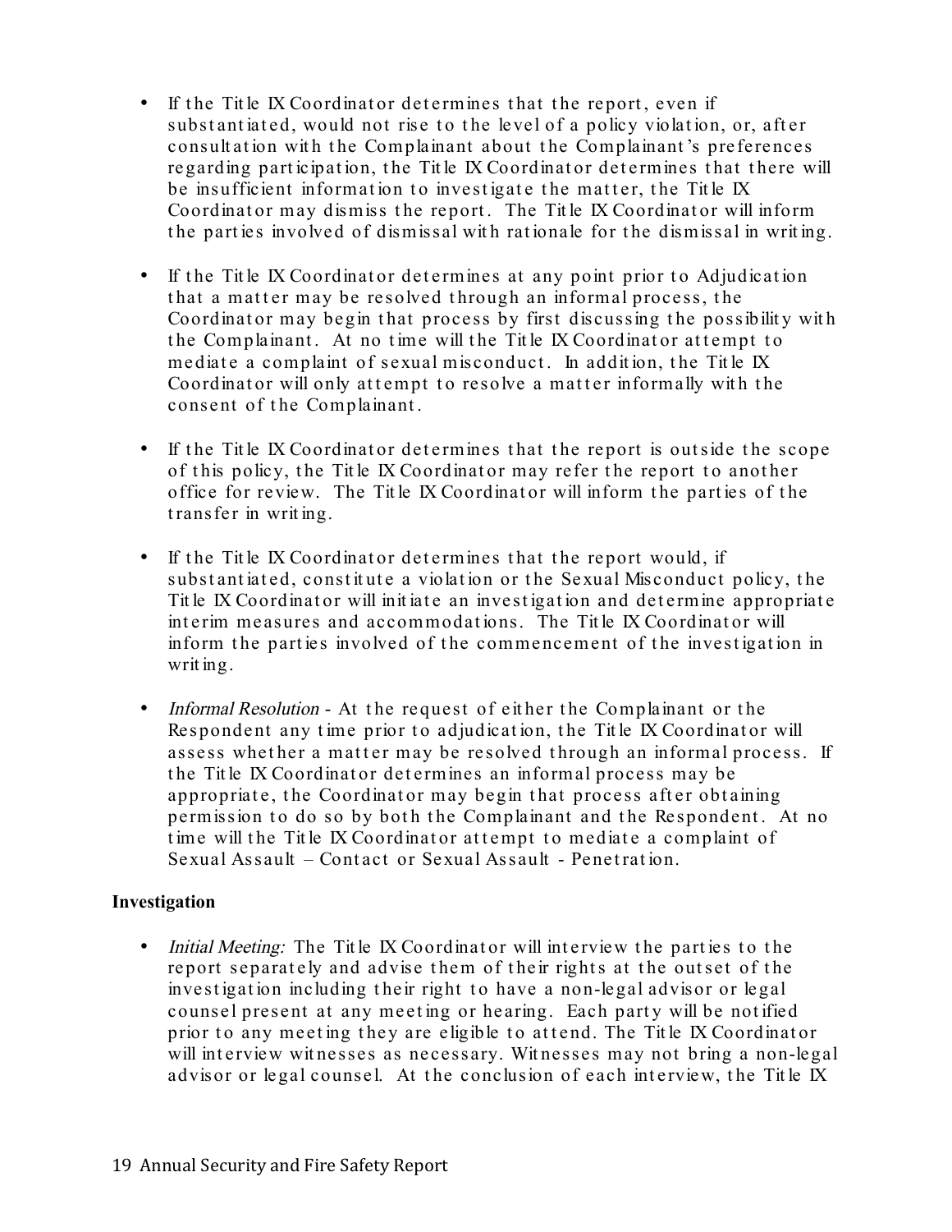- If the Title IX Coordinator determines that the report, even if substantiated, would not rise to the level of a policy violation, or, after consultation with the Complainant about the Complainant's preferences regarding participation, the Title IX Coordinator determines that there will be insufficient information to investigate the matter, the Title IX Coordinator may dismiss the report. The Title IX Coordinator will inform the parties involved of dismissal with rationale for the dismissal in writing.

- If the Title IX Coordinator determines at any point prior to Adjudication that a matter may be resolved through an informal process, the Coordinator may begin that process by first discussing the possibility with the Complainant. At no time will the Title IX Coordinator attempt to mediate a complaint of sexual misconduct. In addition, the Title IX Coordinator will only attempt to resolve a matter informally with the consent of the Complainant.

- If the Title IX Coordinator determines that the report is outside the scope of this policy, the Title IX Coordinator may refer the report to another office for review. The Title IX Coordinator will inform the parties of the transfer in writing.

- If the Title IX Coordinator determines that the report would, if substantiated, constitute a violation or the Sexual Misconduct policy, the Title IX Coordinator will initiate an investigation and determine appropriate interim measures and accommodations. The Title IX Coordinator will inform the parties involved of the commencement of the investigation in writing.

- *Informal Resolution* - At the request of either the Complainant or the Respondent any time prior to adjudication, the Title IX Coordinator will assess whether a matter may be resolved through an informal process. If the Title IX Coordinator determines an informal process may be appropriate, the Coordinator may begin that process after obtaining permission to do so by both the Complainant and the Respondent. At no time will the Title IX Coordinator attempt to mediate a complaint of Sexual Assault – Contact or Sexual Assault - Penetration.

**Investigation**

- *Initial Meeting:* The Title IX Coordinator will interview the parties to the report separately and advise them of their rights at the outset of the investigation including their right to have a non-legal advisor or legal counsel present at any meeting or hearing. Each party will be notified prior to any meeting they are eligible to attend. The Title IX Coordinator will interview witnesses as necessary. Witnesses may not bring a non-legal advisor or legal counsel. At the conclusion of each interview, the Title IX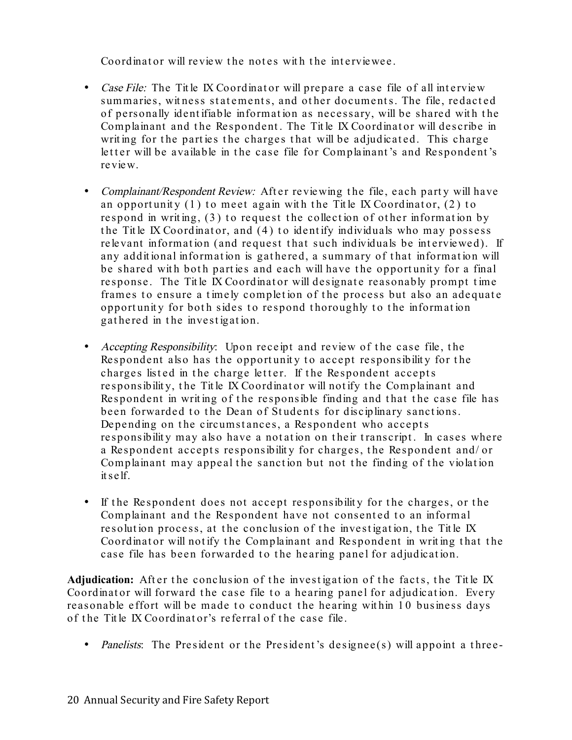Coordinator will review the notes with the interviewee.

- *Case File:* The Title IX Coordinator will prepare a case file of all interview summaries, witness statements, and other documents. The file, redacted of personally identifiable information as necessary, will be shared with the Complainant and the Respondent. The Title IX Coordinator will describe in writing for the parties the charges that will be adjudicated. This charge letter will be available in the case file for Complainant's and Respondent's review.

- *Complainant/Respondent Review:* After reviewing the file, each party will have an opportunity (1) to meet again with the Title IX Coordinator, (2) to respond in writing, (3) to request the collection of other information by the Title IX Coordinator, and (4) to identify individuals who may possess relevant information (and request that such individuals be interviewed). If any additional information is gathered, a summary of that information will be shared with both parties and each will have the opportunity for a final response. The Title IX Coordinator will designate reasonably prompt time frames to ensure a timely completion of the process but also an adequate opportunity for both sides to respond thoroughly to the information gathered in the investigation.

- *Accepting Responsibility*: Upon receipt and review of the case file, the Respondent also has the opportunity to accept responsibility for the charges listed in the charge letter. If the Respondent accepts responsibility, the Title IX Coordinator will notify the Complainant and Respondent in writing of the responsible finding and that the case file has been forwarded to the Dean of Students for disciplinary sanctions. Depending on the circumstances, a Respondent who accepts responsibility may also have a notation on their transcript. In cases where a Respondent accepts responsibility for charges, the Respondent and/or Complainant may appeal the sanction but not the finding of the violation itself.

- If the Respondent does not accept responsibility for the charges, or the Complainant and the Respondent have not consented to an informal resolution process, at the conclusion of the investigation, the Title IX Coordinator will notify the Complainant and Respondent in writing that the case file has been forwarded to the hearing panel for adjudication.

**Adjudication:** After the conclusion of the investigation of the facts, the Title IX Coordinator will forward the case file to a hearing panel for adjudication. Every reasonable effort will be made to conduct the hearing within 10 business days of the Title IX Coordinator's referral of the case file.

- *Panelists*: The President or the President's designee(s) will appoint a three-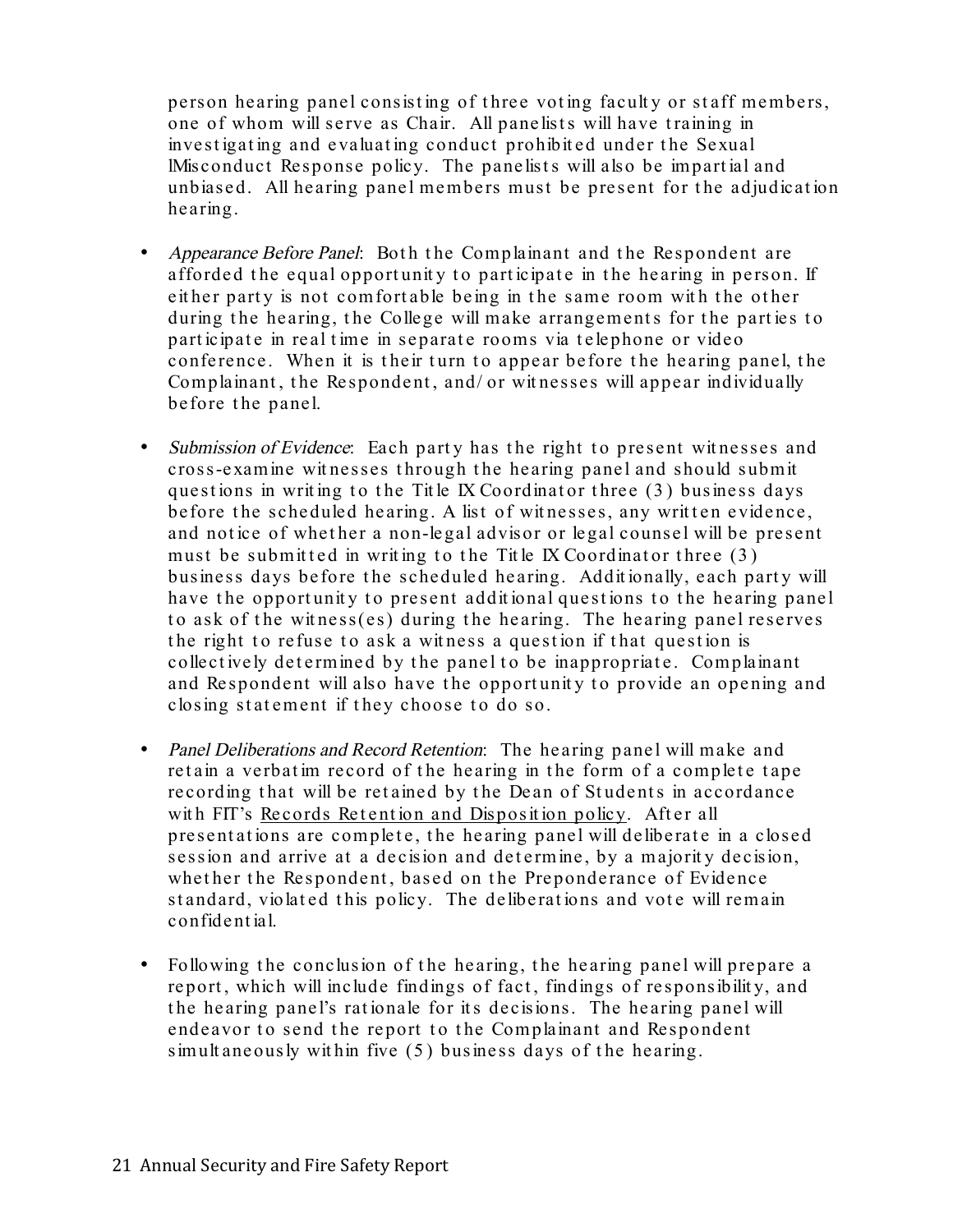person hearing panel consisting of three voting faculty or staff members, one of whom will serve as Chair. All panelists will have training in investigating and evaluating conduct prohibited under the Sexual lMisconduct Response policy. The panelists will also be impartial and unbiased. All hearing panel members must be present for the adjudication hearing.

- *Appearance Before Panel*: Both the Complainant and the Respondent are afforded the equal opportunity to participate in the hearing in person. If either party is not comfortable being in the same room with the other during the hearing, the College will make arrangements for the parties to participate in real time in separate rooms via telephone or video conference. When it is their turn to appear before the hearing panel, the Complainant, the Respondent, and/or witnesses will appear individually before the panel.

- *Submission of Evidence*: Each party has the right to present witnesses and cross-examine witnesses through the hearing panel and should submit questions in writing to the Title IX Coordinator three (3) business days before the scheduled hearing. A list of witnesses, any written evidence, and notice of whether a non-legal advisor or legal counsel will be present must be submitted in writing to the Title IX Coordinator three (3) business days before the scheduled hearing. Additionally, each party will have the opportunity to present additional questions to the hearing panel to ask of the witness(es) during the hearing. The hearing panel reserves the right to refuse to ask a witness a question if that question is collectively determined by the panel to be inappropriate. Complainant and Respondent will also have the opportunity to provide an opening and closing statement if they choose to do so.

- *Panel Deliberations and Record Retention*: The hearing panel will make and retain a verbatim record of the hearing in the form of a complete tape recording that will be retained by the Dean of Students in accordance with FIT's Records Retention and Disposition policy. After all presentations are complete, the hearing panel will deliberate in a closed session and arrive at a decision and determine, by a majority decision, whether the Respondent, based on the Preponderance of Evidence standard, violated this policy. The deliberations and vote will remain confidential.

- Following the conclusion of the hearing, the hearing panel will prepare a report, which will include findings of fact, findings of responsibility, and the hearing panel's rationale for its decisions. The hearing panel will endeavor to send the report to the Complainant and Respondent simultaneously within five (5) business days of the hearing.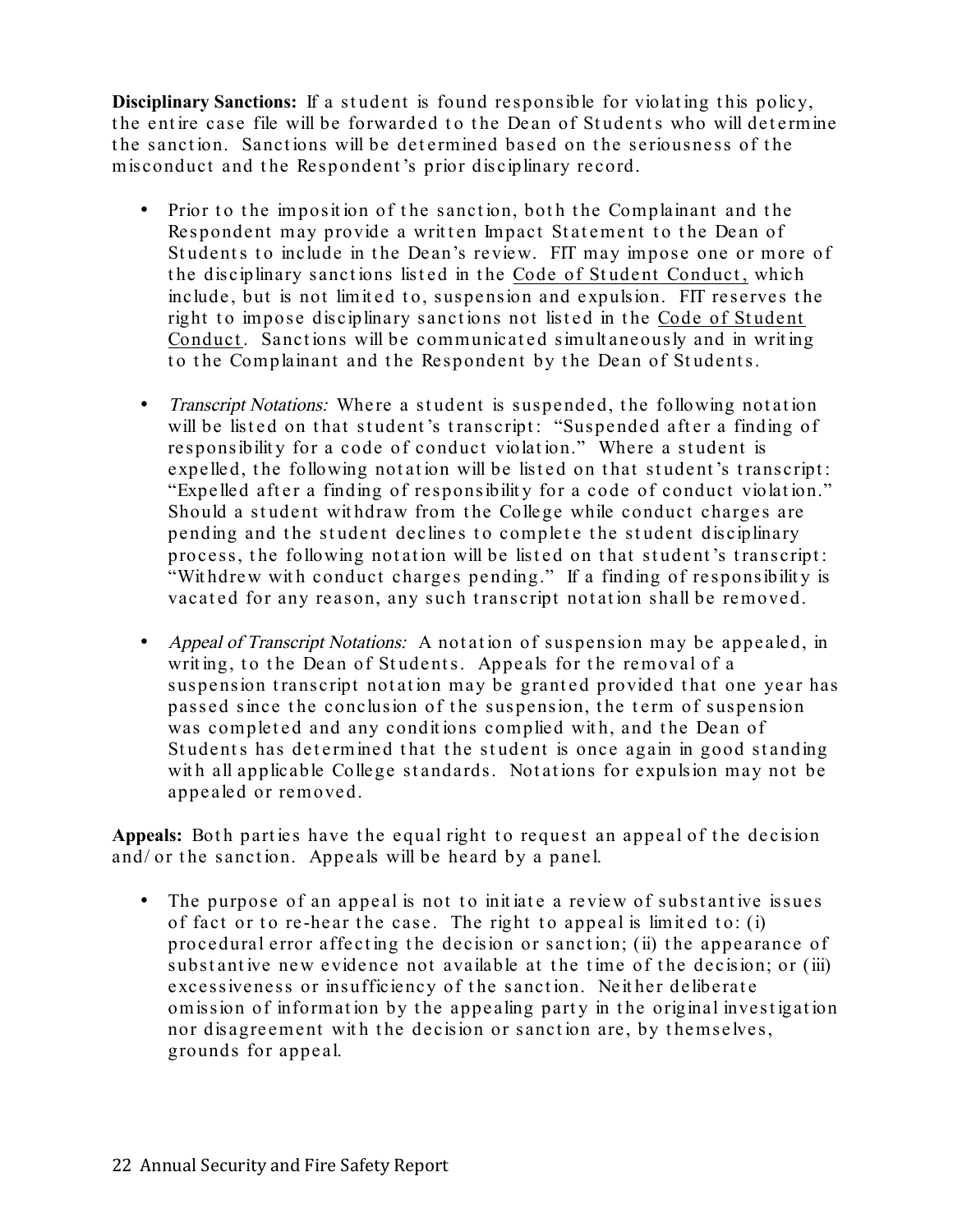**Disciplinary Sanctions:** If a student is found responsible for violating this policy, the entire case file will be forwarded to the Dean of Students who will determine the sanction. Sanctions will be determined based on the seriousness of the misconduct and the Respondent's prior disciplinary record.

- Prior to the imposition of the sanction, both the Complainant and the Respondent may provide a written Impact Statement to the Dean of Students to include in the Dean's review. FIT may impose one or more of the disciplinary sanctions listed in the Code of Student Conduct, which include, but is not limited to, suspension and expulsion. FIT reserves the right to impose disciplinary sanctions not listed in the Code of Student Conduct. Sanctions will be communicated simultaneously and in writing to the Complainant and the Respondent by the Dean of Students.

- *Transcript Notations:* Where a student is suspended, the following notation will be listed on that student's transcript: "Suspended after a finding of responsibility for a code of conduct violation." Where a student is expelled, the following notation will be listed on that student's transcript: "Expelled after a finding of responsibility for a code of conduct violation." Should a student withdraw from the College while conduct charges are pending and the student declines to complete the student disciplinary process, the following notation will be listed on that student's transcript: "Withdrew with conduct charges pending." If a finding of responsibility is vacated for any reason, any such transcript notation shall be removed.

- *Appeal of Transcript Notations:* A notation of suspension may be appealed, in writing, to the Dean of Students. Appeals for the removal of a suspension transcript notation may be granted provided that one year has passed since the conclusion of the suspension, the term of suspension was completed and any conditions complied with, and the Dean of Students has determined that the student is once again in good standing with all applicable College standards. Notations for expulsion may not be appealed or removed.

**Appeals:** Both parties have the equal right to request an appeal of the decision and/or the sanction. Appeals will be heard by a panel.

- The purpose of an appeal is not to initiate a review of substantive issues of fact or to re-hear the case. The right to appeal is limited to: (i) procedural error affecting the decision or sanction; (ii) the appearance of substantive new evidence not available at the time of the decision; or (iii) excessiveness or insufficiency of the sanction. Neither deliberate omission of information by the appealing party in the original investigation nor disagreement with the decision or sanction are, by themselves, grounds for appeal.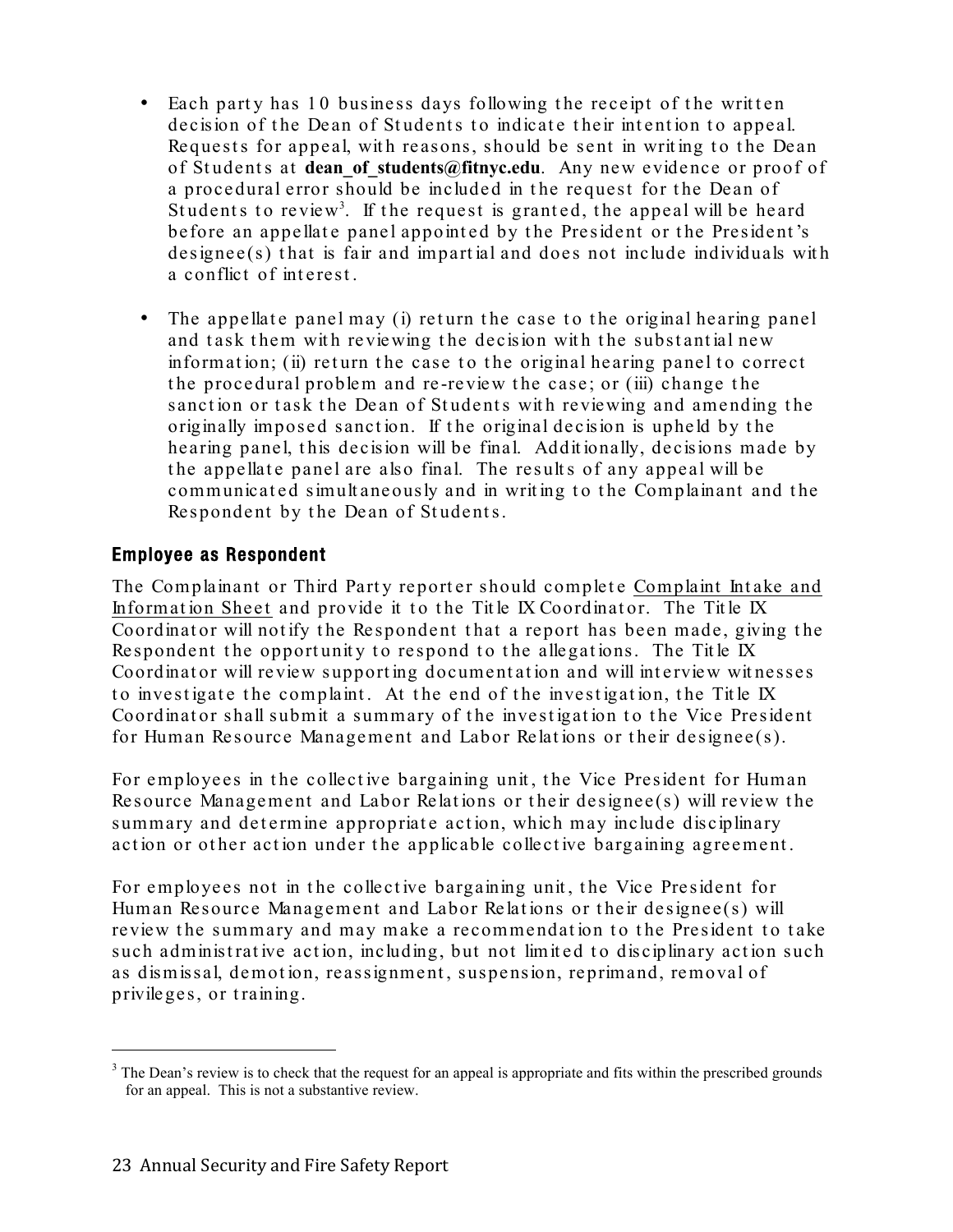- Each party has 10 business days following the receipt of the written decision of the Dean of Students to indicate their intention to appeal. Requests for appeal, with reasons, should be sent in writing to the Dean of Students at **dean_of_students@fitnyc.edu**. Any new evidence or proof of a procedural error should be included in the request for the Dean of Students to review[3]. If the request is granted, the appeal will be heard before an appellate panel appointed by the President or the President's designee(s) that is fair and impartial and does not include individuals with a conflict of interest.

- The appellate panel may (i) return the case to the original hearing panel and task them with reviewing the decision with the substantial new information; (ii) return the case to the original hearing panel to correct the procedural problem and re-review the case; or (iii) change the sanction or task the Dean of Students with reviewing and amending the originally imposed sanction. If the original decision is upheld by the hearing panel, this decision will be final. Additionally, decisions made by the appellate panel are also final. The results of any appeal will be communicated simultaneously and in writing to the Complainant and the Respondent by the Dean of Students.

### Employee as Respondent

The Complainant or Third Party reporter should complete Complaint Intake and Information Sheet and provide it to the Title IX Coordinator. The Title IX Coordinator will notify the Respondent that a report has been made, giving the Respondent the opportunity to respond to the allegations. The Title IX Coordinator will review supporting documentation and will interview witnesses to investigate the complaint. At the end of the investigation, the Title IX Coordinator shall submit a summary of the investigation to the Vice President for Human Resource Management and Labor Relations or their designee(s).

For employees in the collective bargaining unit, the Vice President for Human Resource Management and Labor Relations or their designee(s) will review the summary and determine appropriate action, which may include disciplinary action or other action under the applicable collective bargaining agreement.

For employees not in the collective bargaining unit, the Vice President for Human Resource Management and Labor Relations or their designee(s) will review the summary and may make a recommendation to the President to take such administrative action, including, but not limited to disciplinary action such as dismissal, demotion, reassignment, suspension, reprimand, removal of privileges, or training.

---

[3] The Dean's review is to check that the request for an appeal is appropriate and fits within the prescribed grounds for an appeal. This is not a substantive review.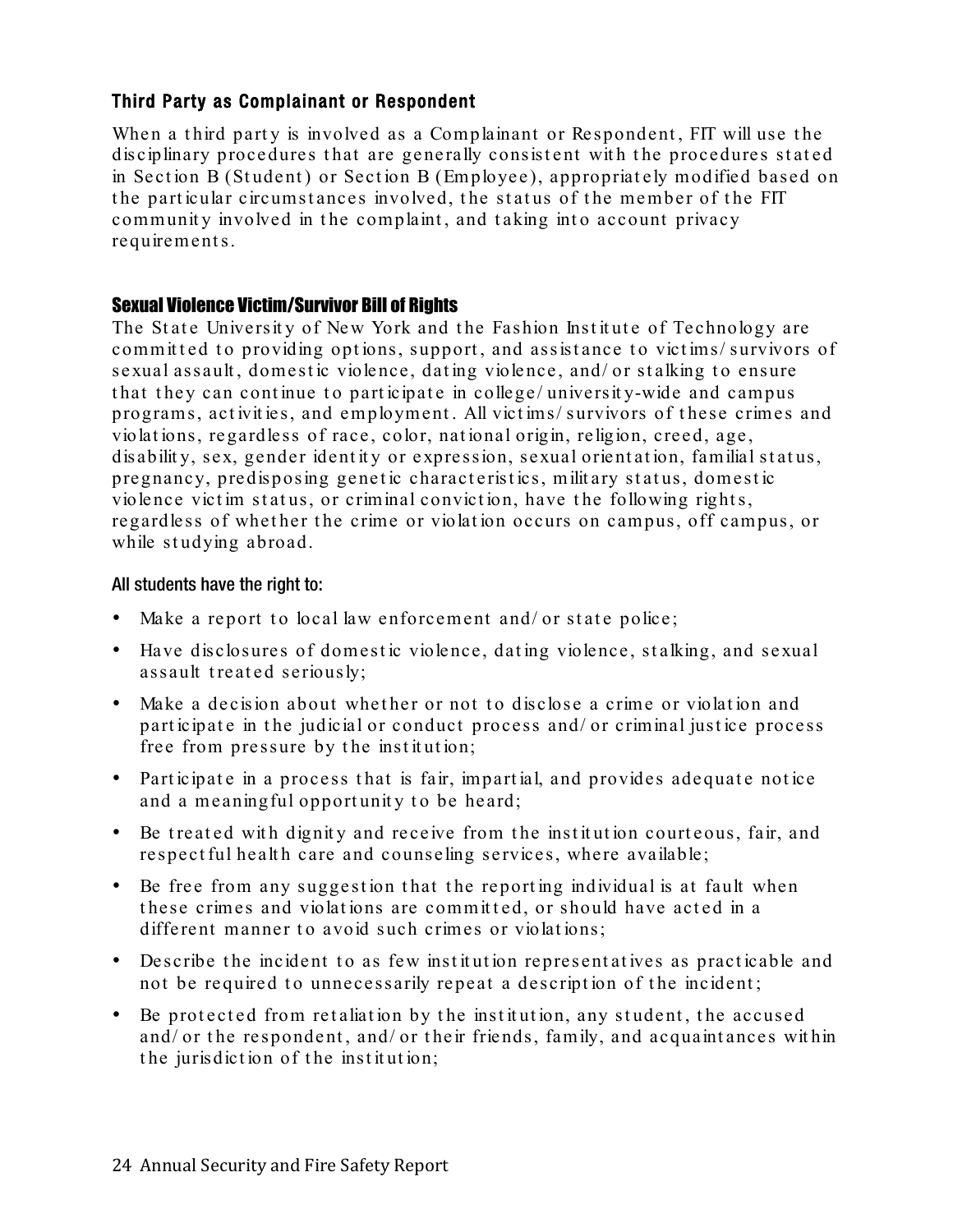### Third Party as Complainant or Respondent

When a third party is involved as a Complainant or Respondent, FIT will use the disciplinary procedures that are generally consistent with the procedures stated in Section B (Student) or Section B (Employee), appropriately modified based on the particular circumstances involved, the status of the member of the FIT community involved in the complaint, and taking into account privacy requirements.

### Sexual Violence Victim/Survivor Bill of Rights

The State University of New York and the Fashion Institute of Technology are committed to providing options, support, and assistance to victims/survivors of sexual assault, domestic violence, dating violence, and/or stalking to ensure that they can continue to participate in college/university-wide and campus programs, activities, and employment. All victims/survivors of these crimes and violations, regardless of race, color, national origin, religion, creed, age, disability, sex, gender identity or expression, sexual orientation, familial status, pregnancy, predisposing genetic characteristics, military status, domestic violence victim status, or criminal conviction, have the following rights, regardless of whether the crime or violation occurs on campus, off campus, or while studying abroad.

#### All students have the right to:

- Make a report to local law enforcement and/or state police;
- Have disclosures of domestic violence, dating violence, stalking, and sexual assault treated seriously;
- Make a decision about whether or not to disclose a crime or violation and participate in the judicial or conduct process and/or criminal justice process free from pressure by the institution;
- Participate in a process that is fair, impartial, and provides adequate notice and a meaningful opportunity to be heard;
- Be treated with dignity and receive from the institution courteous, fair, and respectful health care and counseling services, where available;
- Be free from any suggestion that the reporting individual is at fault when these crimes and violations are committed, or should have acted in a different manner to avoid such crimes or violations;
- Describe the incident to as few institution representatives as practicable and not be required to unnecessarily repeat a description of the incident;
- Be protected from retaliation by the institution, any student, the accused and/or the respondent, and/or their friends, family, and acquaintances within the jurisdiction of the institution;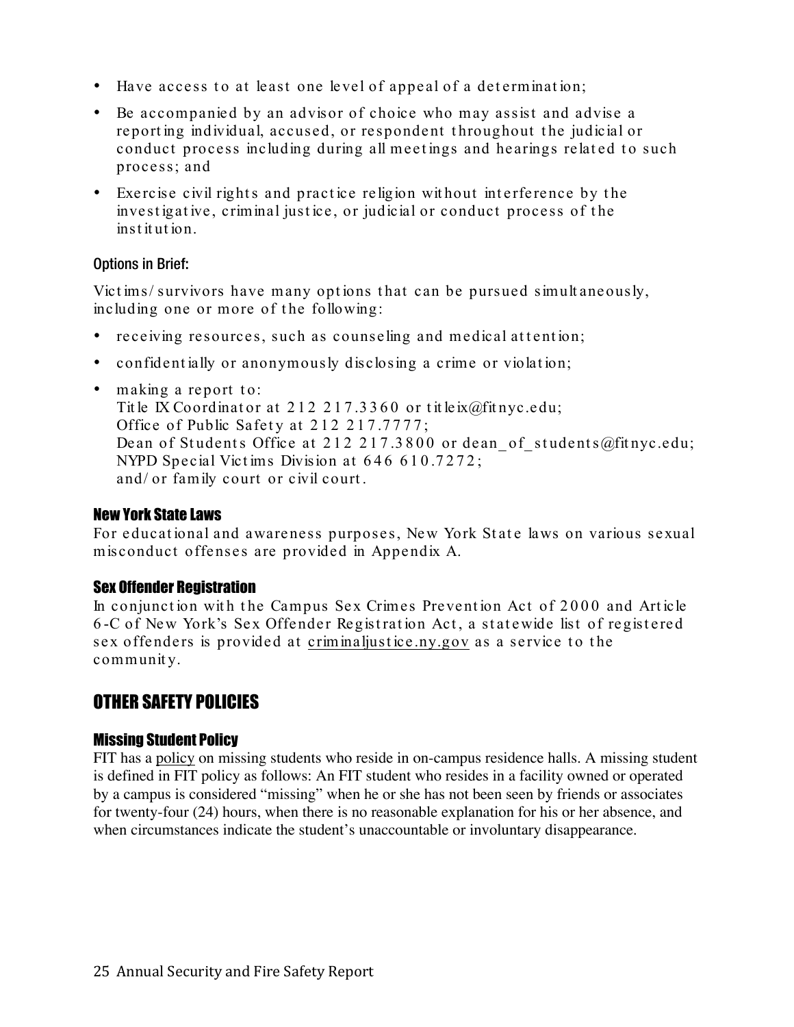- Have access to at least one level of appeal of a determination;
- Be accompanied by an advisor of choice who may assist and advise a reporting individual, accused, or respondent throughout the judicial or conduct process including during all meetings and hearings related to such process; and
- Exercise civil rights and practice religion without interference by the investigative, criminal justice, or judicial or conduct process of the institution.

#### Options in Brief:

Victims/survivors have many options that can be pursued simultaneously, including one or more of the following:

- receiving resources, such as counseling and medical attention;
- confidentially or anonymously disclosing a crime or violation;
- making a report to:
  Title IX Coordinator at 212 217.3360 or titleix@fitnyc.edu;
  Office of Public Safety at 212 217.7777;
  Dean of Students Office at 212 217.3800 or dean_of_students@fitnyc.edu;
  NYPD Special Victims Division at 646 610.7272;
  and/or family court or civil court.

### New York State Laws

For educational and awareness purposes, New York State laws on various sexual misconduct offenses are provided in Appendix A.

### Sex Offender Registration

In conjunction with the Campus Sex Crimes Prevention Act of 2000 and Article 6-C of New York's Sex Offender Registration Act, a statewide list of registered sex offenders is provided at criminaljustice.ny.gov as a service to the community.

## OTHER SAFETY POLICIES

### Missing Student Policy

FIT has a policy on missing students who reside in on-campus residence halls. A missing student is defined in FIT policy as follows: An FIT student who resides in a facility owned or operated by a campus is considered "missing" when he or she has not been seen by friends or associates for twenty-four (24) hours, when there is no reasonable explanation for his or her absence, and when circumstances indicate the student's unaccountable or involuntary disappearance.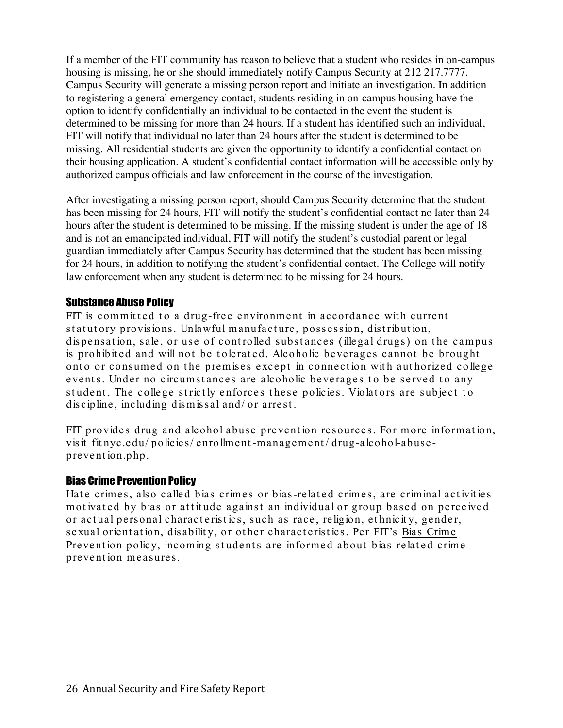If a member of the FIT community has reason to believe that a student who resides in on-campus housing is missing, he or she should immediately notify Campus Security at 212 217.7777. Campus Security will generate a missing person report and initiate an investigation. In addition to registering a general emergency contact, students residing in on-campus housing have the option to identify confidentially an individual to be contacted in the event the student is determined to be missing for more than 24 hours. If a student has identified such an individual, FIT will notify that individual no later than 24 hours after the student is determined to be missing. All residential students are given the opportunity to identify a confidential contact on their housing application. A student's confidential contact information will be accessible only by authorized campus officials and law enforcement in the course of the investigation.

After investigating a missing person report, should Campus Security determine that the student has been missing for 24 hours, FIT will notify the student's confidential contact no later than 24 hours after the student is determined to be missing. If the missing student is under the age of 18 and is not an emancipated individual, FIT will notify the student's custodial parent or legal guardian immediately after Campus Security has determined that the student has been missing for 24 hours, in addition to notifying the student's confidential contact. The College will notify law enforcement when any student is determined to be missing for 24 hours.

### Substance Abuse Policy

FIT is committed to a drug-free environment in accordance with current statutory provisions. Unlawful manufacture, possession, distribution, dispensation, sale, or use of controlled substances (illegal drugs) on the campus is prohibited and will not be tolerated. Alcoholic beverages cannot be brought onto or consumed on the premises except in connection with authorized college events. Under no circumstances are alcoholic beverages to be served to any student. The college strictly enforces these policies. Violators are subject to discipline, including dismissal and/or arrest.

FIT provides drug and alcohol abuse prevention resources. For more information, visit fitnyc.edu/policies/enrollment-management/drug-alcohol-abuse-prevention.php.

### Bias Crime Prevention Policy

Hate crimes, also called bias crimes or bias-related crimes, are criminal activities motivated by bias or attitude against an individual or group based on perceived or actual personal characteristics, such as race, religion, ethnicity, gender, sexual orientation, disability, or other characteristics. Per FIT's Bias Crime Prevention policy, incoming students are informed about bias-related crime prevention measures.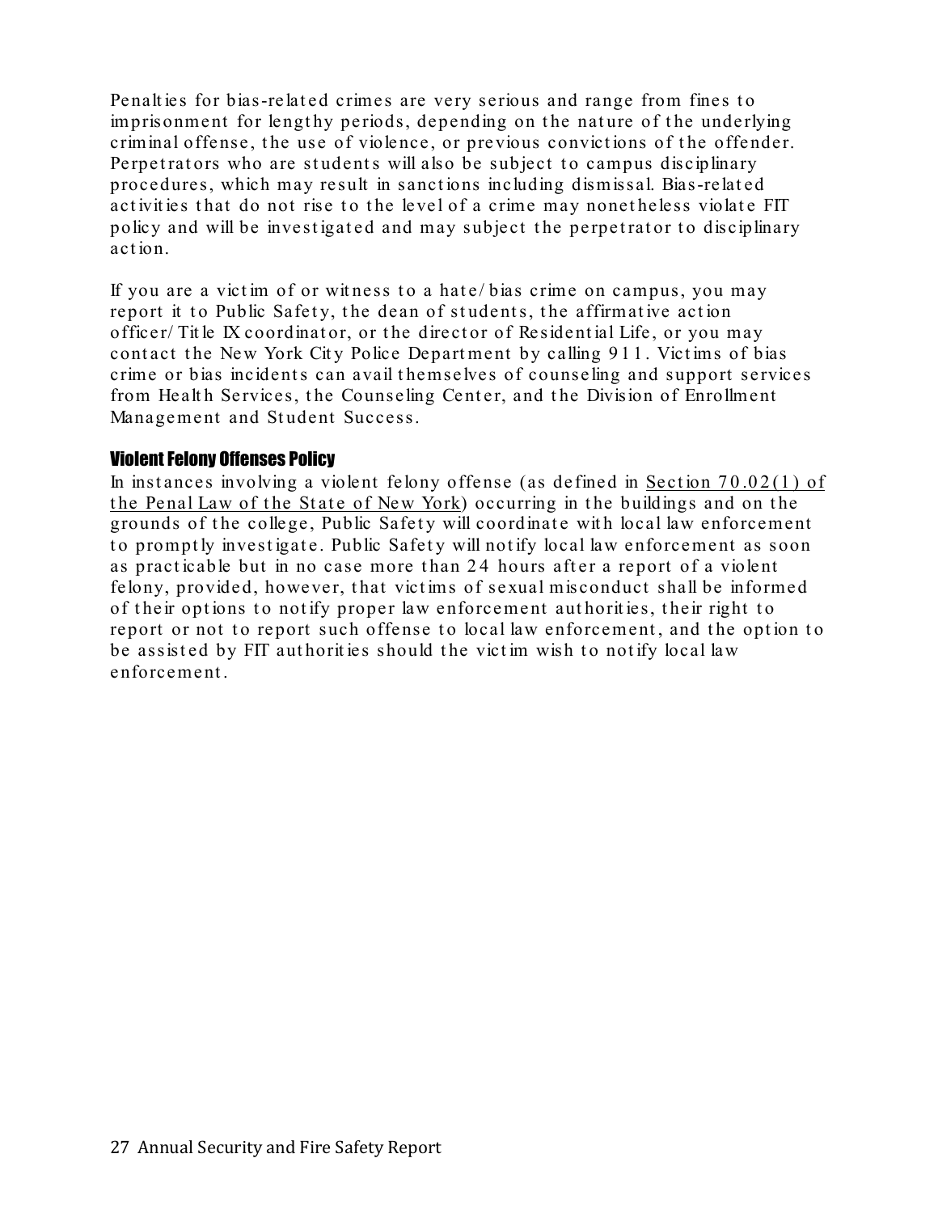Penalties for bias-related crimes are very serious and range from fines to imprisonment for lengthy periods, depending on the nature of the underlying criminal offense, the use of violence, or previous convictions of the offender. Perpetrators who are students will also be subject to campus disciplinary procedures, which may result in sanctions including dismissal. Bias-related activities that do not rise to the level of a crime may nonetheless violate FIT policy and will be investigated and may subject the perpetrator to disciplinary action.

If you are a victim of or witness to a hate/bias crime on campus, you may report it to Public Safety, the dean of students, the affirmative action officer/Title IX coordinator, or the director of Residential Life, or you may contact the New York City Police Department by calling 911. Victims of bias crime or bias incidents can avail themselves of counseling and support services from Health Services, the Counseling Center, and the Division of Enrollment Management and Student Success.

### Violent Felony Offenses Policy

In instances involving a violent felony offense (as defined in Section 70.02(1) of the Penal Law of the State of New York) occurring in the buildings and on the grounds of the college, Public Safety will coordinate with local law enforcement to promptly investigate. Public Safety will notify local law enforcement as soon as practicable but in no case more than 24 hours after a report of a violent felony, provided, however, that victims of sexual misconduct shall be informed of their options to notify proper law enforcement authorities, their right to report or not to report such offense to local law enforcement, and the option to be assisted by FIT authorities should the victim wish to notify local law enforcement.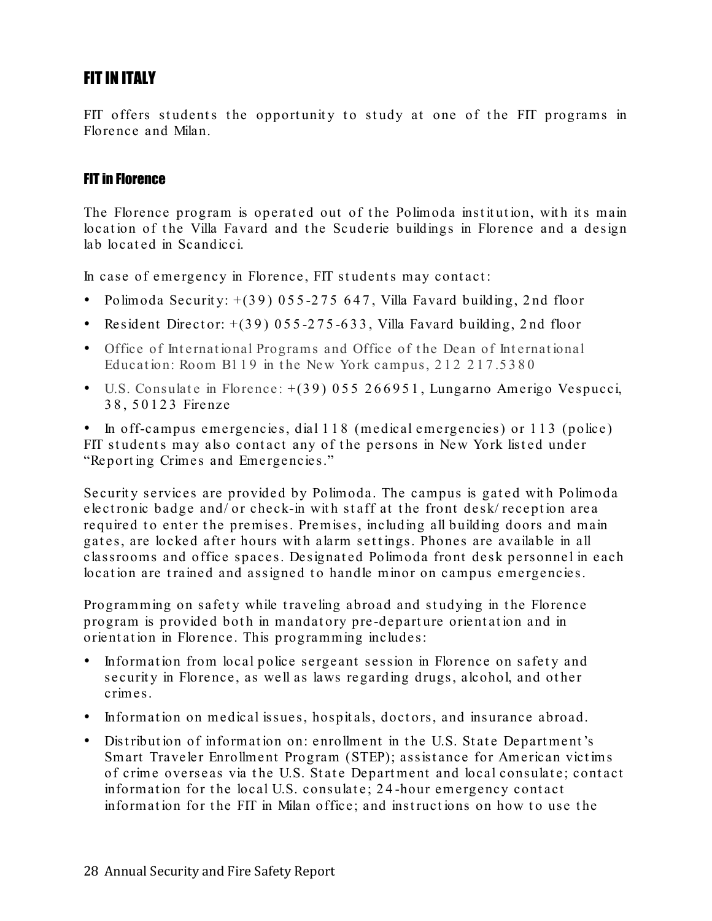## FIT IN ITALY

FIT offers students the opportunity to study at one of the FIT programs in Florence and Milan.

### FIT in Florence

The Florence program is operated out of the Polimoda institution, with its main location of the Villa Favard and the Scuderie buildings in Florence and a design lab located in Scandicci.

In case of emergency in Florence, FIT students may contact:

- Polimoda Security: +(39) 055-275 647, Villa Favard building, 2nd floor
- Resident Director: +(39) 055-275-633, Villa Favard building, 2nd floor
- Office of International Programs and Office of the Dean of International Education: Room B119 in the New York campus, 212 217.5380
- U.S. Consulate in Florence: +(39) 055 266951, Lungarno Amerigo Vespucci, 38, 50123 Firenze
- In off-campus emergencies, dial 118 (medical emergencies) or 113 (police)

FIT students may also contact any of the persons in New York listed under "Reporting Crimes and Emergencies."

Security services are provided by Polimoda. The campus is gated with Polimoda electronic badge and/or check-in with staff at the front desk/reception area required to enter the premises. Premises, including all building doors and main gates, are locked after hours with alarm settings. Phones are available in all classrooms and office spaces. Designated Polimoda front desk personnel in each location are trained and assigned to handle minor on campus emergencies.

Programming on safety while traveling abroad and studying in the Florence program is provided both in mandatory pre-departure orientation and in orientation in Florence. This programming includes:

- Information from local police sergeant session in Florence on safety and security in Florence, as well as laws regarding drugs, alcohol, and other crimes.
- Information on medical issues, hospitals, doctors, and insurance abroad.
- Distribution of information on: enrollment in the U.S. State Department's Smart Traveler Enrollment Program (STEP); assistance for American victims of crime overseas via the U.S. State Department and local consulate; contact information for the local U.S. consulate; 24-hour emergency contact information for the FIT in Milan office; and instructions on how to use the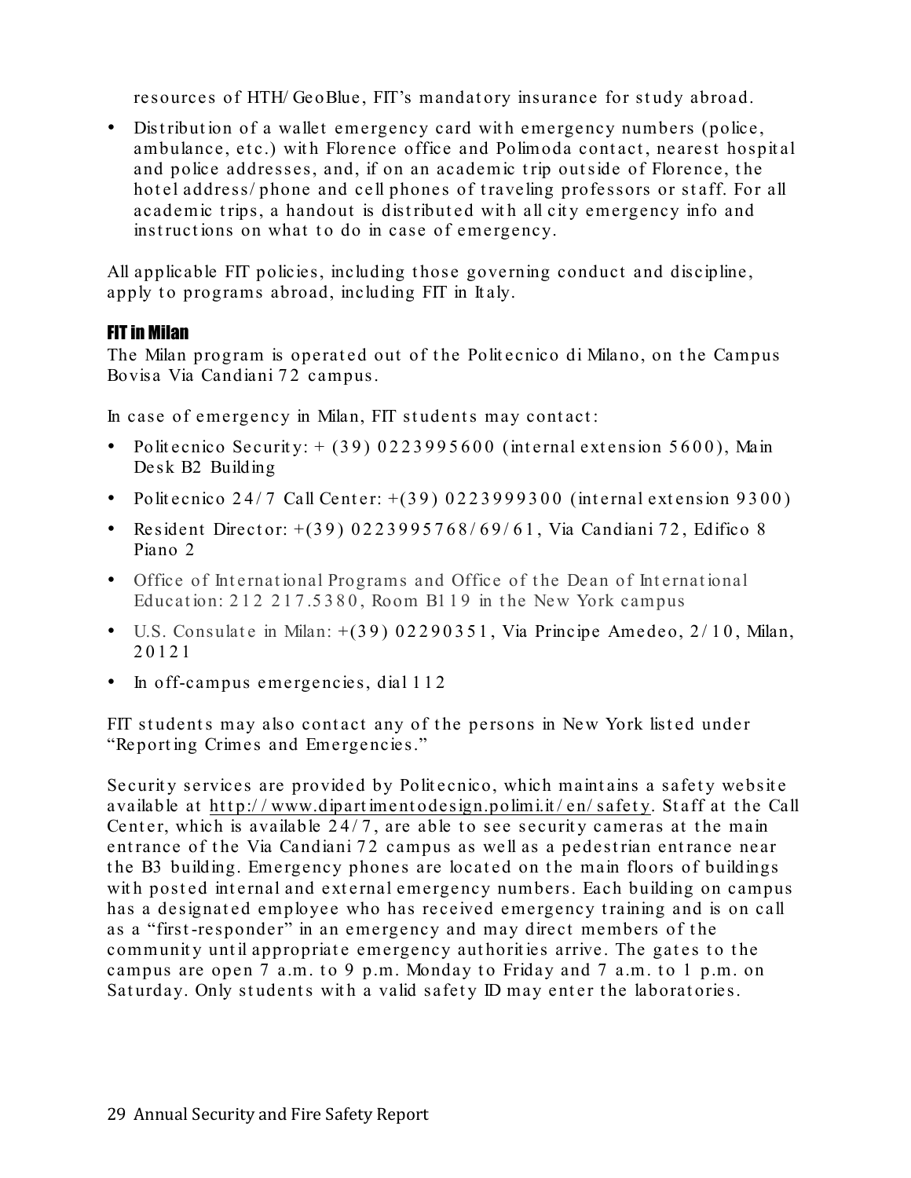resources of HTH/GeoBlue, FIT's mandatory insurance for study abroad.

- Distribution of a wallet emergency card with emergency numbers (police, ambulance, etc.) with Florence office and Polimoda contact, nearest hospital and police addresses, and, if on an academic trip outside of Florence, the hotel address/phone and cell phones of traveling professors or staff. For all academic trips, a handout is distributed with all city emergency info and instructions on what to do in case of emergency.

All applicable FIT policies, including those governing conduct and discipline, apply to programs abroad, including FIT in Italy.

### FIT in Milan

The Milan program is operated out of the Politecnico di Milano, on the Campus Bovisa Via Candiani 72 campus.

In case of emergency in Milan, FIT students may contact:

- Politecnico Security: + (39) 0223995600 (internal extension 5600), Main Desk B2 Building
- Politecnico 24/7 Call Center: +(39) 0223999300 (internal extension 9300)
- Resident Director: +(39) 0223995768/69/61, Via Candiani 72, Edifico 8 Piano 2
- Office of International Programs and Office of the Dean of International Education: 212 217.5380, Room B119 in the New York campus
- U.S. Consulate in Milan: +(39) 02290351, Via Principe Amedeo, 2/10, Milan, 20121
- In off-campus emergencies, dial 112

FIT students may also contact any of the persons in New York listed under "Reporting Crimes and Emergencies."

Security services are provided by Politecnico, which maintains a safety website available at http://www.dipartimentodesign.polimi.it/en/safety. Staff at the Call Center, which is available 24/7, are able to see security cameras at the main entrance of the Via Candiani 72 campus as well as a pedestrian entrance near the B3 building. Emergency phones are located on the main floors of buildings with posted internal and external emergency numbers. Each building on campus has a designated employee who has received emergency training and is on call as a "first-responder" in an emergency and may direct members of the community until appropriate emergency authorities arrive. The gates to the campus are open 7 a.m. to 9 p.m. Monday to Friday and 7 a.m. to 1 p.m. on Saturday. Only students with a valid safety ID may enter the laboratories.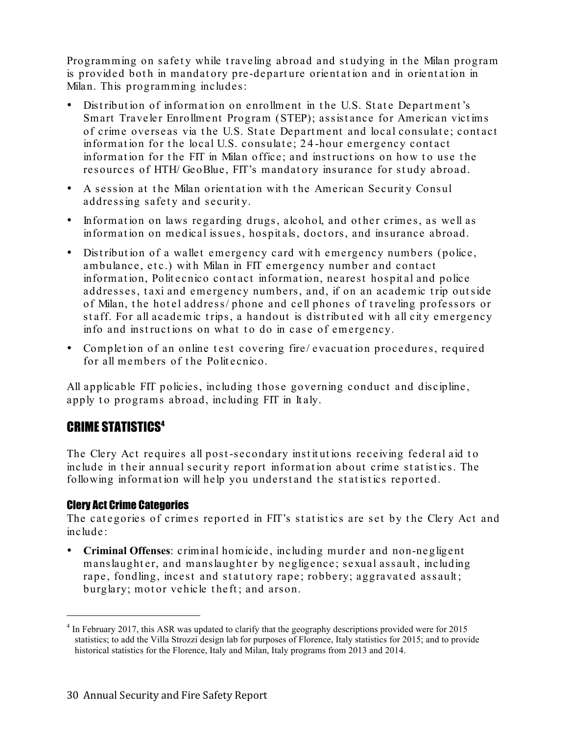Programming on safety while traveling abroad and studying in the Milan program is provided both in mandatory pre-departure orientation and in orientation in Milan. This programming includes:

- Distribution of information on enrollment in the U.S. State Department's Smart Traveler Enrollment Program (STEP); assistance for American victims of crime overseas via the U.S. State Department and local consulate; contact information for the local U.S. consulate; 24-hour emergency contact information for the FIT in Milan office; and instructions on how to use the resources of HTH/GeoBlue, FIT's mandatory insurance for study abroad.
- A session at the Milan orientation with the American Security Consul addressing safety and security.
- Information on laws regarding drugs, alcohol, and other crimes, as well as information on medical issues, hospitals, doctors, and insurance abroad.
- Distribution of a wallet emergency card with emergency numbers (police, ambulance, etc.) with Milan in FIT emergency number and contact information, Politecnico contact information, nearest hospital and police addresses, taxi and emergency numbers, and, if on an academic trip outside of Milan, the hotel address/phone and cell phones of traveling professors or staff. For all academic trips, a handout is distributed with all city emergency info and instructions on what to do in case of emergency.
- Completion of an online test covering fire/evacuation procedures, required for all members of the Politecnico.

All applicable FIT policies, including those governing conduct and discipline, apply to programs abroad, including FIT in Italy.

## CRIME STATISTICS[4]

The Clery Act requires all post-secondary institutions receiving federal aid to include in their annual security report information about crime statistics. The following information will help you understand the statistics reported.

### Clery Act Crime Categories

The categories of crimes reported in FIT's statistics are set by the Clery Act and include:

- **Criminal Offenses**: criminal homicide, including murder and non-negligent manslaughter, and manslaughter by negligence; sexual assault, including rape, fondling, incest and statutory rape; robbery; aggravated assault; burglary; motor vehicle theft; and arson.

[4] In February 2017, this ASR was updated to clarify that the geography descriptions provided were for 2015 statistics; to add the Villa Strozzi design lab for purposes of Florence, Italy statistics for 2015; and to provide historical statistics for the Florence, Italy and Milan, Italy programs from 2013 and 2014.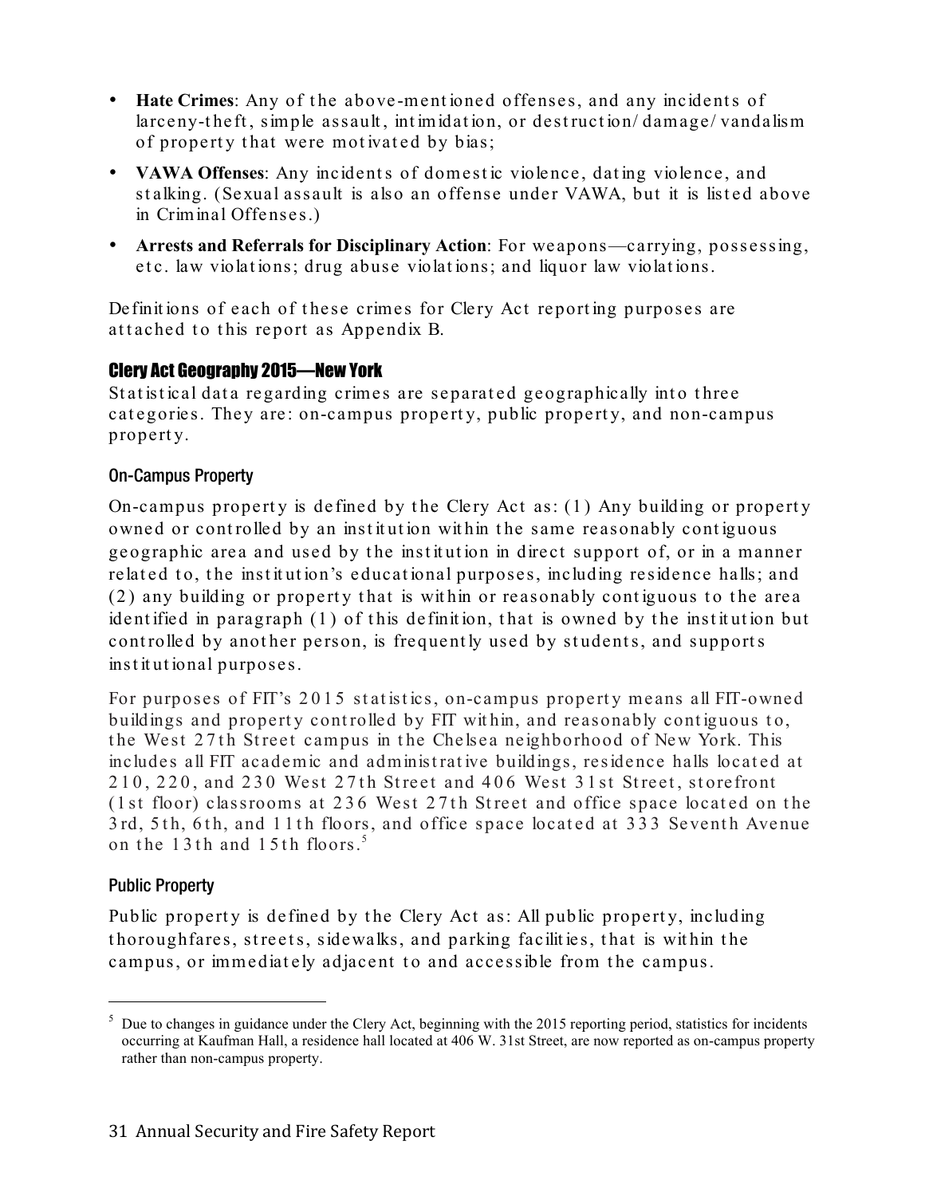- **Hate Crimes**: Any of the above-mentioned offenses, and any incidents of larceny-theft, simple assault, intimidation, or destruction/damage/vandalism of property that were motivated by bias;
- **VAWA Offenses**: Any incidents of domestic violence, dating violence, and stalking. (Sexual assault is also an offense under VAWA, but it is listed above in Criminal Offenses.)
- **Arrests and Referrals for Disciplinary Action**: For weapons—carrying, possessing, etc. law violations; drug abuse violations; and liquor law violations.

Definitions of each of these crimes for Clery Act reporting purposes are attached to this report as Appendix B.

## Clery Act Geography 2015—New York

Statistical data regarding crimes are separated geographically into three categories. They are: on-campus property, public property, and non-campus property.

### On-Campus Property

On-campus property is defined by the Clery Act as: (1) Any building or property owned or controlled by an institution within the same reasonably contiguous geographic area and used by the institution in direct support of, or in a manner related to, the institution's educational purposes, including residence halls; and (2) any building or property that is within or reasonably contiguous to the area identified in paragraph (1) of this definition, that is owned by the institution but controlled by another person, is frequently used by students, and supports institutional purposes.

For purposes of FIT's 2015 statistics, on-campus property means all FIT-owned buildings and property controlled by FIT within, and reasonably contiguous to, the West 27th Street campus in the Chelsea neighborhood of New York. This includes all FIT academic and administrative buildings, residence halls located at 210, 220, and 230 West 27th Street and 406 West 31st Street, storefront (1st floor) classrooms at 236 West 27th Street and office space located on the 3rd, 5th, 6th, and 11th floors, and office space located at 333 Seventh Avenue on the 13th and 15th floors.[5]

### Public Property

Public property is defined by the Clery Act as: All public property, including thoroughfares, streets, sidewalks, and parking facilities, that is within the campus, or immediately adjacent to and accessible from the campus.

---

[5] Due to changes in guidance under the Clery Act, beginning with the 2015 reporting period, statistics for incidents occurring at Kaufman Hall, a residence hall located at 406 W. 31st Street, are now reported as on-campus property rather than non-campus property.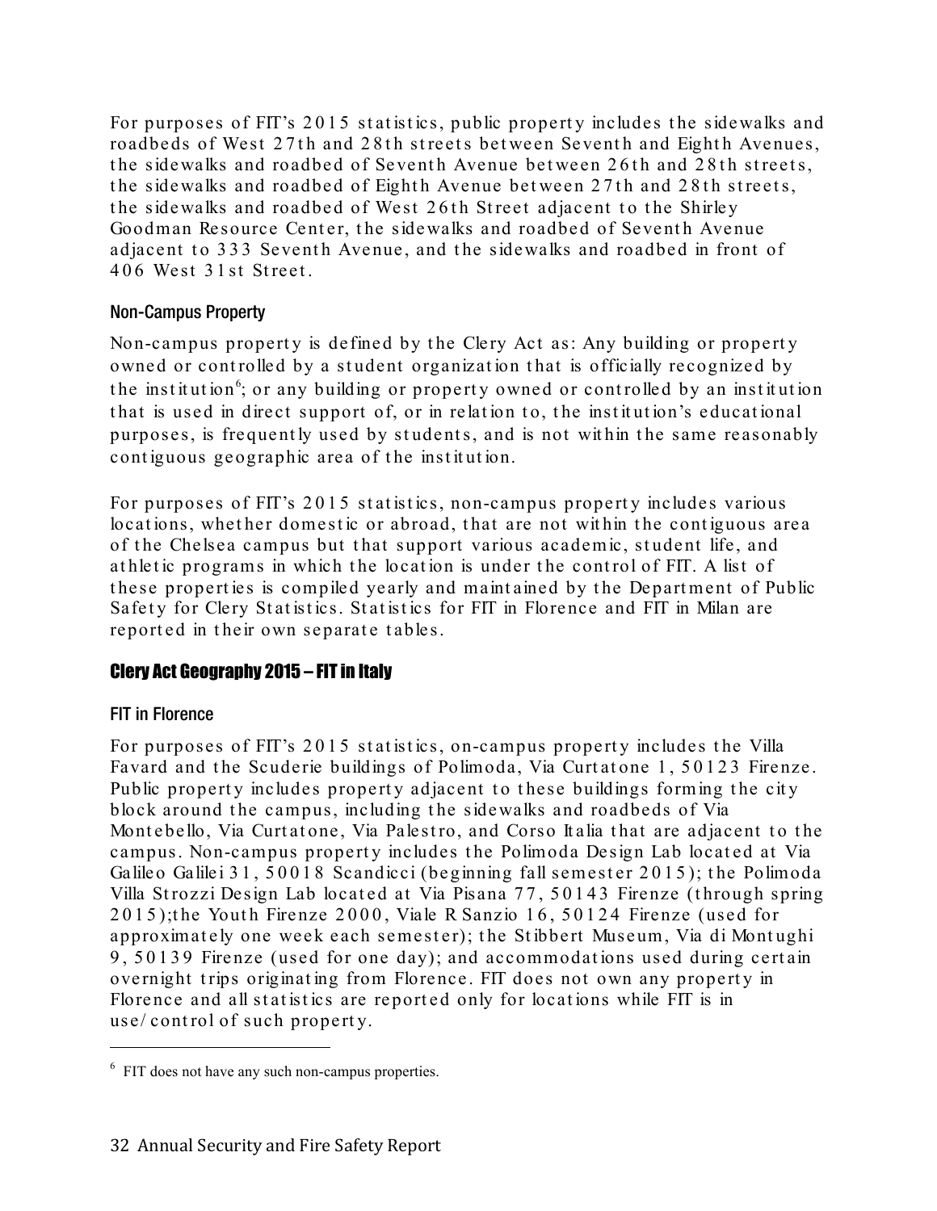For purposes of FIT's 2015 statistics, public property includes the sidewalks and roadbeds of West 27th and 28th streets between Seventh and Eighth Avenues, the sidewalks and roadbed of Seventh Avenue between 26th and 28th streets, the sidewalks and roadbed of Eighth Avenue between 27th and 28th streets, the sidewalks and roadbed of West 26th Street adjacent to the Shirley Goodman Resource Center, the sidewalks and roadbed of Seventh Avenue adjacent to 333 Seventh Avenue, and the sidewalks and roadbed in front of 406 West 31st Street.

### Non-Campus Property

Non-campus property is defined by the Clery Act as: Any building or property owned or controlled by a student organization that is officially recognized by the institution[6]; or any building or property owned or controlled by an institution that is used in direct support of, or in relation to, the institution's educational purposes, is frequently used by students, and is not within the same reasonably contiguous geographic area of the institution.

For purposes of FIT's 2015 statistics, non-campus property includes various locations, whether domestic or abroad, that are not within the contiguous area of the Chelsea campus but that support various academic, student life, and athletic programs in which the location is under the control of FIT. A list of these properties is compiled yearly and maintained by the Department of Public Safety for Clery Statistics. Statistics for FIT in Florence and FIT in Milan are reported in their own separate tables.

## Clery Act Geography 2015 – FIT in Italy

### FIT in Florence

For purposes of FIT's 2015 statistics, on-campus property includes the Villa Favard and the Scuderie buildings of Polimoda, Via Curtatone 1, 50123 Firenze. Public property includes property adjacent to these buildings forming the city block around the campus, including the sidewalks and roadbeds of Via Montebello, Via Curtatone, Via Palestro, and Corso Italia that are adjacent to the campus. Non-campus property includes the Polimoda Design Lab located at Via Galileo Galilei 31, 50018 Scandicci (beginning fall semester 2015); the Polimoda Villa Strozzi Design Lab located at Via Pisana 77, 50143 Firenze (through spring 2015);the Youth Firenze 2000, Viale R Sanzio 16, 50124 Firenze (used for approximately one week each semester); the Stibbert Museum, Via di Montughi 9, 50139 Firenze (used for one day); and accommodations used during certain overnight trips originating from Florence. FIT does not own any property in Florence and all statistics are reported only for locations while FIT is in use/control of such property.

---

[6] FIT does not have any such non-campus properties.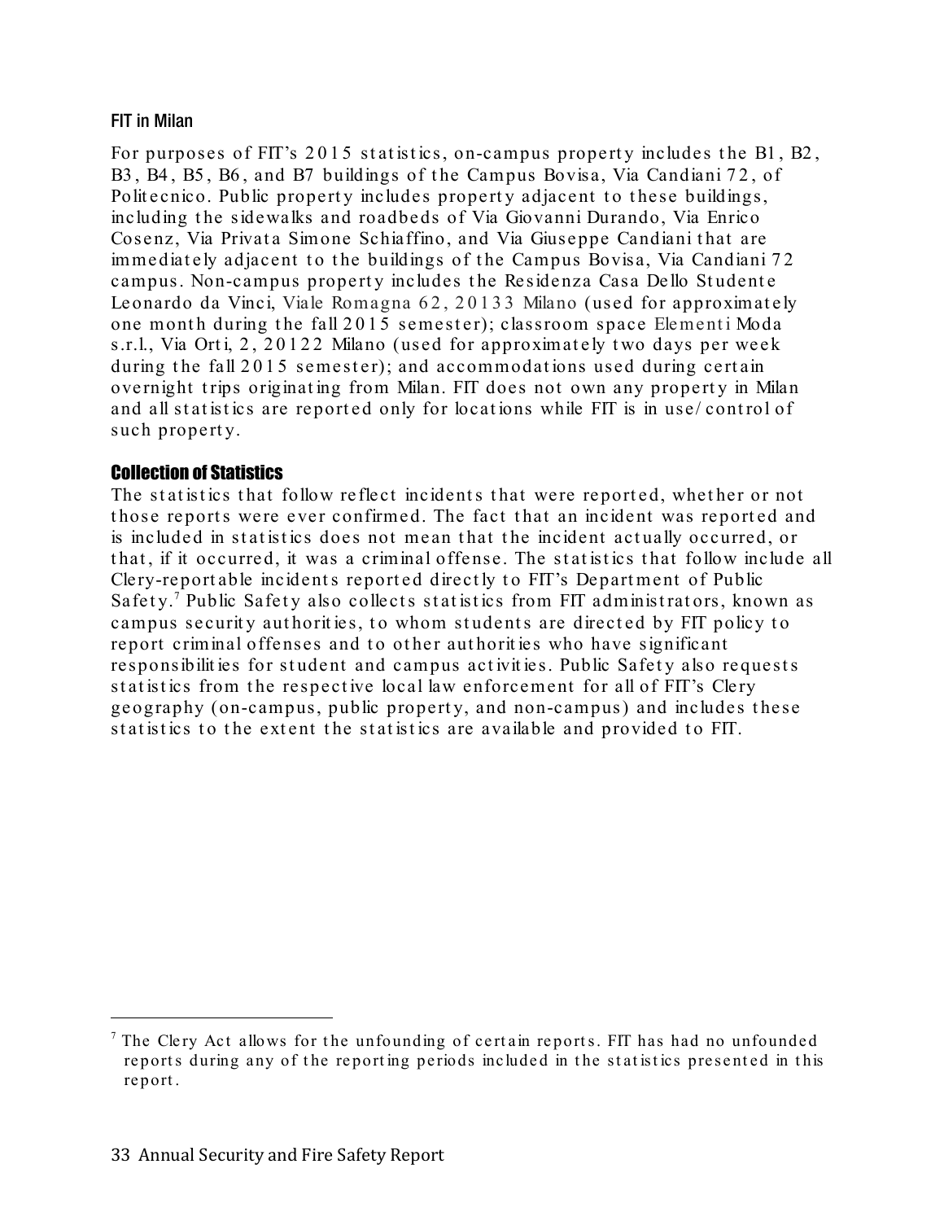### FIT in Milan

For purposes of FIT's 2015 statistics, on-campus property includes the B1, B2, B3, B4, B5, B6, and B7 buildings of the Campus Bovisa, Via Candiani 72, of Politecnico. Public property includes property adjacent to these buildings, including the sidewalks and roadbeds of Via Giovanni Durando, Via Enrico Cosenz, Via Privata Simone Schiaffino, and Via Giuseppe Candiani that are immediately adjacent to the buildings of the Campus Bovisa, Via Candiani 72 campus. Non-campus property includes the Residenza Casa Dello Studente Leonardo da Vinci, Viale Romagna 62, 20133 Milano (used for approximately one month during the fall 2015 semester); classroom space Elementi Moda s.r.l., Via Orti, 2, 20122 Milano (used for approximately two days per week during the fall 2015 semester); and accommodations used during certain overnight trips originating from Milan. FIT does not own any property in Milan and all statistics are reported only for locations while FIT is in use/control of such property.

## Collection of Statistics

The statistics that follow reflect incidents that were reported, whether or not those reports were ever confirmed. The fact that an incident was reported and is included in statistics does not mean that the incident actually occurred, or that, if it occurred, it was a criminal offense. The statistics that follow include all Clery-reportable incidents reported directly to FIT's Department of Public Safety.[7] Public Safety also collects statistics from FIT administrators, known as campus security authorities, to whom students are directed by FIT policy to report criminal offenses and to other authorities who have significant responsibilities for student and campus activities. Public Safety also requests statistics from the respective local law enforcement for all of FIT's Clery geography (on-campus, public property, and non-campus) and includes these statistics to the extent the statistics are available and provided to FIT.

---

[7] The Clery Act allows for the unfounding of certain reports. FIT has had no unfounded reports during any of the reporting periods included in the statistics presented in this report.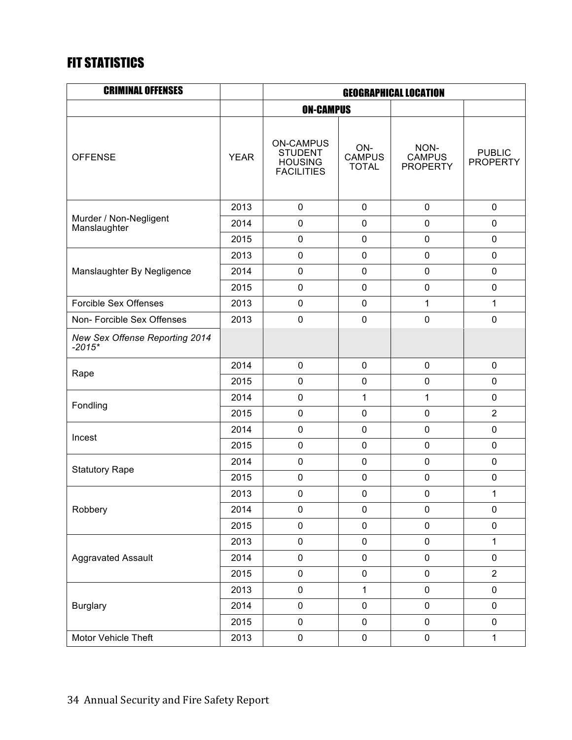## FIT STATISTICS

| CRIMINAL OFFENSES | | GEOGRAPHICAL LOCATION | | | |
|---|---|---|---|---|---|
| | | ON-CAMPUS | | | |
| OFFENSE | YEAR | ON-CAMPUS STUDENT HOUSING FACILITIES | ON-CAMPUS TOTAL | NON-CAMPUS PROPERTY | PUBLIC PROPERTY |
| Murder / Non-Negligent Manslaughter | 2013 | 0 | 0 | 0 | 0 |
| | 2014 | 0 | 0 | 0 | 0 |
| | 2015 | 0 | 0 | 0 | 0 |
| Manslaughter By Negligence | 2013 | 0 | 0 | 0 | 0 |
| | 2014 | 0 | 0 | 0 | 0 |
| | 2015 | 0 | 0 | 0 | 0 |
| Forcible Sex Offenses | 2013 | 0 | 0 | 1 | 1 |
| Non- Forcible Sex Offenses | 2013 | 0 | 0 | 0 | 0 |
| *New Sex Offense Reporting 2014 -2015** | | | | | |
| Rape | 2014 | 0 | 0 | 0 | 0 |
| | 2015 | 0 | 0 | 0 | 0 |
| Fondling | 2014 | 0 | 1 | 1 | 0 |
| | 2015 | 0 | 0 | 0 | 2 |
| Incest | 2014 | 0 | 0 | 0 | 0 |
| | 2015 | 0 | 0 | 0 | 0 |
| Statutory Rape | 2014 | 0 | 0 | 0 | 0 |
| | 2015 | 0 | 0 | 0 | 0 |
| Robbery | 2013 | 0 | 0 | 0 | 1 |
| | 2014 | 0 | 0 | 0 | 0 |
| | 2015 | 0 | 0 | 0 | 0 |
| Aggravated Assault | 2013 | 0 | 0 | 0 | 1 |
| | 2014 | 0 | 0 | 0 | 0 |
| | 2015 | 0 | 0 | 0 | 2 |
| Burglary | 2013 | 0 | 1 | 0 | 0 |
| | 2014 | 0 | 0 | 0 | 0 |
| | 2015 | 0 | 0 | 0 | 0 |
| Motor Vehicle Theft | 2013 | 0 | 0 | 0 | 1 |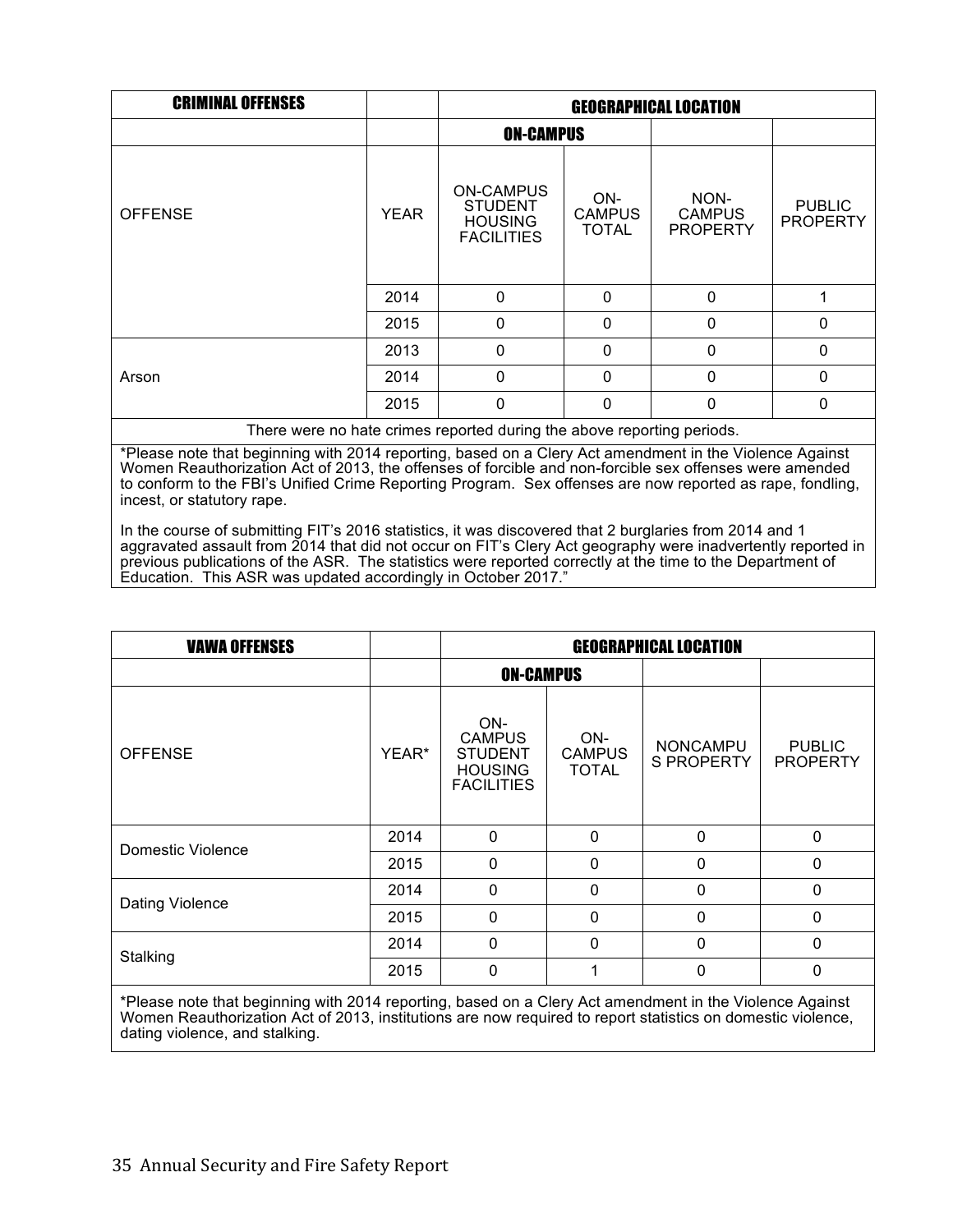| CRIMINAL OFFENSES | | GEOGRAPHICAL LOCATION | | | |
|---|---|---|---|---|---|
| | | ON-CAMPUS | | | |
| OFFENSE | YEAR | ON-CAMPUS STUDENT HOUSING FACILITIES | ON-CAMPUS TOTAL | NON-CAMPUS PROPERTY | PUBLIC PROPERTY |
| | 2014 | 0 | 0 | 0 | 1 |
| | 2015 | 0 | 0 | 0 | 0 |
| Arson | 2013 | 0 | 0 | 0 | 0 |
| | 2014 | 0 | 0 | 0 | 0 |
| | 2015 | 0 | 0 | 0 | 0 |

There were no hate crimes reported during the above reporting periods.

*Please note that beginning with 2014 reporting, based on a Clery Act amendment in the Violence Against Women Reauthorization Act of 2013, the offenses of forcible and non-forcible sex offenses were amended to conform to the FBI's Unified Crime Reporting Program. Sex offenses are now reported as rape, fondling, incest, or statutory rape.

In the course of submitting FIT's 2016 statistics, it was discovered that 2 burglaries from 2014 and 1 aggravated assault from 2014 that did not occur on FIT's Clery Act geography were inadvertently reported in previous publications of the ASR. The statistics were reported correctly at the time to the Department of Education. This ASR was updated accordingly in October 2017."

| VAWA OFFENSES | | GEOGRAPHICAL LOCATION | | | |
|---|---|---|---|---|---|
| | | ON-CAMPUS | | | |
| OFFENSE | YEAR* | ON-CAMPUS STUDENT HOUSING FACILITIES | ON-CAMPUS TOTAL | NONCAMPUS PROPERTY | PUBLIC PROPERTY |
| Domestic Violence | 2014 | 0 | 0 | 0 | 0 |
| | 2015 | 0 | 0 | 0 | 0 |
| Dating Violence | 2014 | 0 | 0 | 0 | 0 |
| | 2015 | 0 | 0 | 0 | 0 |
| Stalking | 2014 | 0 | 0 | 0 | 0 |
| | 2015 | 0 | 1 | 0 | 0 |

*Please note that beginning with 2014 reporting, based on a Clery Act amendment in the Violence Against Women Reauthorization Act of 2013, institutions are now required to report statistics on domestic violence, dating violence, and stalking.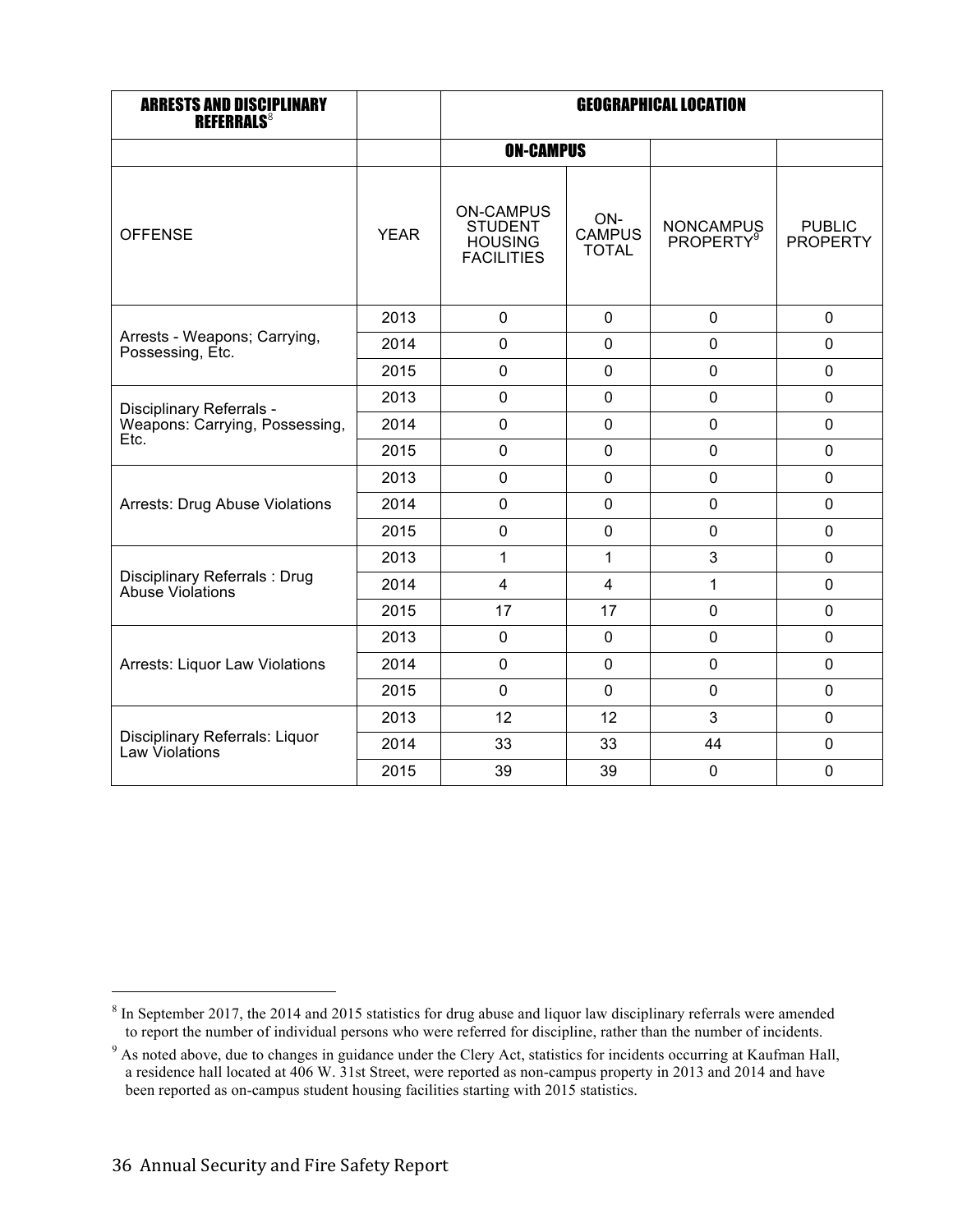| ARRESTS AND DISCIPLINARY REFERRALS[8] | | GEOGRAPHICAL LOCATION | | | |
|---|---|---|---|---|---|
| | | ON-CAMPUS | | | |
| OFFENSE | YEAR | ON-CAMPUS STUDENT HOUSING FACILITIES | ON-CAMPUS TOTAL | NONCAMPUS PROPERTY[9] | PUBLIC PROPERTY |
| Arrests - Weapons; Carrying, Possessing, Etc. | 2013 | 0 | 0 | 0 | 0 |
| | 2014 | 0 | 0 | 0 | 0 |
| | 2015 | 0 | 0 | 0 | 0 |
| Disciplinary Referrals - Weapons: Carrying, Possessing, Etc. | 2013 | 0 | 0 | 0 | 0 |
| | 2014 | 0 | 0 | 0 | 0 |
| | 2015 | 0 | 0 | 0 | 0 |
| Arrests: Drug Abuse Violations | 2013 | 0 | 0 | 0 | 0 |
| | 2014 | 0 | 0 | 0 | 0 |
| | 2015 | 0 | 0 | 0 | 0 |
| Disciplinary Referrals : Drug Abuse Violations | 2013 | 1 | 1 | 3 | 0 |
| | 2014 | 4 | 4 | 1 | 0 |
| | 2015 | 17 | 17 | 0 | 0 |
| Arrests: Liquor Law Violations | 2013 | 0 | 0 | 0 | 0 |
| | 2014 | 0 | 0 | 0 | 0 |
| | 2015 | 0 | 0 | 0 | 0 |
| Disciplinary Referrals: Liquor Law Violations | 2013 | 12 | 12 | 3 | 0 |
| | 2014 | 33 | 33 | 44 | 0 |
| | 2015 | 39 | 39 | 0 | 0 |

[8] In September 2017, the 2014 and 2015 statistics for drug abuse and liquor law disciplinary referrals were amended to report the number of individual persons who were referred for discipline, rather than the number of incidents.

[9] As noted above, due to changes in guidance under the Clery Act, statistics for incidents occurring at Kaufman Hall, a residence hall located at 406 W. 31st Street, were reported as non-campus property in 2013 and 2014 and have been reported as on-campus student housing facilities starting with 2015 statistics.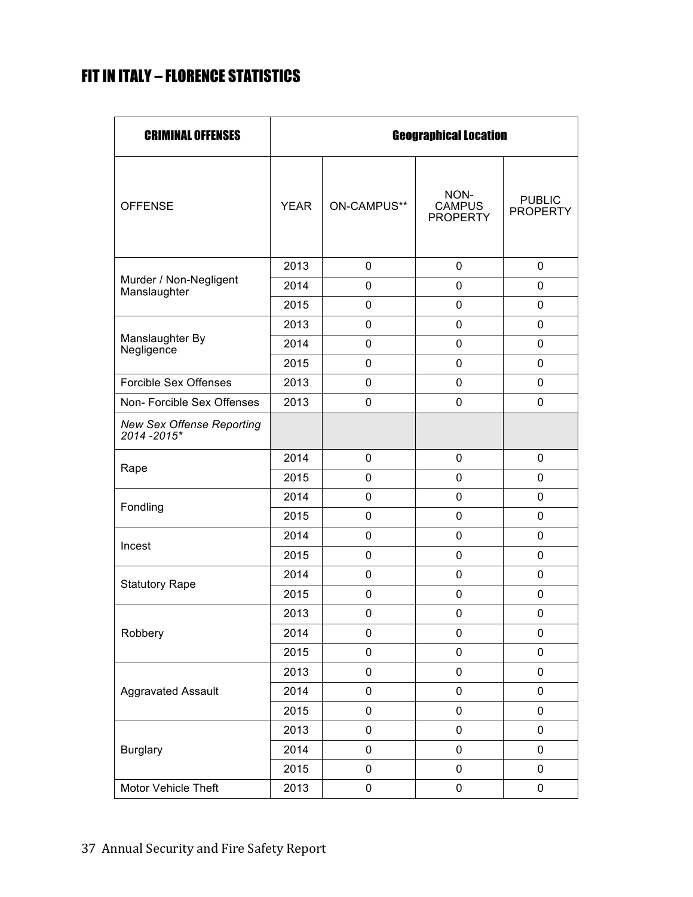# FIT IN ITALY – FLORENCE STATISTICS

| CRIMINAL OFFENSES | Geographical Location | | | |
|---|---|---|---|---|
| OFFENSE | YEAR | ON-CAMPUS** | NON-CAMPUS PROPERTY | PUBLIC PROPERTY |
| Murder / Non-Negligent Manslaughter | 2013 | 0 | 0 | 0 |
| | 2014 | 0 | 0 | 0 |
| | 2015 | 0 | 0 | 0 |
| Manslaughter By Negligence | 2013 | 0 | 0 | 0 |
| | 2014 | 0 | 0 | 0 |
| | 2015 | 0 | 0 | 0 |
| Forcible Sex Offenses | 2013 | 0 | 0 | 0 |
| Non- Forcible Sex Offenses | 2013 | 0 | 0 | 0 |
| *New Sex Offense Reporting 2014 -2015** | | | | |
| Rape | 2014 | 0 | 0 | 0 |
| | 2015 | 0 | 0 | 0 |
| Fondling | 2014 | 0 | 0 | 0 |
| | 2015 | 0 | 0 | 0 |
| Incest | 2014 | 0 | 0 | 0 |
| | 2015 | 0 | 0 | 0 |
| Statutory Rape | 2014 | 0 | 0 | 0 |
| | 2015 | 0 | 0 | 0 |
| Robbery | 2013 | 0 | 0 | 0 |
| | 2014 | 0 | 0 | 0 |
| | 2015 | 0 | 0 | 0 |
| Aggravated Assault | 2013 | 0 | 0 | 0 |
| | 2014 | 0 | 0 | 0 |
| | 2015 | 0 | 0 | 0 |
| Burglary | 2013 | 0 | 0 | 0 |
| | 2014 | 0 | 0 | 0 |
| | 2015 | 0 | 0 | 0 |
| Motor Vehicle Theft | 2013 | 0 | 0 | 0 |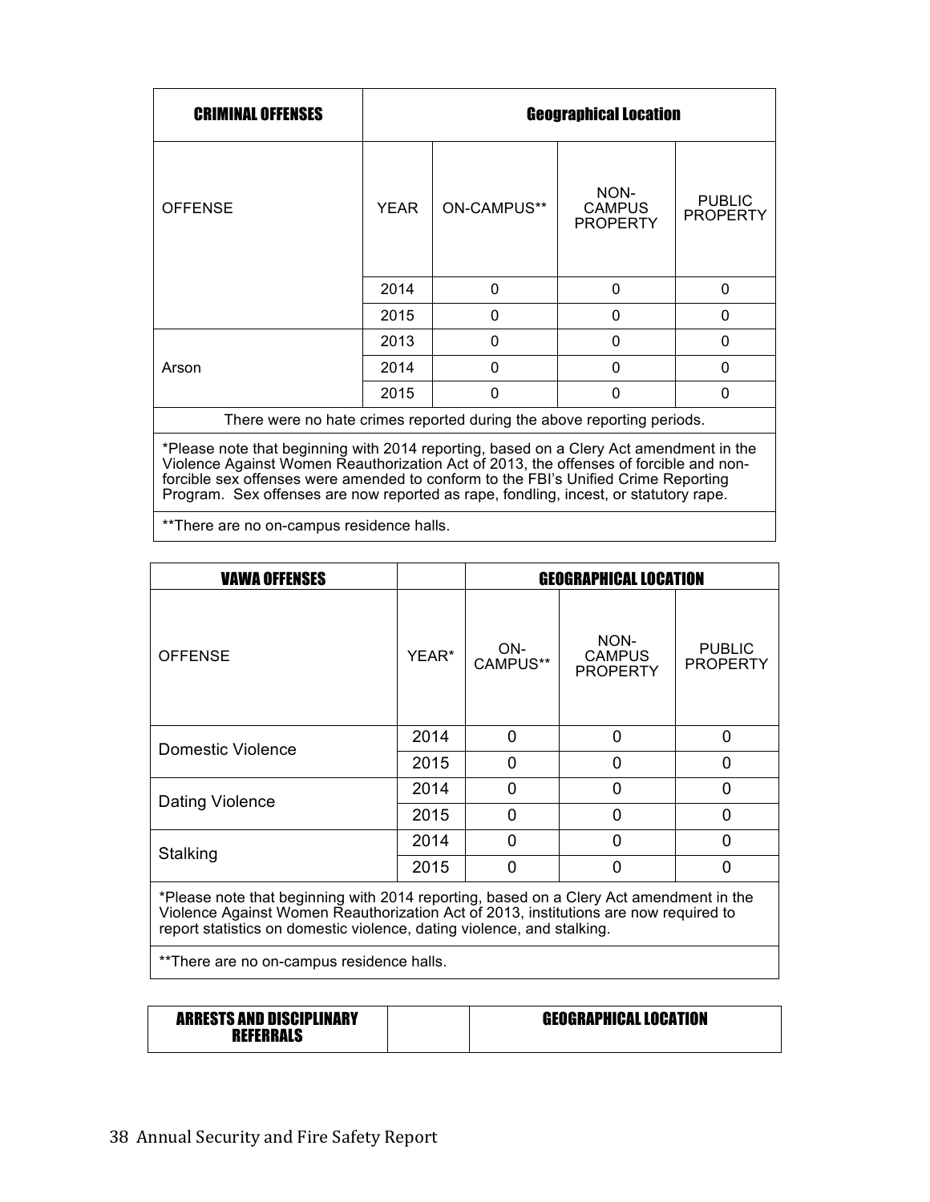| CRIMINAL OFFENSES | Geographical Location | | | |
|---|---|---|---|---|
| OFFENSE | YEAR | ON-CAMPUS** | NON-CAMPUS PROPERTY | PUBLIC PROPERTY |
| | 2014 | 0 | 0 | 0 |
| | 2015 | 0 | 0 | 0 |
| Arson | 2013 | 0 | 0 | 0 |
| | 2014 | 0 | 0 | 0 |
| | 2015 | 0 | 0 | 0 |

There were no hate crimes reported during the above reporting periods.

*Please note that beginning with 2014 reporting, based on a Clery Act amendment in the Violence Against Women Reauthorization Act of 2013, the offenses of forcible and non-forcible sex offenses were amended to conform to the FBI's Unified Crime Reporting Program. Sex offenses are now reported as rape, fondling, incest, or statutory rape.

**There are no on-campus residence halls.

| VAWA OFFENSES | | GEOGRAPHICAL LOCATION | | |
|---|---|---|---|---|
| OFFENSE | YEAR* | ON-CAMPUS** | NON-CAMPUS PROPERTY | PUBLIC PROPERTY |
| Domestic Violence | 2014 | 0 | 0 | 0 |
| | 2015 | 0 | 0 | 0 |
| Dating Violence | 2014 | 0 | 0 | 0 |
| | 2015 | 0 | 0 | 0 |
| Stalking | 2014 | 0 | 0 | 0 |
| | 2015 | 0 | 0 | 0 |

*Please note that beginning with 2014 reporting, based on a Clery Act amendment in the Violence Against Women Reauthorization Act of 2013, institutions are now required to report statistics on domestic violence, dating violence, and stalking.

**There are no on-campus residence halls.

| ARRESTS AND DISCIPLINARY REFERRALS | | GEOGRAPHICAL LOCATION |
|---|---|---|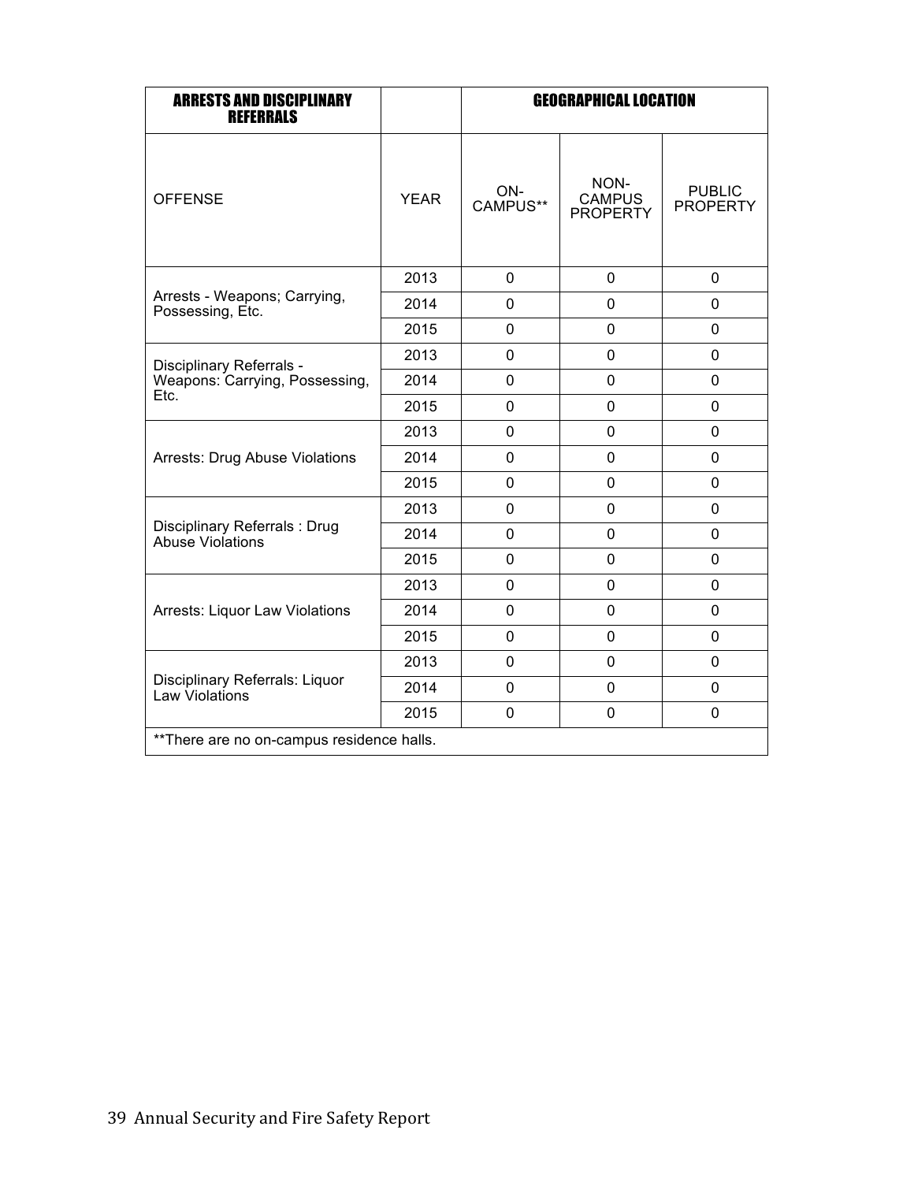| ARRESTS AND DISCIPLINARY REFERRALS | | GEOGRAPHICAL LOCATION | | |
|---|---|---|---|---|
| OFFENSE | YEAR | ON-CAMPUS** | NON-CAMPUS PROPERTY | PUBLIC PROPERTY |
| Arrests - Weapons; Carrying, Possessing, Etc. | 2013 | 0 | 0 | 0 |
| | 2014 | 0 | 0 | 0 |
| | 2015 | 0 | 0 | 0 |
| Disciplinary Referrals - Weapons: Carrying, Possessing, Etc. | 2013 | 0 | 0 | 0 |
| | 2014 | 0 | 0 | 0 |
| | 2015 | 0 | 0 | 0 |
| Arrests: Drug Abuse Violations | 2013 | 0 | 0 | 0 |
| | 2014 | 0 | 0 | 0 |
| | 2015 | 0 | 0 | 0 |
| Disciplinary Referrals : Drug Abuse Violations | 2013 | 0 | 0 | 0 |
| | 2014 | 0 | 0 | 0 |
| | 2015 | 0 | 0 | 0 |
| Arrests: Liquor Law Violations | 2013 | 0 | 0 | 0 |
| | 2014 | 0 | 0 | 0 |
| | 2015 | 0 | 0 | 0 |
| Disciplinary Referrals: Liquor Law Violations | 2013 | 0 | 0 | 0 |
| | 2014 | 0 | 0 | 0 |
| | 2015 | 0 | 0 | 0 |

**There are no on-campus residence halls.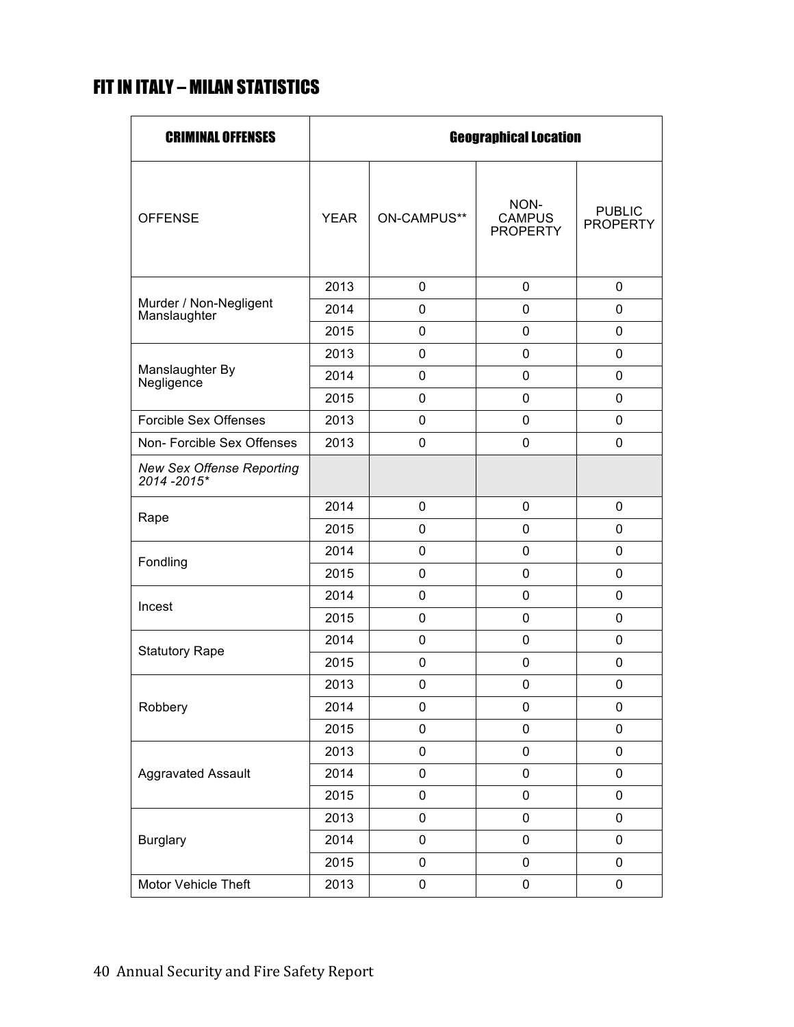## FIT IN ITALY – MILAN STATISTICS

| CRIMINAL OFFENSES | Geographical Location | | | |
|---|---|---|---|---|
| OFFENSE | YEAR | ON-CAMPUS** | NON-CAMPUS PROPERTY | PUBLIC PROPERTY |
| Murder / Non-Negligent Manslaughter | 2013 | 0 | 0 | 0 |
| | 2014 | 0 | 0 | 0 |
| | 2015 | 0 | 0 | 0 |
| Manslaughter By Negligence | 2013 | 0 | 0 | 0 |
| | 2014 | 0 | 0 | 0 |
| | 2015 | 0 | 0 | 0 |
| Forcible Sex Offenses | 2013 | 0 | 0 | 0 |
| Non- Forcible Sex Offenses | 2013 | 0 | 0 | 0 |
| *New Sex Offense Reporting 2014 -2015** | | | | |
| Rape | 2014 | 0 | 0 | 0 |
| | 2015 | 0 | 0 | 0 |
| Fondling | 2014 | 0 | 0 | 0 |
| | 2015 | 0 | 0 | 0 |
| Incest | 2014 | 0 | 0 | 0 |
| | 2015 | 0 | 0 | 0 |
| Statutory Rape | 2014 | 0 | 0 | 0 |
| | 2015 | 0 | 0 | 0 |
| Robbery | 2013 | 0 | 0 | 0 |
| | 2014 | 0 | 0 | 0 |
| | 2015 | 0 | 0 | 0 |
| Aggravated Assault | 2013 | 0 | 0 | 0 |
| | 2014 | 0 | 0 | 0 |
| | 2015 | 0 | 0 | 0 |
| Burglary | 2013 | 0 | 0 | 0 |
| | 2014 | 0 | 0 | 0 |
| | 2015 | 0 | 0 | 0 |
| Motor Vehicle Theft | 2013 | 0 | 0 | 0 |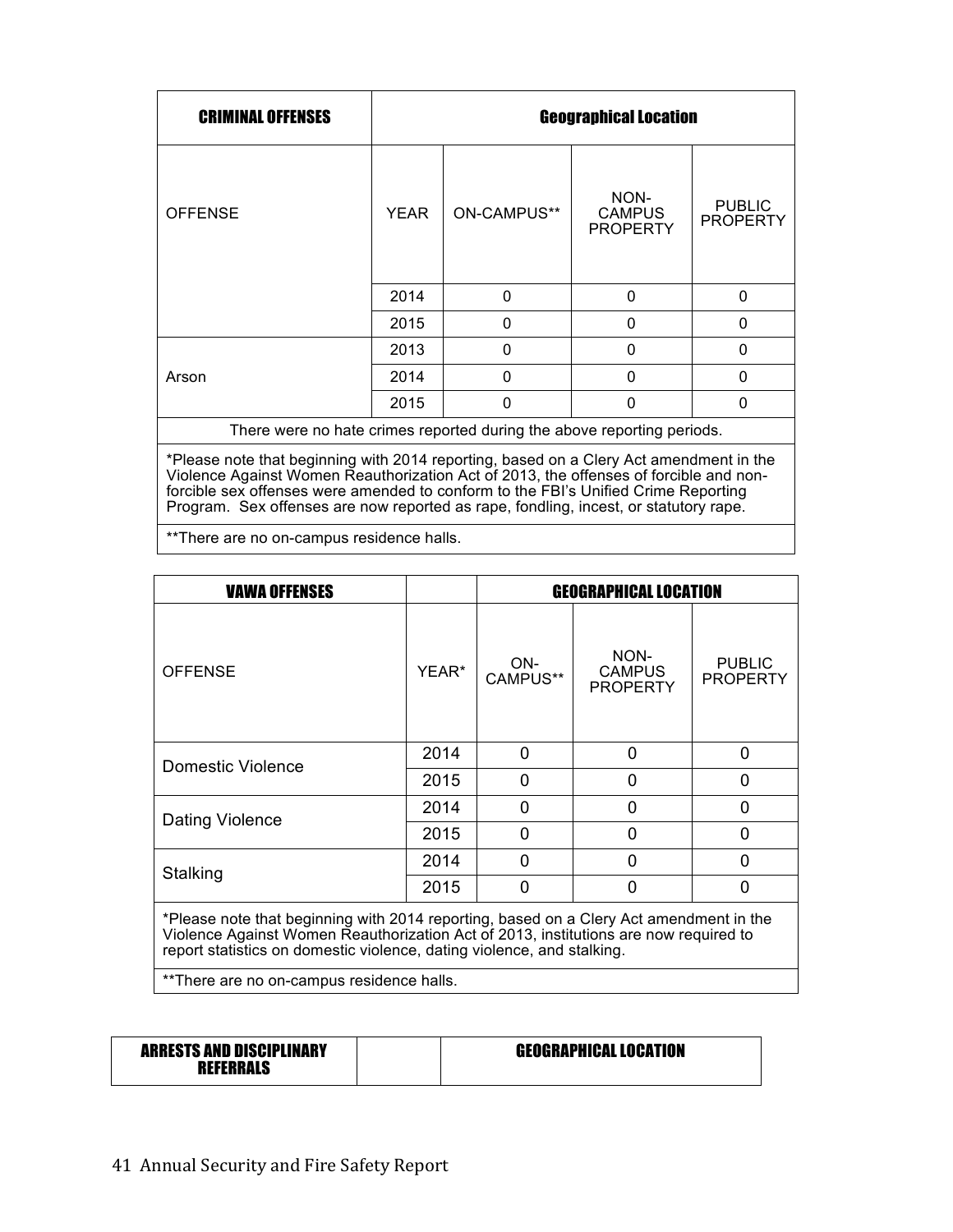| CRIMINAL OFFENSES | Geographical Location | | | |
|---|---|---|---|---|
| OFFENSE | YEAR | ON-CAMPUS** | NON-CAMPUS PROPERTY | PUBLIC PROPERTY |
| | 2014 | 0 | 0 | 0 |
| | 2015 | 0 | 0 | 0 |
| Arson | 2013 | 0 | 0 | 0 |
| | 2014 | 0 | 0 | 0 |
| | 2015 | 0 | 0 | 0 |

There were no hate crimes reported during the above reporting periods.

*Please note that beginning with 2014 reporting, based on a Clery Act amendment in the Violence Against Women Reauthorization Act of 2013, the offenses of forcible and non-forcible sex offenses were amended to conform to the FBI's Unified Crime Reporting Program. Sex offenses are now reported as rape, fondling, incest, or statutory rape.

**There are no on-campus residence halls.

| VAWA OFFENSES | | GEOGRAPHICAL LOCATION | | |
|---|---|---|---|---|
| OFFENSE | YEAR* | ON-CAMPUS** | NON-CAMPUS PROPERTY | PUBLIC PROPERTY |
| Domestic Violence | 2014 | 0 | 0 | 0 |
| | 2015 | 0 | 0 | 0 |
| Dating Violence | 2014 | 0 | 0 | 0 |
| | 2015 | 0 | 0 | 0 |
| Stalking | 2014 | 0 | 0 | 0 |
| | 2015 | 0 | 0 | 0 |

*Please note that beginning with 2014 reporting, based on a Clery Act amendment in the Violence Against Women Reauthorization Act of 2013, institutions are now required to report statistics on domestic violence, dating violence, and stalking.

**There are no on-campus residence halls.

| ARRESTS AND DISCIPLINARY REFERRALS | | GEOGRAPHICAL LOCATION |
|---|---|---|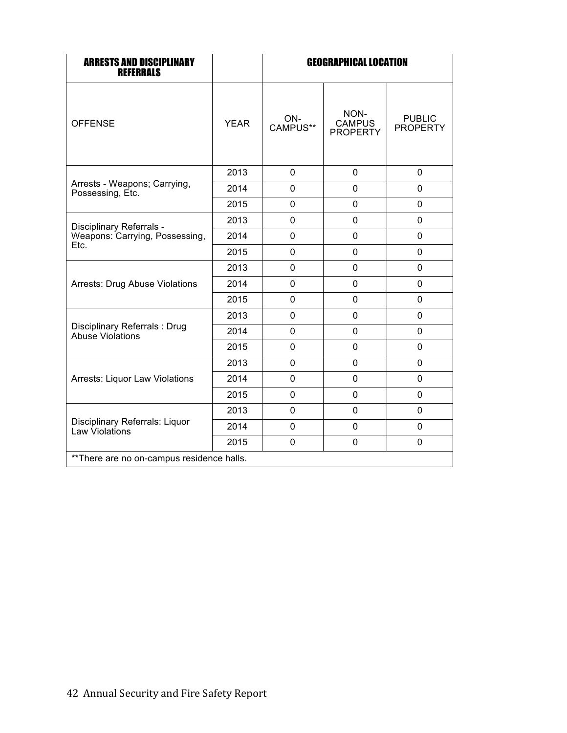| ARRESTS AND DISCIPLINARY REFERRALS | | GEOGRAPHICAL LOCATION | | |
|---|---|---|---|---|
| OFFENSE | YEAR | ON-CAMPUS** | NON-CAMPUS PROPERTY | PUBLIC PROPERTY |
| Arrests - Weapons; Carrying, Possessing, Etc. | 2013 | 0 | 0 | 0 |
| | 2014 | 0 | 0 | 0 |
| | 2015 | 0 | 0 | 0 |
| Disciplinary Referrals - Weapons: Carrying, Possessing, Etc. | 2013 | 0 | 0 | 0 |
| | 2014 | 0 | 0 | 0 |
| | 2015 | 0 | 0 | 0 |
| Arrests: Drug Abuse Violations | 2013 | 0 | 0 | 0 |
| | 2014 | 0 | 0 | 0 |
| | 2015 | 0 | 0 | 0 |
| Disciplinary Referrals : Drug Abuse Violations | 2013 | 0 | 0 | 0 |
| | 2014 | 0 | 0 | 0 |
| | 2015 | 0 | 0 | 0 |
| Arrests: Liquor Law Violations | 2013 | 0 | 0 | 0 |
| | 2014 | 0 | 0 | 0 |
| | 2015 | 0 | 0 | 0 |
| Disciplinary Referrals: Liquor Law Violations | 2013 | 0 | 0 | 0 |
| | 2014 | 0 | 0 | 0 |
| | 2015 | 0 | 0 | 0 |
| **There are no on-campus residence halls. | | | | |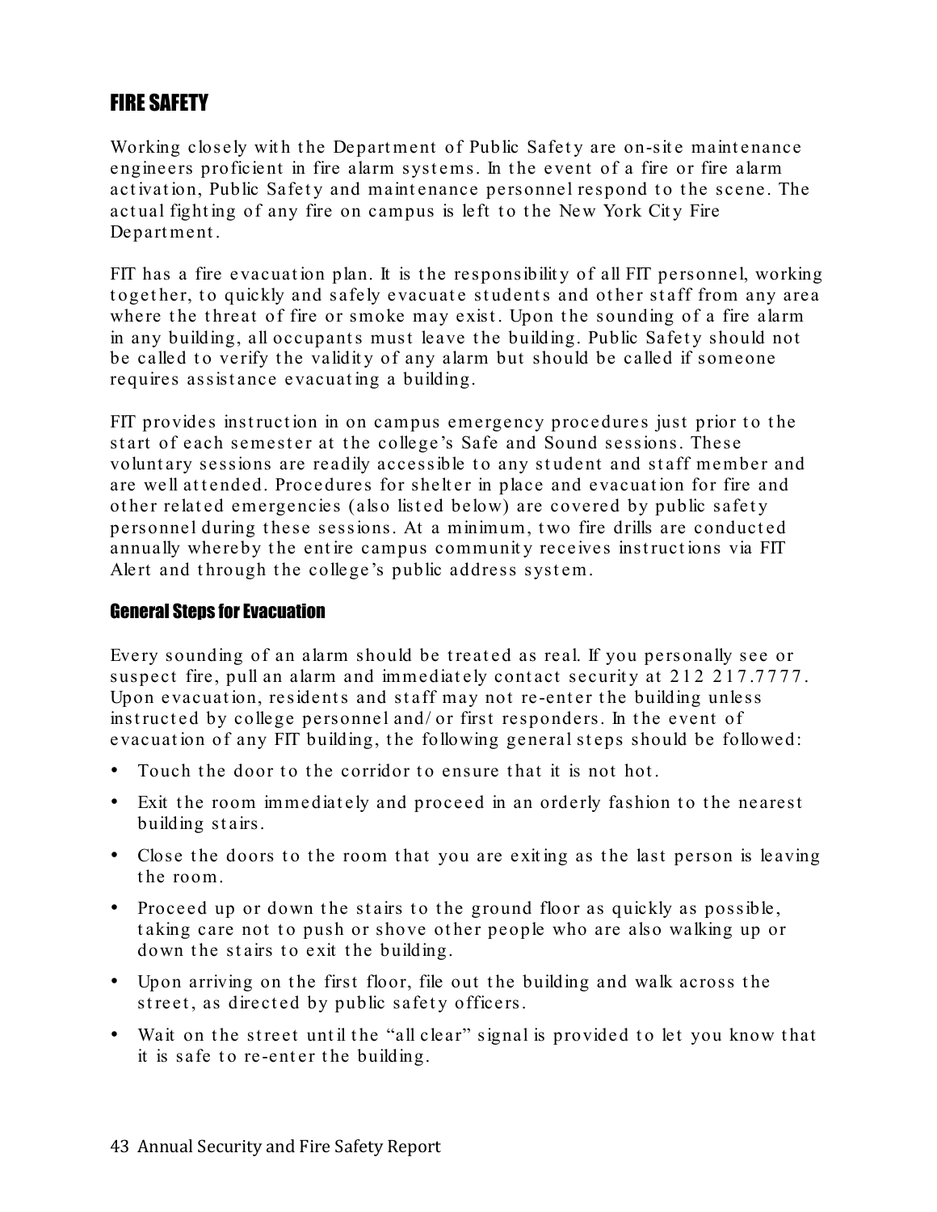## FIRE SAFETY

Working closely with the Department of Public Safety are on-site maintenance engineers proficient in fire alarm systems. In the event of a fire or fire alarm activation, Public Safety and maintenance personnel respond to the scene. The actual fighting of any fire on campus is left to the New York City Fire Department.

FIT has a fire evacuation plan. It is the responsibility of all FIT personnel, working together, to quickly and safely evacuate students and other staff from any area where the threat of fire or smoke may exist. Upon the sounding of a fire alarm in any building, all occupants must leave the building. Public Safety should not be called to verify the validity of any alarm but should be called if someone requires assistance evacuating a building.

FIT provides instruction in on campus emergency procedures just prior to the start of each semester at the college's Safe and Sound sessions. These voluntary sessions are readily accessible to any student and staff member and are well attended. Procedures for shelter in place and evacuation for fire and other related emergencies (also listed below) are covered by public safety personnel during these sessions. At a minimum, two fire drills are conducted annually whereby the entire campus community receives instructions via FIT Alert and through the college's public address system.

### General Steps for Evacuation

Every sounding of an alarm should be treated as real. If you personally see or suspect fire, pull an alarm and immediately contact security at 212 217.7777. Upon evacuation, residents and staff may not re-enter the building unless instructed by college personnel and/or first responders. In the event of evacuation of any FIT building, the following general steps should be followed:

- Touch the door to the corridor to ensure that it is not hot.
- Exit the room immediately and proceed in an orderly fashion to the nearest building stairs.
- Close the doors to the room that you are exiting as the last person is leaving the room.
- Proceed up or down the stairs to the ground floor as quickly as possible, taking care not to push or shove other people who are also walking up or down the stairs to exit the building.
- Upon arriving on the first floor, file out the building and walk across the street, as directed by public safety officers.
- Wait on the street until the "all clear" signal is provided to let you know that it is safe to re-enter the building.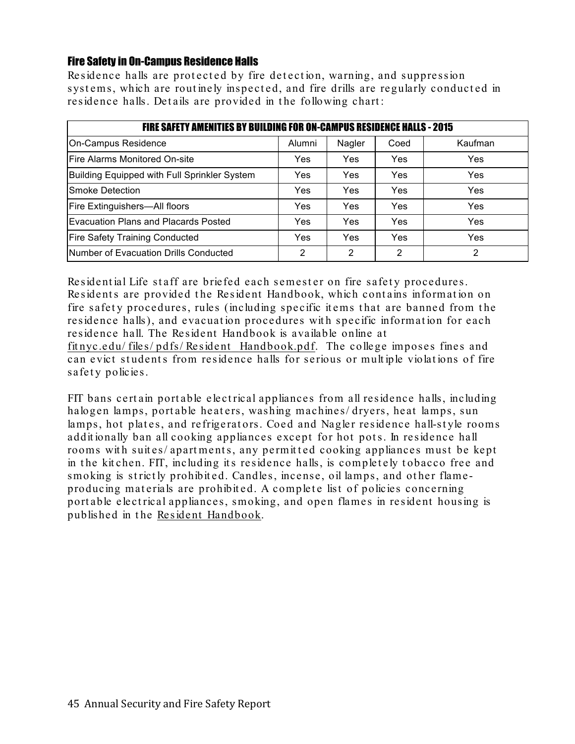### Fire Safety in On-Campus Residence Halls

Residence halls are protected by fire detection, warning, and suppression systems, which are routinely inspected, and fire drills are regularly conducted in residence halls. Details are provided in the following chart:

| FIRE SAFETY AMENITIES BY BUILDING FOR ON-CAMPUS RESIDENCE HALLS - 2015 | | | | |
|---|---|---|---|---|
| On-Campus Residence | Alumni | Nagler | Coed | Kaufman |
| Fire Alarms Monitored On-site | Yes | Yes | Yes | Yes |
| Building Equipped with Full Sprinkler System | Yes | Yes | Yes | Yes |
| Smoke Detection | Yes | Yes | Yes | Yes |
| Fire Extinguishers—All floors | Yes | Yes | Yes | Yes |
| Evacuation Plans and Placards Posted | Yes | Yes | Yes | Yes |
| Fire Safety Training Conducted | Yes | Yes | Yes | Yes |
| Number of Evacuation Drills Conducted | 2 | 2 | 2 | 2 |

Residential Life staff are briefed each semester on fire safety procedures. Residents are provided the Resident Handbook, which contains information on fire safety procedures, rules (including specific items that are banned from the residence halls), and evacuation procedures with specific information for each residence hall. The Resident Handbook is available online at fitnyc.edu/files/pdfs/Resident_Handbook.pdf. The college imposes fines and can evict students from residence halls for serious or multiple violations of fire safety policies.

FIT bans certain portable electrical appliances from all residence halls, including halogen lamps, portable heaters, washing machines/dryers, heat lamps, sun lamps, hot plates, and refrigerators. Coed and Nagler residence hall-style rooms additionally ban all cooking appliances except for hot pots. In residence hall rooms with suites/apartments, any permitted cooking appliances must be kept in the kitchen. FIT, including its residence halls, is completely tobacco free and smoking is strictly prohibited. Candles, incense, oil lamps, and other flame-producing materials are prohibited. A complete list of policies concerning portable electrical appliances, smoking, and open flames in resident housing is published in the Resident Handbook.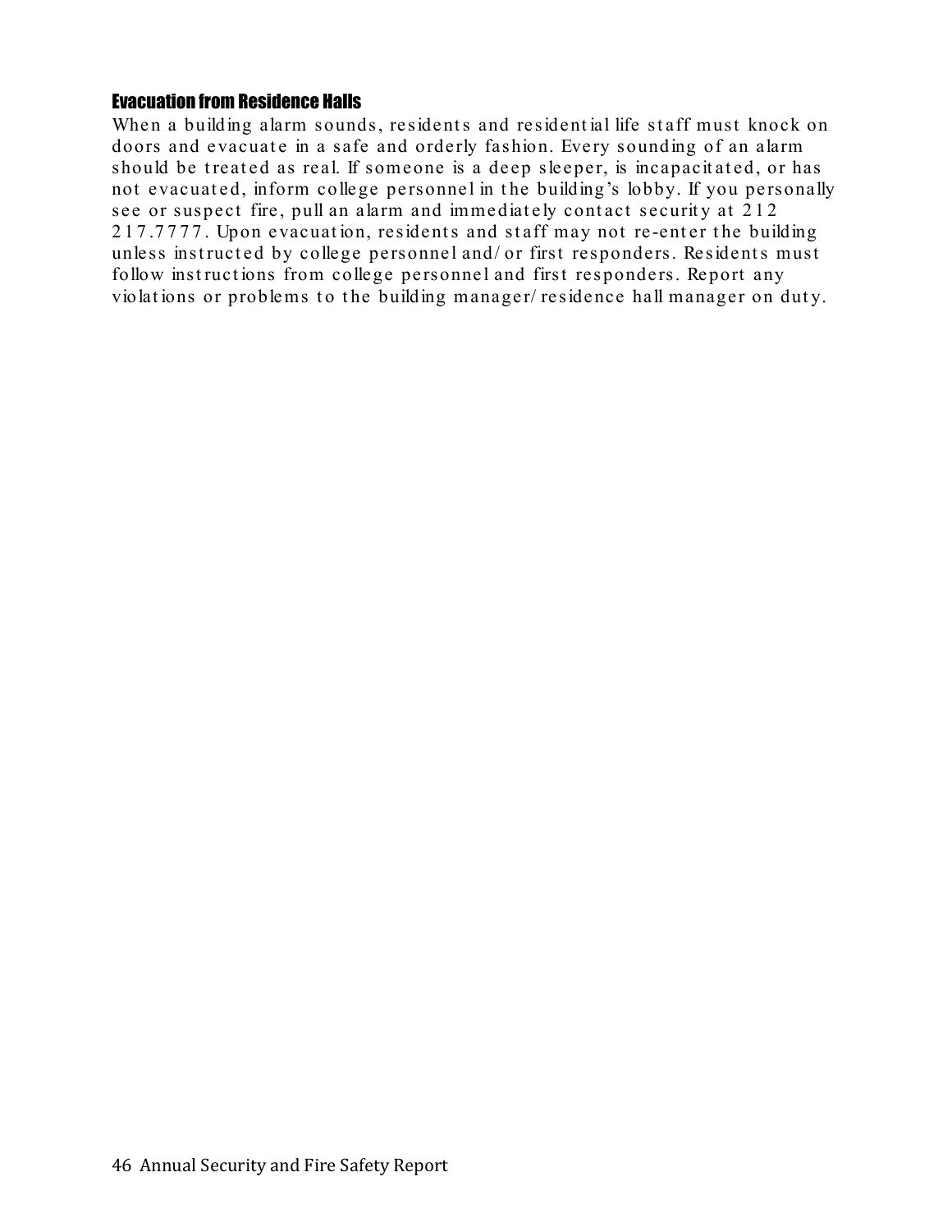### Evacuation from Residence Halls

When a building alarm sounds, residents and residential life staff must knock on doors and evacuate in a safe and orderly fashion. Every sounding of an alarm should be treated as real. If someone is a deep sleeper, is incapacitated, or has not evacuated, inform college personnel in the building's lobby. If you personally see or suspect fire, pull an alarm and immediately contact security at 212 217.7777. Upon evacuation, residents and staff may not re-enter the building unless instructed by college personnel and/or first responders. Residents must follow instructions from college personnel and first responders. Report any violations or problems to the building manager/residence hall manager on duty.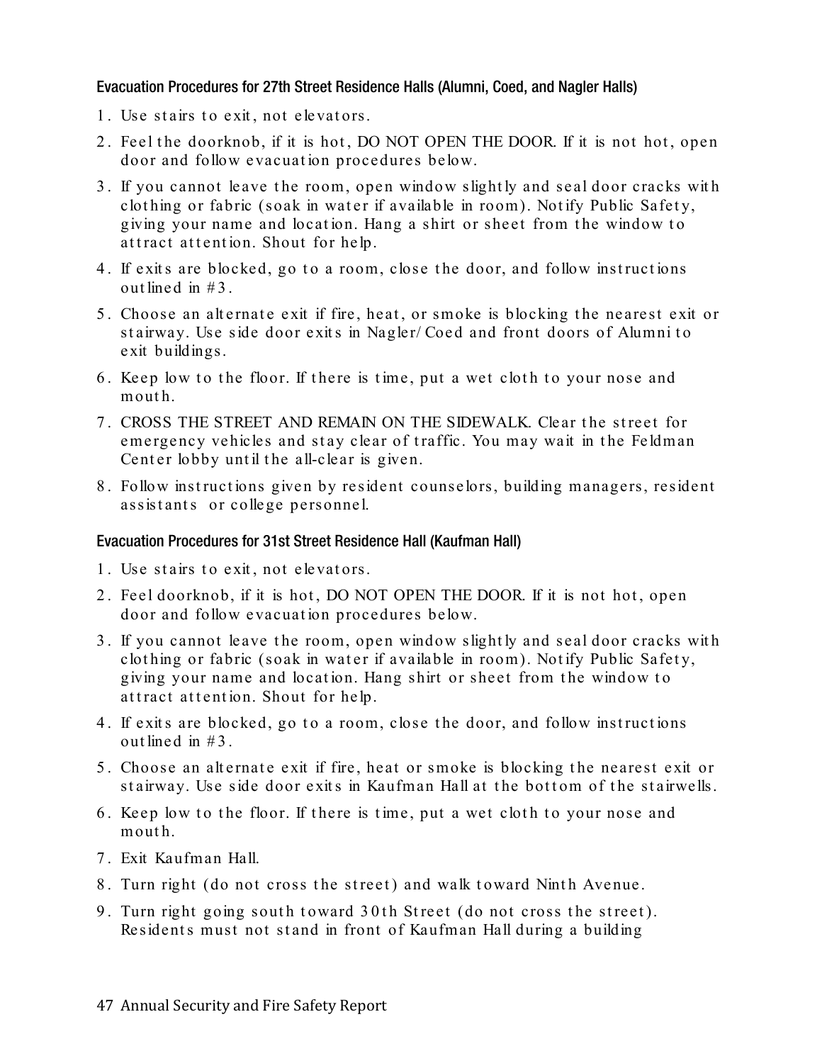### Evacuation Procedures for 27th Street Residence Halls (Alumni, Coed, and Nagler Halls)

1. Use stairs to exit, not elevators.
2. Feel the doorknob, if it is hot, DO NOT OPEN THE DOOR. If it is not hot, open door and follow evacuation procedures below.
3. If you cannot leave the room, open window slightly and seal door cracks with clothing or fabric (soak in water if available in room). Notify Public Safety, giving your name and location. Hang a shirt or sheet from the window to attract attention. Shout for help.
4. If exits are blocked, go to a room, close the door, and follow instructions outlined in #3.
5. Choose an alternate exit if fire, heat, or smoke is blocking the nearest exit or stairway. Use side door exits in Nagler/Coed and front doors of Alumni to exit buildings.
6. Keep low to the floor. If there is time, put a wet cloth to your nose and mouth.
7. CROSS THE STREET AND REMAIN ON THE SIDEWALK. Clear the street for emergency vehicles and stay clear of traffic. You may wait in the Feldman Center lobby until the all-clear is given.
8. Follow instructions given by resident counselors, building managers, resident assistants or college personnel.

### Evacuation Procedures for 31st Street Residence Hall (Kaufman Hall)

1. Use stairs to exit, not elevators.
2. Feel doorknob, if it is hot, DO NOT OPEN THE DOOR. If it is not hot, open door and follow evacuation procedures below.
3. If you cannot leave the room, open window slightly and seal door cracks with clothing or fabric (soak in water if available in room). Notify Public Safety, giving your name and location. Hang shirt or sheet from the window to attract attention. Shout for help.
4. If exits are blocked, go to a room, close the door, and follow instructions outlined in #3.
5. Choose an alternate exit if fire, heat or smoke is blocking the nearest exit or stairway. Use side door exits in Kaufman Hall at the bottom of the stairwells.
6. Keep low to the floor. If there is time, put a wet cloth to your nose and mouth.
7. Exit Kaufman Hall.
8. Turn right (do not cross the street) and walk toward Ninth Avenue.
9. Turn right going south toward 30th Street (do not cross the street). Residents must not stand in front of Kaufman Hall during a building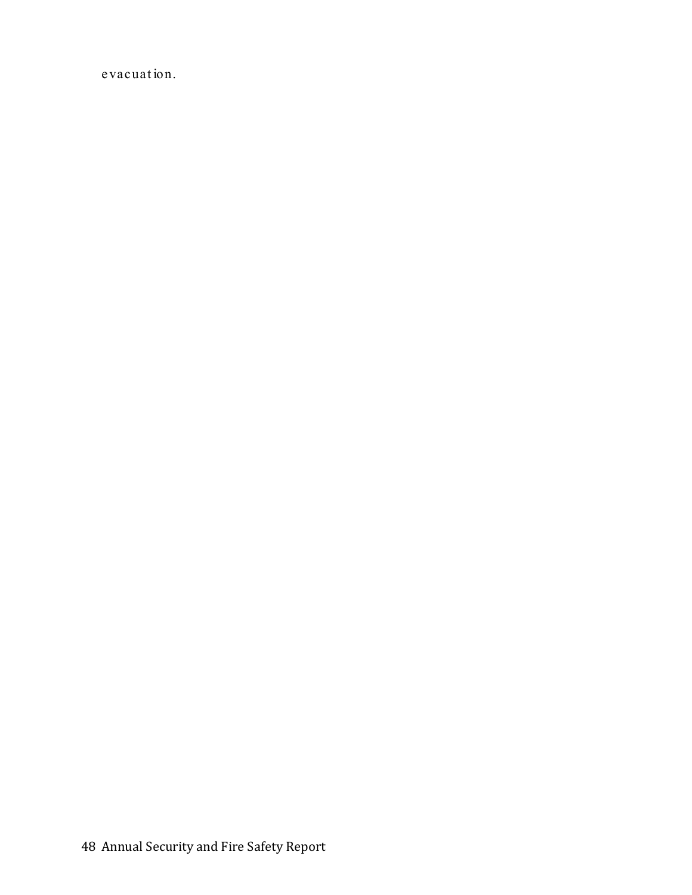evacuation.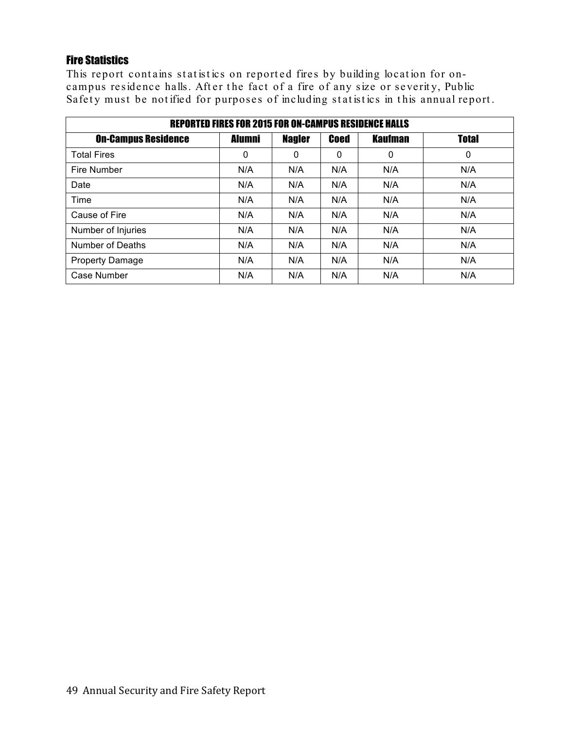## Fire Statistics

This report contains statistics on reported fires by building location for on-campus residence halls. After the fact of a fire of any size or severity, Public Safety must be notified for purposes of including statistics in this annual report.

| REPORTED FIRES FOR 2015 FOR ON-CAMPUS RESIDENCE HALLS | | | | | |
|---|---|---|---|---|---|
| **On-Campus Residence** | **Alumni** | **Nagler** | **Coed** | **Kaufman** | **Total** |
| Total Fires | 0 | 0 | 0 | 0 | 0 |
| Fire Number | N/A | N/A | N/A | N/A | N/A |
| Date | N/A | N/A | N/A | N/A | N/A |
| Time | N/A | N/A | N/A | N/A | N/A |
| Cause of Fire | N/A | N/A | N/A | N/A | N/A |
| Number of Injuries | N/A | N/A | N/A | N/A | N/A |
| Number of Deaths | N/A | N/A | N/A | N/A | N/A |
| Property Damage | N/A | N/A | N/A | N/A | N/A |
| Case Number | N/A | N/A | N/A | N/A | N/A |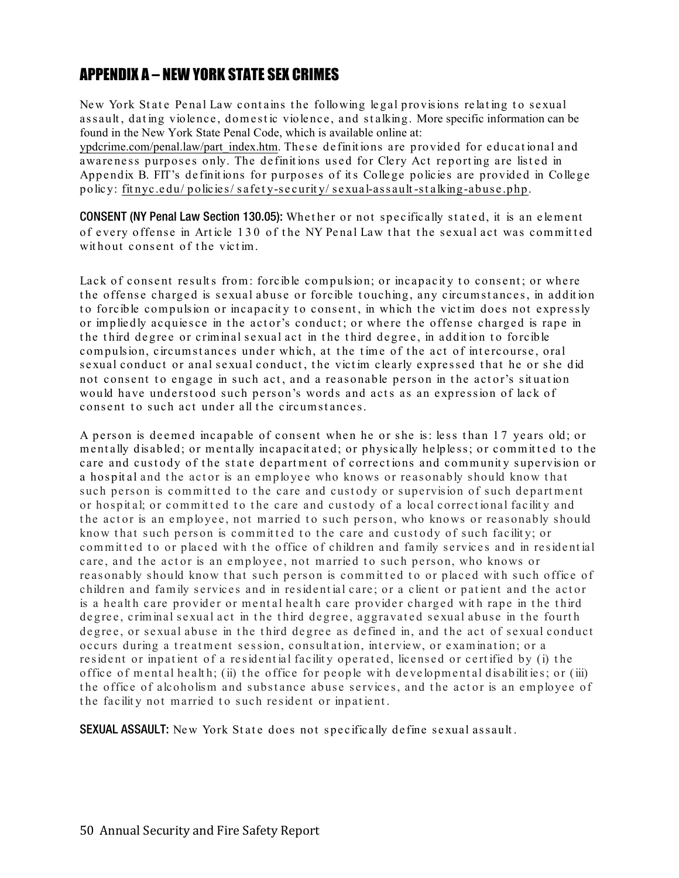## APPENDIX A – NEW YORK STATE SEX CRIMES

New York State Penal Law contains the following legal provisions relating to sexual assault, dating violence, domestic violence, and stalking. More specific information can be found in the New York State Penal Code, which is available online at: ypdcrime.com/penal.law/part_index.htm. These definitions are provided for educational and awareness purposes only. The definitions used for Clery Act reporting are listed in Appendix B. FIT's definitions for purposes of its College policies are provided in College policy: fitnyc.edu/policies/safety-security/sexual-assault-stalking-abuse.php.

**CONSENT (NY Penal Law Section 130.05):** Whether or not specifically stated, it is an element of every offense in Article 130 of the NY Penal Law that the sexual act was committed without consent of the victim.

Lack of consent results from: forcible compulsion; or incapacity to consent; or where the offense charged is sexual abuse or forcible touching, any circumstances, in addition to forcible compulsion or incapacity to consent, in which the victim does not expressly or impliedly acquiesce in the actor's conduct; or where the offense charged is rape in the third degree or criminal sexual act in the third degree, in addition to forcible compulsion, circumstances under which, at the time of the act of intercourse, oral sexual conduct or anal sexual conduct, the victim clearly expressed that he or she did not consent to engage in such act, and a reasonable person in the actor's situation would have understood such person's words and acts as an expression of lack of consent to such act under all the circumstances.

A person is deemed incapable of consent when he or she is: less than 17 years old; or mentally disabled; or mentally incapacitated; or physically helpless; or committed to the care and custody of the state department of corrections and community supervision or a hospital and the actor is an employee who knows or reasonably should know that such person is committed to the care and custody or supervision of such department or hospital; or committed to the care and custody of a local correctional facility and the actor is an employee, not married to such person, who knows or reasonably should know that such person is committed to the care and custody of such facility; or committed to or placed with the office of children and family services and in residential care, and the actor is an employee, not married to such person, who knows or reasonably should know that such person is committed to or placed with such office of children and family services and in residential care; or a client or patient and the actor is a health care provider or mental health care provider charged with rape in the third degree, criminal sexual act in the third degree, aggravated sexual abuse in the fourth degree, or sexual abuse in the third degree as defined in, and the act of sexual conduct occurs during a treatment session, consultation, interview, or examination; or a resident or inpatient of a residential facility operated, licensed or certified by (i) the office of mental health; (ii) the office for people with developmental disabilities; or (iii) the office of alcoholism and substance abuse services, and the actor is an employee of the facility not married to such resident or inpatient.

**SEXUAL ASSAULT:** New York State does not specifically define sexual assault.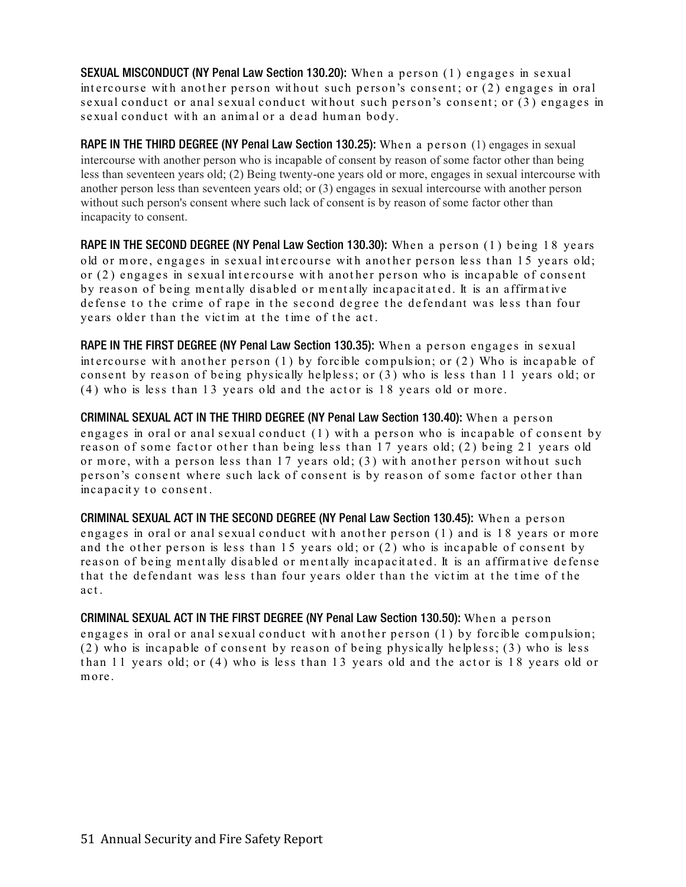**SEXUAL MISCONDUCT (NY Penal Law Section 130.20):** When a person (1) engages in sexual intercourse with another person without such person's consent; or (2) engages in oral sexual conduct or anal sexual conduct without such person's consent; or (3) engages in sexual conduct with an animal or a dead human body.

**RAPE IN THE THIRD DEGREE (NY Penal Law Section 130.25):** When a person (1) engages in sexual intercourse with another person who is incapable of consent by reason of some factor other than being less than seventeen years old; (2) Being twenty-one years old or more, engages in sexual intercourse with another person less than seventeen years old; or (3) engages in sexual intercourse with another person without such person's consent where such lack of consent is by reason of some factor other than incapacity to consent.

**RAPE IN THE SECOND DEGREE (NY Penal Law Section 130.30):** When a person (1) being 18 years old or more, engages in sexual intercourse with another person less than 15 years old; or (2) engages in sexual intercourse with another person who is incapable of consent by reason of being mentally disabled or mentally incapacitated. It is an affirmative defense to the crime of rape in the second degree the defendant was less than four years older than the victim at the time of the act.

**RAPE IN THE FIRST DEGREE (NY Penal Law Section 130.35):** When a person engages in sexual intercourse with another person (1) by forcible compulsion; or (2) Who is incapable of consent by reason of being physically helpless; or (3) who is less than 11 years old; or (4) who is less than 13 years old and the actor is 18 years old or more.

**CRIMINAL SEXUAL ACT IN THE THIRD DEGREE (NY Penal Law Section 130.40):** When a person engages in oral or anal sexual conduct (1) with a person who is incapable of consent by reason of some factor other than being less than 17 years old; (2) being 21 years old or more, with a person less than 17 years old; (3) with another person without such person's consent where such lack of consent is by reason of some factor other than incapacity to consent.

**CRIMINAL SEXUAL ACT IN THE SECOND DEGREE (NY Penal Law Section 130.45):** When a person engages in oral or anal sexual conduct with another person (1) and is 18 years or more and the other person is less than 15 years old; or (2) who is incapable of consent by reason of being mentally disabled or mentally incapacitated. It is an affirmative defense that the defendant was less than four years older than the victim at the time of the act.

**CRIMINAL SEXUAL ACT IN THE FIRST DEGREE (NY Penal Law Section 130.50):** When a person engages in oral or anal sexual conduct with another person (1) by forcible compulsion; (2) who is incapable of consent by reason of being physically helpless; (3) who is less than 11 years old; or (4) who is less than 13 years old and the actor is 18 years old or more.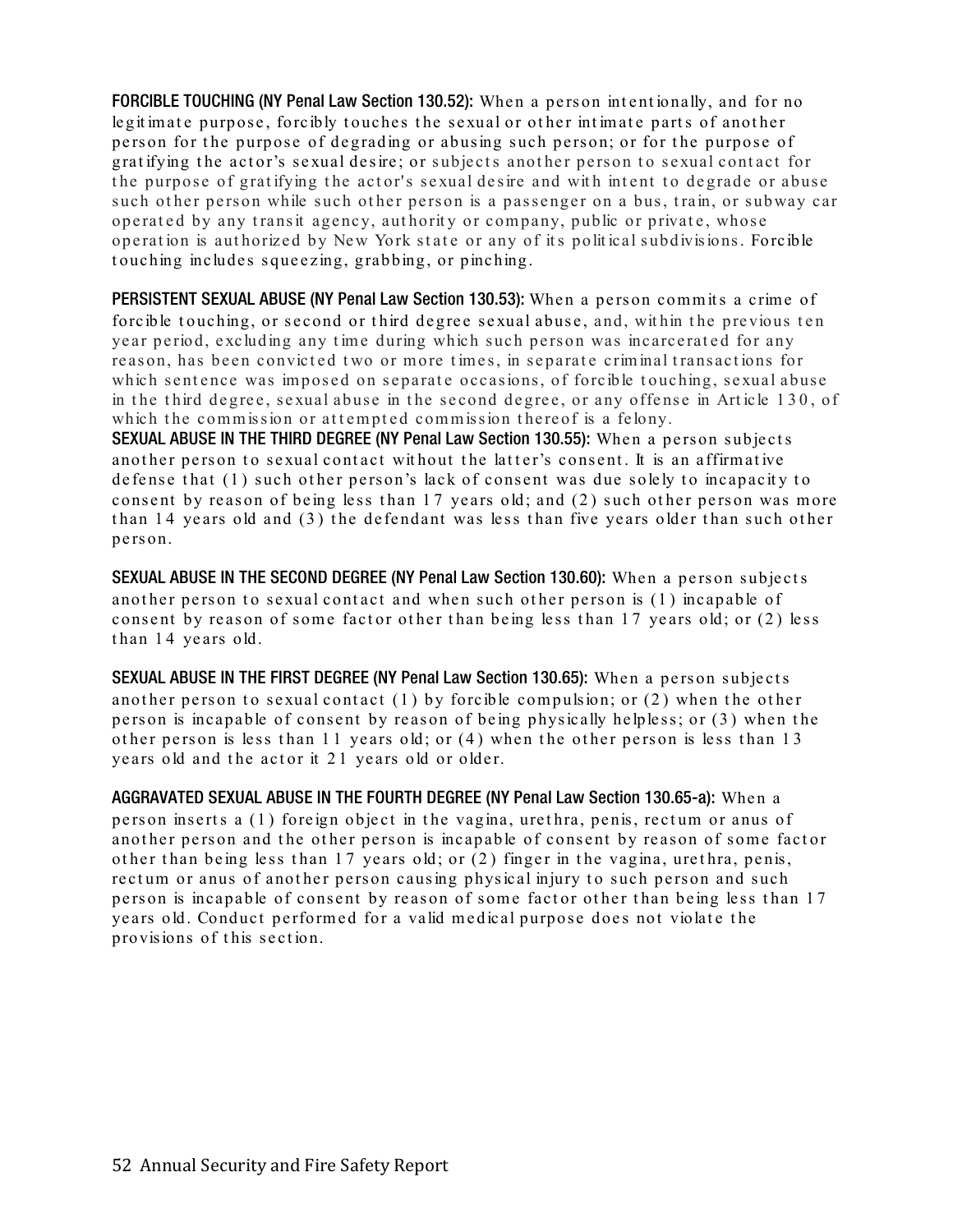**FORCIBLE TOUCHING (NY Penal Law Section 130.52):** When a person intentionally, and for no legitimate purpose, forcibly touches the sexual or other intimate parts of another person for the purpose of degrading or abusing such person; or for the purpose of gratifying the actor's sexual desire; or subjects another person to sexual contact for the purpose of gratifying the actor's sexual desire and with intent to degrade or abuse such other person while such other person is a passenger on a bus, train, or subway car operated by any transit agency, authority or company, public or private, whose operation is authorized by New York state or any of its political subdivisions. Forcible touching includes squeezing, grabbing, or pinching.

**PERSISTENT SEXUAL ABUSE (NY Penal Law Section 130.53):** When a person commits a crime of forcible touching, or second or third degree sexual abuse, and, within the previous ten year period, excluding any time during which such person was incarcerated for any reason, has been convicted two or more times, in separate criminal transactions for which sentence was imposed on separate occasions, of forcible touching, sexual abuse in the third degree, sexual abuse in the second degree, or any offense in Article 130, of which the commission or attempted commission thereof is a felony.

**SEXUAL ABUSE IN THE THIRD DEGREE (NY Penal Law Section 130.55):** When a person subjects another person to sexual contact without the latter's consent. It is an affirmative defense that (1) such other person's lack of consent was due solely to incapacity to consent by reason of being less than 17 years old; and (2) such other person was more than 14 years old and (3) the defendant was less than five years older than such other person.

**SEXUAL ABUSE IN THE SECOND DEGREE (NY Penal Law Section 130.60):** When a person subjects another person to sexual contact and when such other person is (1) incapable of consent by reason of some factor other than being less than 17 years old; or (2) less than 14 years old.

**SEXUAL ABUSE IN THE FIRST DEGREE (NY Penal Law Section 130.65):** When a person subjects another person to sexual contact (1) by forcible compulsion; or (2) when the other person is incapable of consent by reason of being physically helpless; or (3) when the other person is less than 11 years old; or (4) when the other person is less than 13 years old and the actor it 21 years old or older.

**AGGRAVATED SEXUAL ABUSE IN THE FOURTH DEGREE (NY Penal Law Section 130.65-a):** When a person inserts a (1) foreign object in the vagina, urethra, penis, rectum or anus of another person and the other person is incapable of consent by reason of some factor other than being less than 17 years old; or (2) finger in the vagina, urethra, penis, rectum or anus of another person causing physical injury to such person and such person is incapable of consent by reason of some factor other than being less than 17 years old. Conduct performed for a valid medical purpose does not violate the provisions of this section.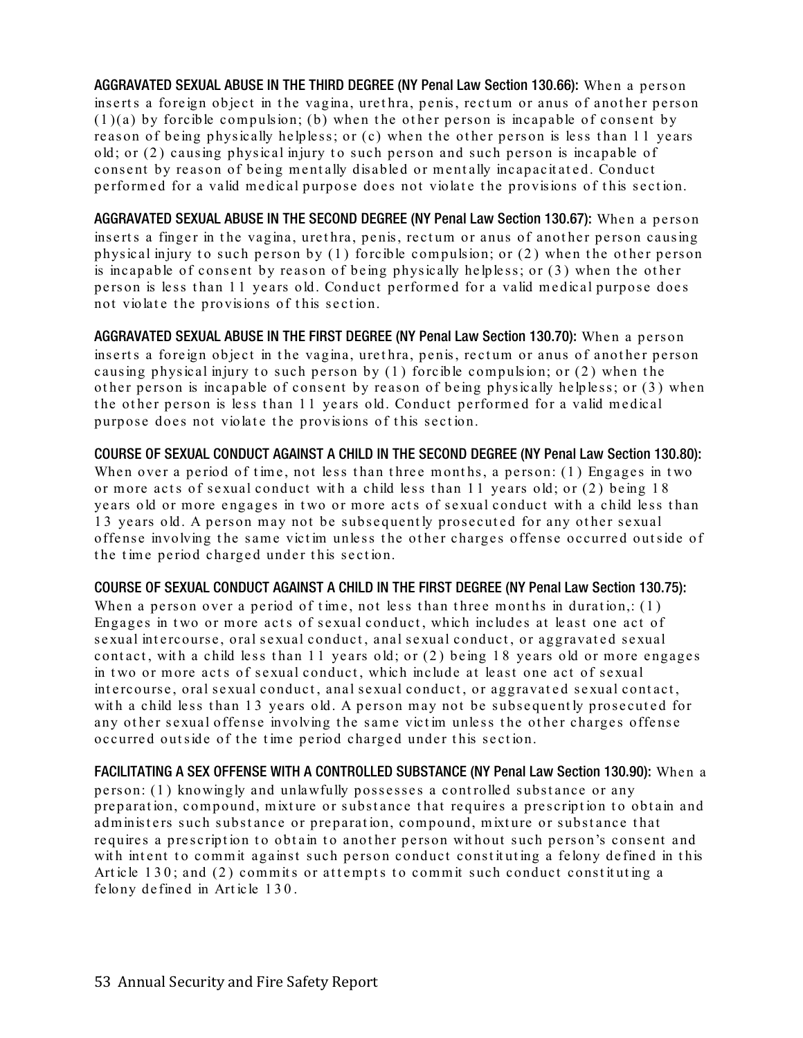**AGGRAVATED SEXUAL ABUSE IN THE THIRD DEGREE (NY Penal Law Section 130.66):** When a person inserts a foreign object in the vagina, urethra, penis, rectum or anus of another person (1)(a) by forcible compulsion; (b) when the other person is incapable of consent by reason of being physically helpless; or (c) when the other person is less than 11 years old; or (2) causing physical injury to such person and such person is incapable of consent by reason of being mentally disabled or mentally incapacitated. Conduct performed for a valid medical purpose does not violate the provisions of this section.

**AGGRAVATED SEXUAL ABUSE IN THE SECOND DEGREE (NY Penal Law Section 130.67):** When a person inserts a finger in the vagina, urethra, penis, rectum or anus of another person causing physical injury to such person by (1) forcible compulsion; or (2) when the other person is incapable of consent by reason of being physically helpless; or (3) when the other person is less than 11 years old. Conduct performed for a valid medical purpose does not violate the provisions of this section.

**AGGRAVATED SEXUAL ABUSE IN THE FIRST DEGREE (NY Penal Law Section 130.70):** When a person inserts a foreign object in the vagina, urethra, penis, rectum or anus of another person causing physical injury to such person by (1) forcible compulsion; or (2) when the other person is incapable of consent by reason of being physically helpless; or (3) when the other person is less than 11 years old. Conduct performed for a valid medical purpose does not violate the provisions of this section.

**COURSE OF SEXUAL CONDUCT AGAINST A CHILD IN THE SECOND DEGREE (NY Penal Law Section 130.80):** When over a period of time, not less than three months, a person: (1) Engages in two or more acts of sexual conduct with a child less than 11 years old; or (2) being 18 years old or more engages in two or more acts of sexual conduct with a child less than 13 years old. A person may not be subsequently prosecuted for any other sexual offense involving the same victim unless the other charges offense occurred outside of the time period charged under this section.

**COURSE OF SEXUAL CONDUCT AGAINST A CHILD IN THE FIRST DEGREE (NY Penal Law Section 130.75):** When a person over a period of time, not less than three months in duration,: (1) Engages in two or more acts of sexual conduct, which includes at least one act of sexual intercourse, oral sexual conduct, anal sexual conduct, or aggravated sexual contact, with a child less than 11 years old; or (2) being 18 years old or more engages in two or more acts of sexual conduct, which include at least one act of sexual intercourse, oral sexual conduct, anal sexual conduct, or aggravated sexual contact, with a child less than 13 years old. A person may not be subsequently prosecuted for any other sexual offense involving the same victim unless the other charges offense occurred outside of the time period charged under this section.

**FACILITATING A SEX OFFENSE WITH A CONTROLLED SUBSTANCE (NY Penal Law Section 130.90):** When a person: (1) knowingly and unlawfully possesses a controlled substance or any preparation, compound, mixture or substance that requires a prescription to obtain and administers such substance or preparation, compound, mixture or substance that requires a prescription to obtain to another person without such person's consent and with intent to commit against such person conduct constituting a felony defined in this Article 130; and (2) commits or attempts to commit such conduct constituting a felony defined in Article 130.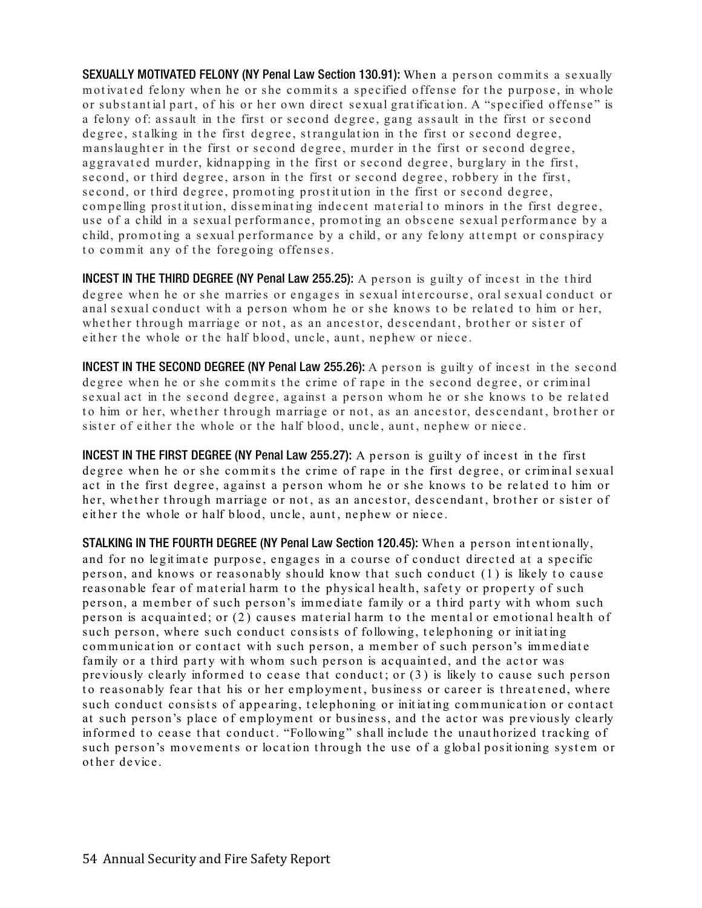**SEXUALLY MOTIVATED FELONY (NY Penal Law Section 130.91):** When a person commits a sexually motivated felony when he or she commits a specified offense for the purpose, in whole or substantial part, of his or her own direct sexual gratification. A "specified offense" is a felony of: assault in the first or second degree, gang assault in the first or second degree, stalking in the first degree, strangulation in the first or second degree, manslaughter in the first or second degree, murder in the first or second degree, aggravated murder, kidnapping in the first or second degree, burglary in the first, second, or third degree, arson in the first or second degree, robbery in the first, second, or third degree, promoting prostitution in the first or second degree, compelling prostitution, disseminating indecent material to minors in the first degree, use of a child in a sexual performance, promoting an obscene sexual performance by a child, promoting a sexual performance by a child, or any felony attempt or conspiracy to commit any of the foregoing offenses.

**INCEST IN THE THIRD DEGREE (NY Penal Law 255.25):** A person is guilty of incest in the third degree when he or she marries or engages in sexual intercourse, oral sexual conduct or anal sexual conduct with a person whom he or she knows to be related to him or her, whether through marriage or not, as an ancestor, descendant, brother or sister of either the whole or the half blood, uncle, aunt, nephew or niece.

**INCEST IN THE SECOND DEGREE (NY Penal Law 255.26):** A person is guilty of incest in the second degree when he or she commits the crime of rape in the second degree, or criminal sexual act in the second degree, against a person whom he or she knows to be related to him or her, whether through marriage or not, as an ancestor, descendant, brother or sister of either the whole or the half blood, uncle, aunt, nephew or niece.

**INCEST IN THE FIRST DEGREE (NY Penal Law 255.27):** A person is guilty of incest in the first degree when he or she commits the crime of rape in the first degree, or criminal sexual act in the first degree, against a person whom he or she knows to be related to him or her, whether through marriage or not, as an ancestor, descendant, brother or sister of either the whole or half blood, uncle, aunt, nephew or niece.

**STALKING IN THE FOURTH DEGREE (NY Penal Law Section 120.45):** When a person intentionally, and for no legitimate purpose, engages in a course of conduct directed at a specific person, and knows or reasonably should know that such conduct (1) is likely to cause reasonable fear of material harm to the physical health, safety or property of such person, a member of such person's immediate family or a third party with whom such person is acquainted; or (2) causes material harm to the mental or emotional health of such person, where such conduct consists of following, telephoning or initiating communication or contact with such person, a member of such person's immediate family or a third party with whom such person is acquainted, and the actor was previously clearly informed to cease that conduct; or (3) is likely to cause such person to reasonably fear that his or her employment, business or career is threatened, where such conduct consists of appearing, telephoning or initiating communication or contact at such person's place of employment or business, and the actor was previously clearly informed to cease that conduct. "Following" shall include the unauthorized tracking of such person's movements or location through the use of a global positioning system or other device.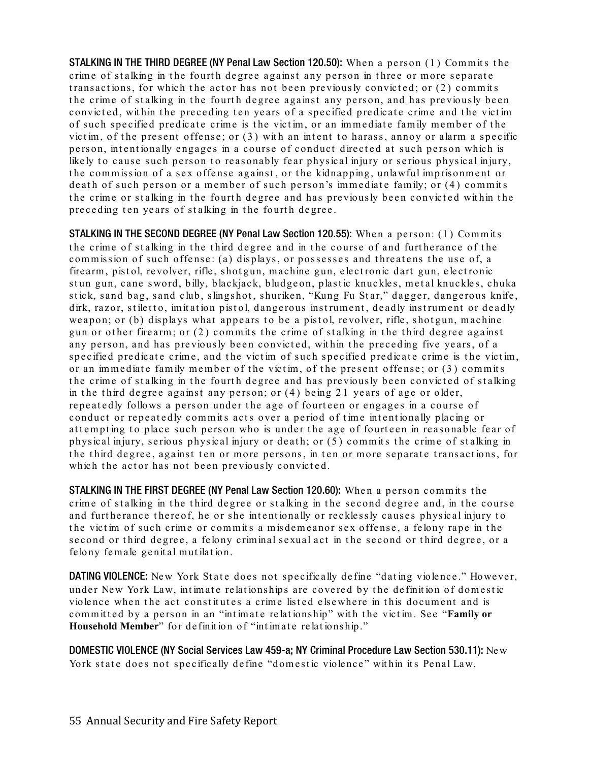**STALKING IN THE THIRD DEGREE (NY Penal Law Section 120.50):** When a person (1) Commits the crime of stalking in the fourth degree against any person in three or more separate transactions, for which the actor has not been previously convicted; or (2) commits the crime of stalking in the fourth degree against any person, and has previously been convicted, within the preceding ten years of a specified predicate crime and the victim of such specified predicate crime is the victim, or an immediate family member of the victim, of the present offense; or (3) with an intent to harass, annoy or alarm a specific person, intentionally engages in a course of conduct directed at such person which is likely to cause such person to reasonably fear physical injury or serious physical injury, the commission of a sex offense against, or the kidnapping, unlawful imprisonment or death of such person or a member of such person's immediate family; or (4) commits the crime or stalking in the fourth degree and has previously been convicted within the preceding ten years of stalking in the fourth degree.

**STALKING IN THE SECOND DEGREE (NY Penal Law Section 120.55):** When a person: (1) Commits the crime of stalking in the third degree and in the course of and furtherance of the commission of such offense: (a) displays, or possesses and threatens the use of, a firearm, pistol, revolver, rifle, shotgun, machine gun, electronic dart gun, electronic stun gun, cane sword, billy, blackjack, bludgeon, plastic knuckles, metal knuckles, chuka stick, sand bag, sand club, slingshot, shuriken, "Kung Fu Star," dagger, dangerous knife, dirk, razor, stiletto, imitation pistol, dangerous instrument, deadly instrument or deadly weapon; or (b) displays what appears to be a pistol, revolver, rifle, shotgun, machine gun or other firearm; or (2) commits the crime of stalking in the third degree against any person, and has previously been convicted, within the preceding five years, of a specified predicate crime, and the victim of such specified predicate crime is the victim, or an immediate family member of the victim, of the present offense; or (3) commits the crime of stalking in the fourth degree and has previously been convicted of stalking in the third degree against any person; or (4) being 21 years of age or older, repeatedly follows a person under the age of fourteen or engages in a course of conduct or repeatedly commits acts over a period of time intentionally placing or attempting to place such person who is under the age of fourteen in reasonable fear of physical injury, serious physical injury or death; or (5) commits the crime of stalking in the third degree, against ten or more persons, in ten or more separate transactions, for which the actor has not been previously convicted.

**STALKING IN THE FIRST DEGREE (NY Penal Law Section 120.60):** When a person commits the crime of stalking in the third degree or stalking in the second degree and, in the course and furtherance thereof, he or she intentionally or recklessly causes physical injury to the victim of such crime or commits a misdemeanor sex offense, a felony rape in the second or third degree, a felony criminal sexual act in the second or third degree, or a felony female genital mutilation.

**DATING VIOLENCE:** New York State does not specifically define "dating violence." However, under New York Law, intimate relationships are covered by the definition of domestic violence when the act constitutes a crime listed elsewhere in this document and is committed by a person in an "intimate relationship" with the victim. See "**Family or Household Member**" for definition of "intimate relationship."

**DOMESTIC VIOLENCE (NY Social Services Law 459-a; NY Criminal Procedure Law Section 530.11):** New York state does not specifically define "domestic violence" within its Penal Law.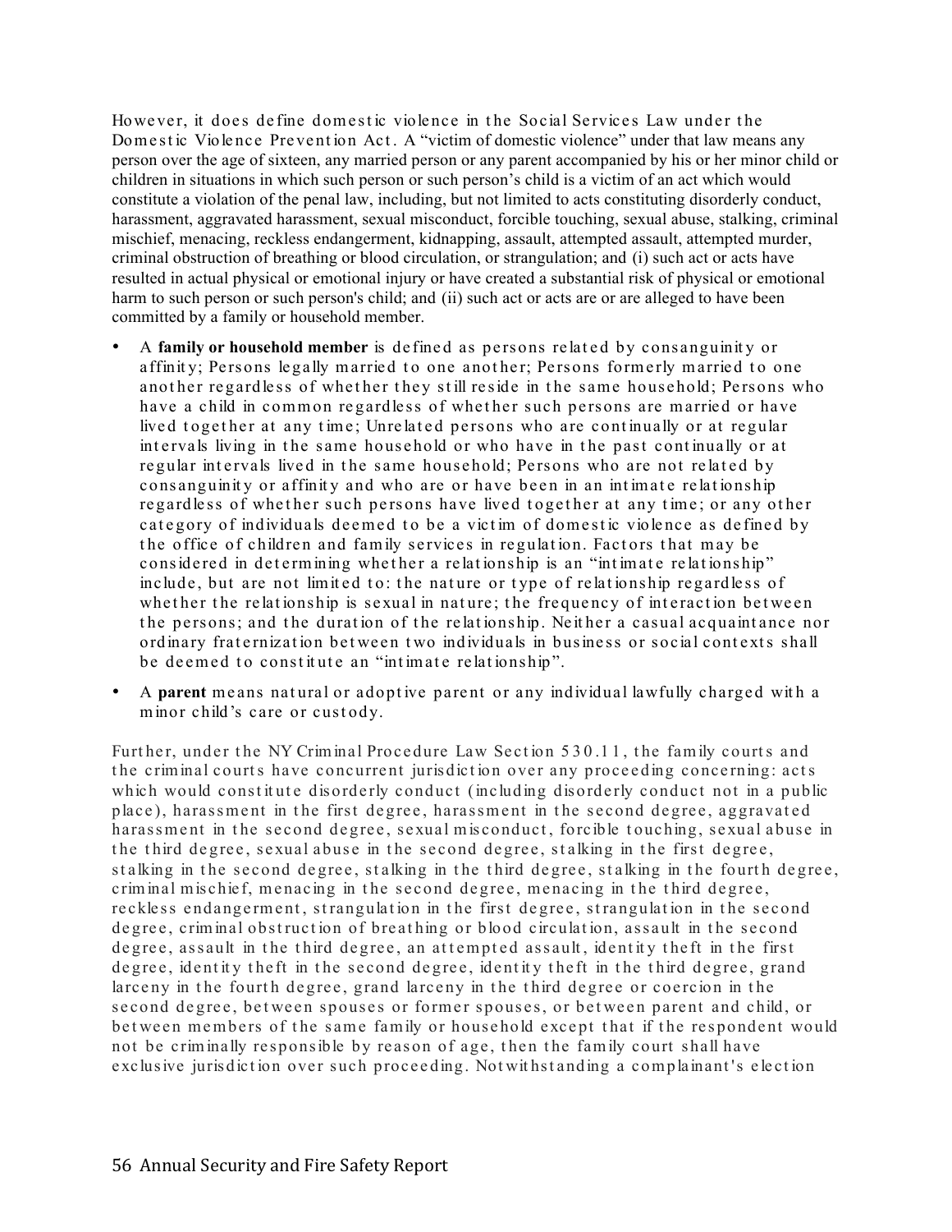However, it does define domestic violence in the Social Services Law under the Domestic Violence Prevention Act. A "victim of domestic violence" under that law means any person over the age of sixteen, any married person or any parent accompanied by his or her minor child or children in situations in which such person or such person's child is a victim of an act which would constitute a violation of the penal law, including, but not limited to acts constituting disorderly conduct, harassment, aggravated harassment, sexual misconduct, forcible touching, sexual abuse, stalking, criminal mischief, menacing, reckless endangerment, kidnapping, assault, attempted assault, attempted murder, criminal obstruction of breathing or blood circulation, or strangulation; and (i) such act or acts have resulted in actual physical or emotional injury or have created a substantial risk of physical or emotional harm to such person or such person's child; and (ii) such act or acts are or are alleged to have been committed by a family or household member.

- A **family or household member** is defined as persons related by consanguinity or affinity; Persons legally married to one another; Persons formerly married to one another regardless of whether they still reside in the same household; Persons who have a child in common regardless of whether such persons are married or have lived together at any time; Unrelated persons who are continually or at regular intervals living in the same household or who have in the past continually or at regular intervals lived in the same household; Persons who are not related by consanguinity or affinity and who are or have been in an intimate relationship regardless of whether such persons have lived together at any time; or any other category of individuals deemed to be a victim of domestic violence as defined by the office of children and family services in regulation. Factors that may be considered in determining whether a relationship is an "intimate relationship" include, but are not limited to: the nature or type of relationship regardless of whether the relationship is sexual in nature; the frequency of interaction between the persons; and the duration of the relationship. Neither a casual acquaintance nor ordinary fraternization between two individuals in business or social contexts shall be deemed to constitute an "intimate relationship".
- A **parent** means natural or adoptive parent or any individual lawfully charged with a minor child's care or custody.

Further, under the NY Criminal Procedure Law Section 530.11, the family courts and the criminal courts have concurrent jurisdiction over any proceeding concerning: acts which would constitute disorderly conduct (including disorderly conduct not in a public place), harassment in the first degree, harassment in the second degree, aggravated harassment in the second degree, sexual misconduct, forcible touching, sexual abuse in the third degree, sexual abuse in the second degree, stalking in the first degree, stalking in the second degree, stalking in the third degree, stalking in the fourth degree, criminal mischief, menacing in the second degree, menacing in the third degree, reckless endangerment, strangulation in the first degree, strangulation in the second degree, criminal obstruction of breathing or blood circulation, assault in the second degree, assault in the third degree, an attempted assault, identity theft in the first degree, identity theft in the second degree, identity theft in the third degree, grand larceny in the fourth degree, grand larceny in the third degree or coercion in the second degree, between spouses or former spouses, or between parent and child, or between members of the same family or household except that if the respondent would not be criminally responsible by reason of age, then the family court shall have exclusive jurisdiction over such proceeding. Notwithstanding a complainant's election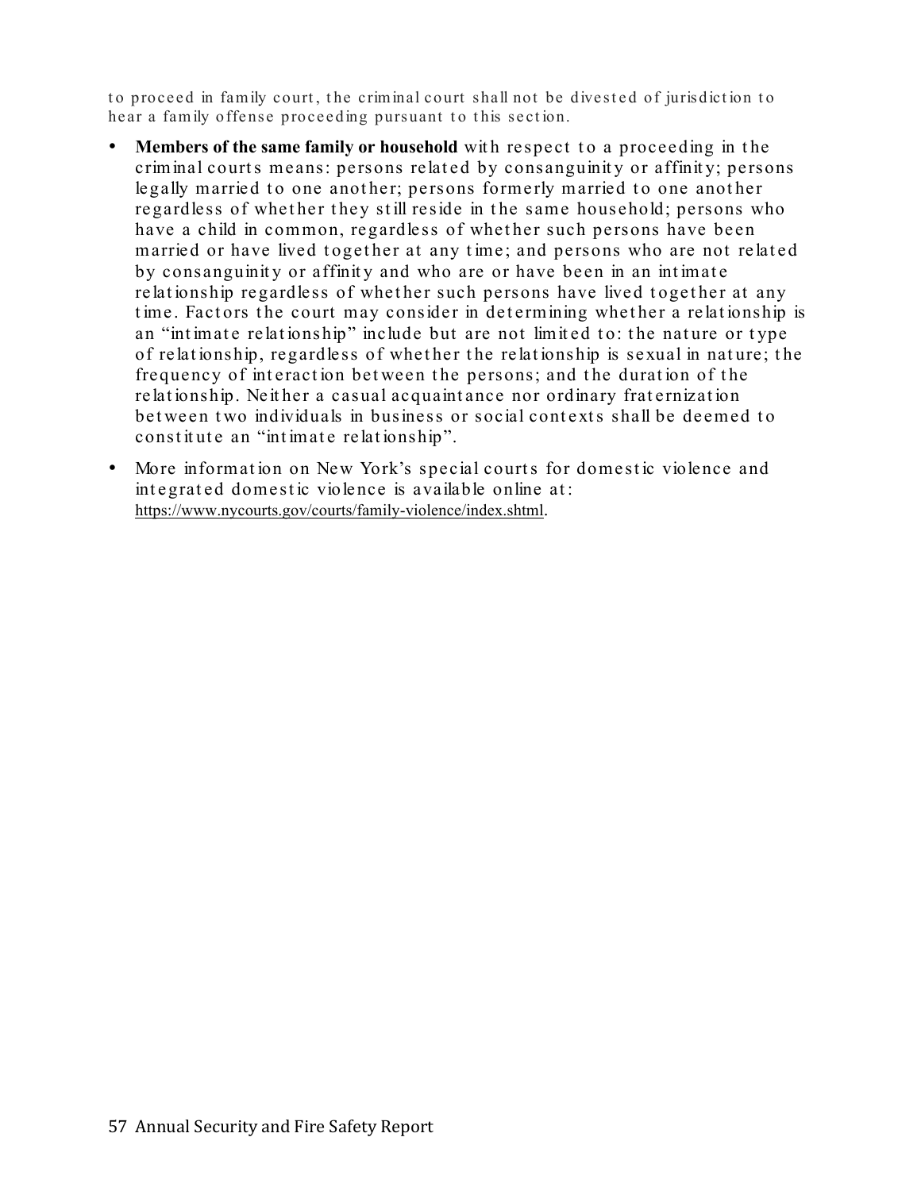to proceed in family court, the criminal court shall not be divested of jurisdiction to hear a family offense proceeding pursuant to this section.

- **Members of the same family or household** with respect to a proceeding in the criminal courts means: persons related by consanguinity or affinity; persons legally married to one another; persons formerly married to one another regardless of whether they still reside in the same household; persons who have a child in common, regardless of whether such persons have been married or have lived together at any time; and persons who are not related by consanguinity or affinity and who are or have been in an intimate relationship regardless of whether such persons have lived together at any time. Factors the court may consider in determining whether a relationship is an "intimate relationship" include but are not limited to: the nature or type of relationship, regardless of whether the relationship is sexual in nature; the frequency of interaction between the persons; and the duration of the relationship. Neither a casual acquaintance nor ordinary fraternization between two individuals in business or social contexts shall be deemed to constitute an "intimate relationship".
- More information on New York's special courts for domestic violence and integrated domestic violence is available online at: https://www.nycourts.gov/courts/family-violence/index.shtml.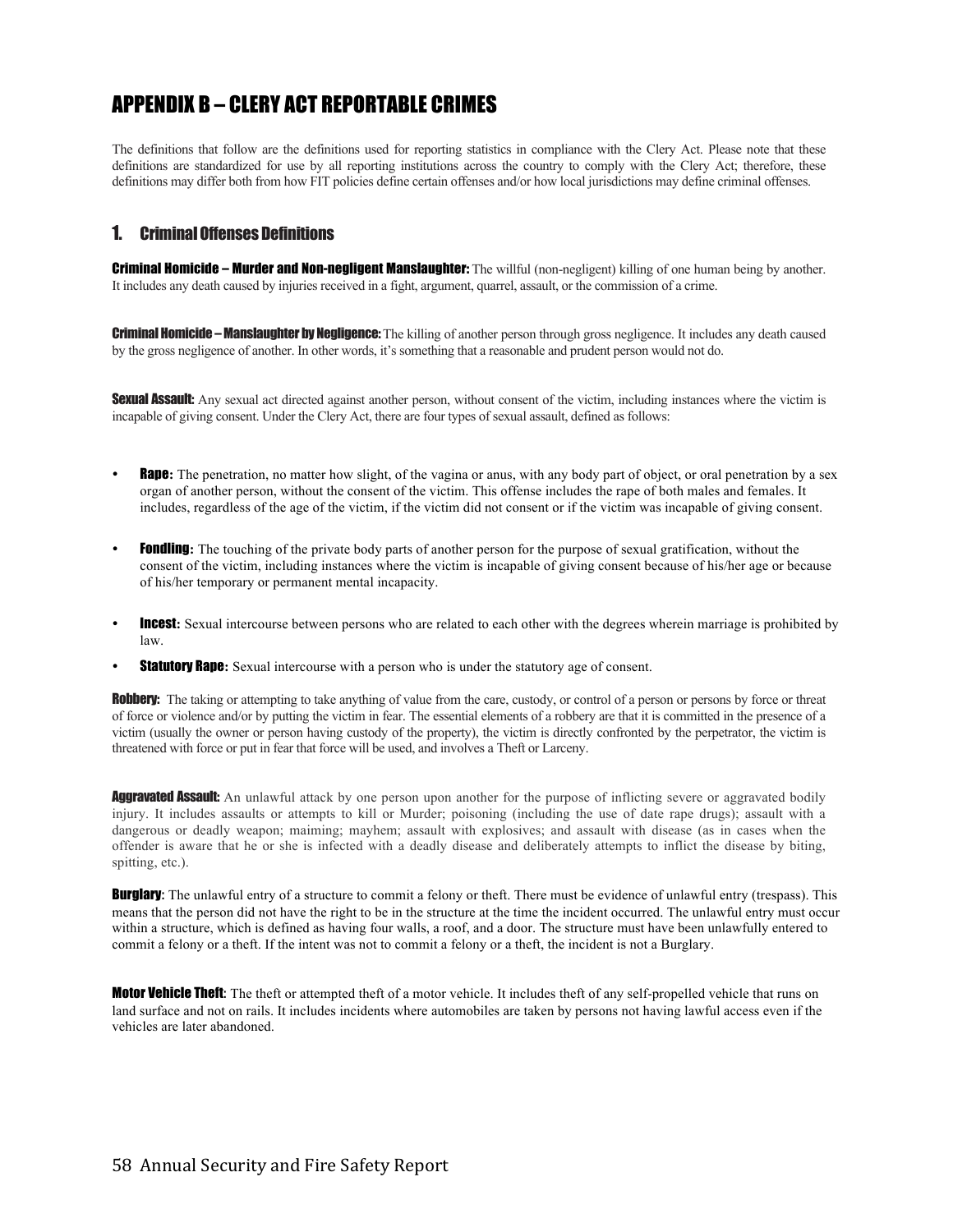# APPENDIX B – CLERY ACT REPORTABLE CRIMES

The definitions that follow are the definitions used for reporting statistics in compliance with the Clery Act. Please note that these definitions are standardized for use by all reporting institutions across the country to comply with the Clery Act; therefore, these definitions may differ both from how FIT policies define certain offenses and/or how local jurisdictions may define criminal offenses.

## 1. Criminal Offenses Definitions

**Criminal Homicide – Murder and Non-negligent Manslaughter:** The willful (non-negligent) killing of one human being by another. It includes any death caused by injuries received in a fight, argument, quarrel, assault, or the commission of a crime.

**Criminal Homicide – Manslaughter by Negligence:** The killing of another person through gross negligence. It includes any death caused by the gross negligence of another. In other words, it's something that a reasonable and prudent person would not do.

**Sexual Assault:** Any sexual act directed against another person, without consent of the victim, including instances where the victim is incapable of giving consent. Under the Clery Act, there are four types of sexual assault, defined as follows:

- **Rape:** The penetration, no matter how slight, of the vagina or anus, with any body part of object, or oral penetration by a sex organ of another person, without the consent of the victim. This offense includes the rape of both males and females. It includes, regardless of the age of the victim, if the victim did not consent or if the victim was incapable of giving consent.
- **Fondling:** The touching of the private body parts of another person for the purpose of sexual gratification, without the consent of the victim, including instances where the victim is incapable of giving consent because of his/her age or because of his/her temporary or permanent mental incapacity.
- **Incest:** Sexual intercourse between persons who are related to each other with the degrees wherein marriage is prohibited by law.
- **Statutory Rape:** Sexual intercourse with a person who is under the statutory age of consent.

**Robbery:** The taking or attempting to take anything of value from the care, custody, or control of a person or persons by force or threat of force or violence and/or by putting the victim in fear. The essential elements of a robbery are that it is committed in the presence of a victim (usually the owner or person having custody of the property), the victim is directly confronted by the perpetrator, the victim is threatened with force or put in fear that force will be used, and involves a Theft or Larceny.

**Aggravated Assault:** An unlawful attack by one person upon another for the purpose of inflicting severe or aggravated bodily injury. It includes assaults or attempts to kill or Murder; poisoning (including the use of date rape drugs); assault with a dangerous or deadly weapon; maiming; mayhem; assault with explosives; and assault with disease (as in cases when the offender is aware that he or she is infected with a deadly disease and deliberately attempts to inflict the disease by biting, spitting, etc.).

**Burglary:** The unlawful entry of a structure to commit a felony or theft. There must be evidence of unlawful entry (trespass). This means that the person did not have the right to be in the structure at the time the incident occurred. The unlawful entry must occur within a structure, which is defined as having four walls, a roof, and a door. The structure must have been unlawfully entered to commit a felony or a theft. If the intent was not to commit a felony or a theft, the incident is not a Burglary.

**Motor Vehicle Theft**: The theft or attempted theft of a motor vehicle. It includes theft of any self-propelled vehicle that runs on land surface and not on rails. It includes incidents where automobiles are taken by persons not having lawful access even if the vehicles are later abandoned.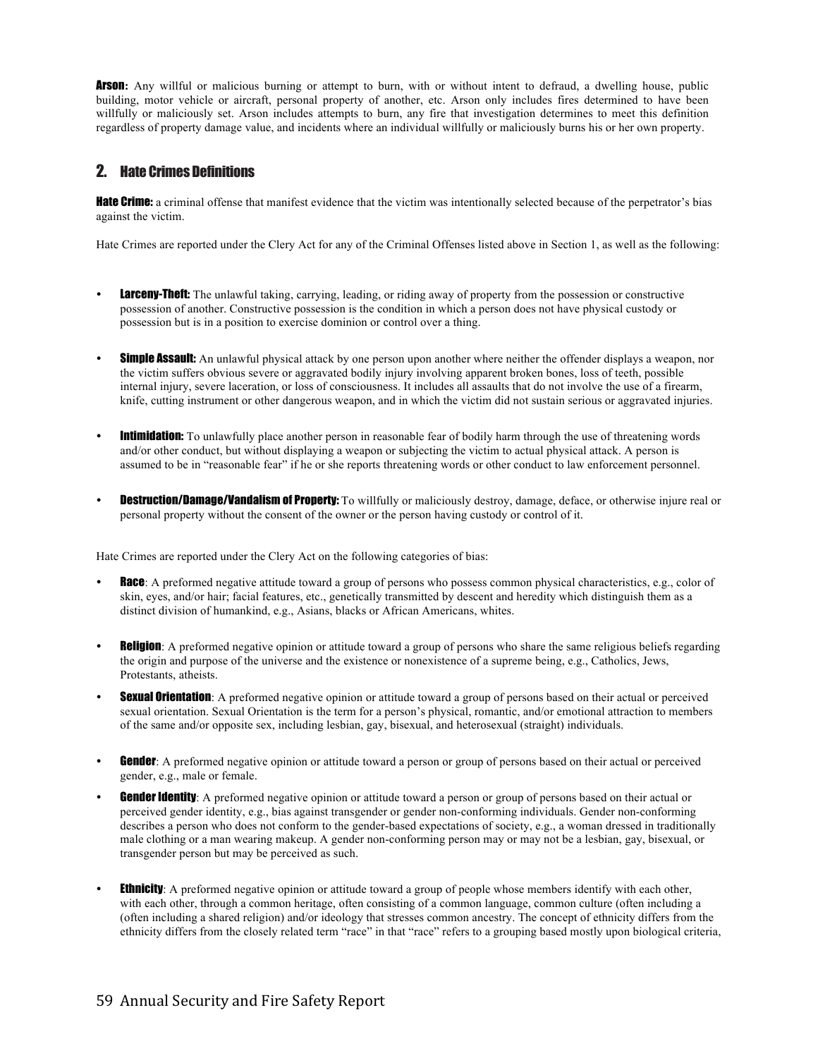**Arson:** Any willful or malicious burning or attempt to burn, with or without intent to defraud, a dwelling house, public building, motor vehicle or aircraft, personal property of another, etc. Arson only includes fires determined to have been willfully or maliciously set. Arson includes attempts to burn, any fire that investigation determines to meet this definition regardless of property damage value, and incidents where an individual willfully or maliciously burns his or her own property.

## 2. Hate Crimes Definitions

**Hate Crime:** a criminal offense that manifest evidence that the victim was intentionally selected because of the perpetrator's bias against the victim.

Hate Crimes are reported under the Clery Act for any of the Criminal Offenses listed above in Section 1, as well as the following:

- **Larceny-Theft:** The unlawful taking, carrying, leading, or riding away of property from the possession or constructive possession of another. Constructive possession is the condition in which a person does not have physical custody or possession but is in a position to exercise dominion or control over a thing.
- **Simple Assault:** An unlawful physical attack by one person upon another where neither the offender displays a weapon, nor the victim suffers obvious severe or aggravated bodily injury involving apparent broken bones, loss of teeth, possible internal injury, severe laceration, or loss of consciousness. It includes all assaults that do not involve the use of a firearm, knife, cutting instrument or other dangerous weapon, and in which the victim did not sustain serious or aggravated injuries.
- **Intimidation:** To unlawfully place another person in reasonable fear of bodily harm through the use of threatening words and/or other conduct, but without displaying a weapon or subjecting the victim to actual physical attack. A person is assumed to be in "reasonable fear" if he or she reports threatening words or other conduct to law enforcement personnel.
- **Destruction/Damage/Vandalism of Property:** To willfully or maliciously destroy, damage, deface, or otherwise injure real or personal property without the consent of the owner or the person having custody or control of it.

Hate Crimes are reported under the Clery Act on the following categories of bias:

- **Race**: A preformed negative attitude toward a group of persons who possess common physical characteristics, e.g., color of skin, eyes, and/or hair; facial features, etc., genetically transmitted by descent and heredity which distinguish them as a distinct division of humankind, e.g., Asians, blacks or African Americans, whites.
- **Religion**: A preformed negative opinion or attitude toward a group of persons who share the same religious beliefs regarding the origin and purpose of the universe and the existence or nonexistence of a supreme being, e.g., Catholics, Jews, Protestants, atheists.
- **Sexual Orientation**: A preformed negative opinion or attitude toward a group of persons based on their actual or perceived sexual orientation. Sexual Orientation is the term for a person's physical, romantic, and/or emotional attraction to members of the same and/or opposite sex, including lesbian, gay, bisexual, and heterosexual (straight) individuals.
- **Gender**: A preformed negative opinion or attitude toward a person or group of persons based on their actual or perceived gender, e.g., male or female.
- **Gender Identity**: A preformed negative opinion or attitude toward a person or group of persons based on their actual or perceived gender identity, e.g., bias against transgender or gender non-conforming individuals. Gender non-conforming describes a person who does not conform to the gender-based expectations of society, e.g., a woman dressed in traditionally male clothing or a man wearing makeup. A gender non-conforming person may or may not be a lesbian, gay, bisexual, or transgender person but may be perceived as such.
- **Ethnicity**: A preformed negative opinion or attitude toward a group of people whose members identify with each other, with each other, through a common heritage, often consisting of a common language, common culture (often including a (often including a shared religion) and/or ideology that stresses common ancestry. The concept of ethnicity differs from the ethnicity differs from the closely related term "race" in that "race" refers to a grouping based mostly upon biological criteria,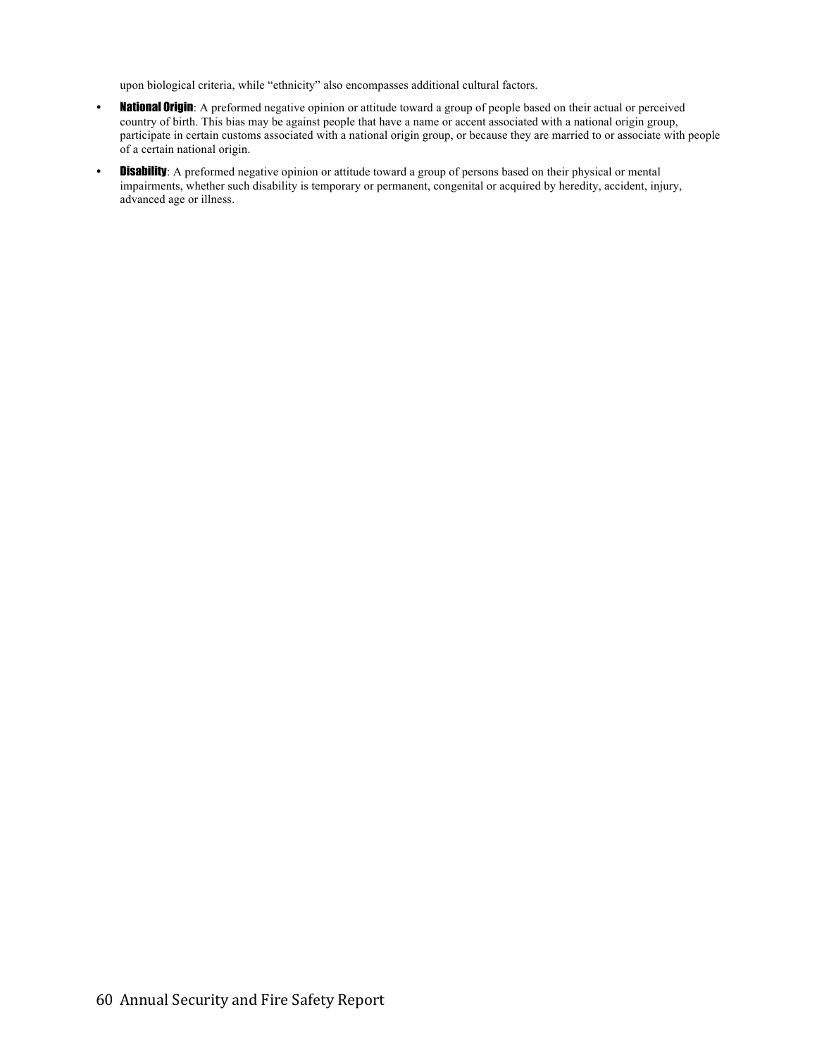upon biological criteria, while "ethnicity" also encompasses additional cultural factors.

- **National Origin**: A preformed negative opinion or attitude toward a group of people based on their actual or perceived country of birth. This bias may be against people that have a name or accent associated with a national origin group, participate in certain customs associated with a national origin group, or because they are married to or associate with people of a certain national origin.
- **Disability**: A preformed negative opinion or attitude toward a group of persons based on their physical or mental impairments, whether such disability is temporary or permanent, congenital or acquired by heredity, accident, injury, advanced age or illness.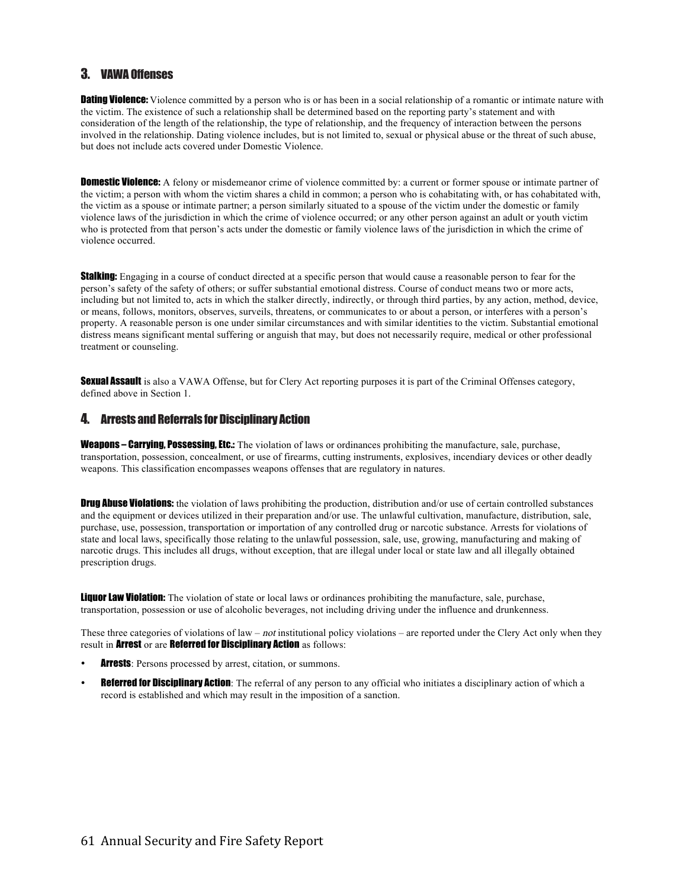## 3. VAWA Offenses

**Dating Violence:** Violence committed by a person who is or has been in a social relationship of a romantic or intimate nature with the victim. The existence of such a relationship shall be determined based on the reporting party's statement and with consideration of the length of the relationship, the type of relationship, and the frequency of interaction between the persons involved in the relationship. Dating violence includes, but is not limited to, sexual or physical abuse or the threat of such abuse, but does not include acts covered under Domestic Violence.

**Domestic Violence:** A felony or misdemeanor crime of violence committed by: a current or former spouse or intimate partner of the victim; a person with whom the victim shares a child in common; a person who is cohabitating with, or has cohabitated with, the victim as a spouse or intimate partner; a person similarly situated to a spouse of the victim under the domestic or family violence laws of the jurisdiction in which the crime of violence occurred; or any other person against an adult or youth victim who is protected from that person's acts under the domestic or family violence laws of the jurisdiction in which the crime of violence occurred.

**Stalking:** Engaging in a course of conduct directed at a specific person that would cause a reasonable person to fear for the person's safety of the safety of others; or suffer substantial emotional distress. Course of conduct means two or more acts, including but not limited to, acts in which the stalker directly, indirectly, or through third parties, by any action, method, device, or means, follows, monitors, observes, surveils, threatens, or communicates to or about a person, or interferes with a person's property. A reasonable person is one under similar circumstances and with similar identities to the victim. Substantial emotional distress means significant mental suffering or anguish that may, but does not necessarily require, medical or other professional treatment or counseling.

**Sexual Assault** is also a VAWA Offense, but for Clery Act reporting purposes it is part of the Criminal Offenses category, defined above in Section 1.

## 4. Arrests and Referrals for Disciplinary Action

**Weapons – Carrying, Possessing, Etc.:** The violation of laws or ordinances prohibiting the manufacture, sale, purchase, transportation, possession, concealment, or use of firearms, cutting instruments, explosives, incendiary devices or other deadly weapons. This classification encompasses weapons offenses that are regulatory in natures.

**Drug Abuse Violations:** the violation of laws prohibiting the production, distribution and/or use of certain controlled substances and the equipment or devices utilized in their preparation and/or use. The unlawful cultivation, manufacture, distribution, sale, purchase, use, possession, transportation or importation of any controlled drug or narcotic substance. Arrests for violations of state and local laws, specifically those relating to the unlawful possession, sale, use, growing, manufacturing and making of narcotic drugs. This includes all drugs, without exception, that are illegal under local or state law and all illegally obtained prescription drugs.

**Liquor Law Violation:** The violation of state or local laws or ordinances prohibiting the manufacture, sale, purchase, transportation, possession or use of alcoholic beverages, not including driving under the influence and drunkenness.

These three categories of violations of law – *not* institutional policy violations – are reported under the Clery Act only when they result in **Arrest** or are **Referred for Disciplinary Action** as follows:

- **Arrests**: Persons processed by arrest, citation, or summons.
- **Referred for Disciplinary Action**: The referral of any person to any official who initiates a disciplinary action of which a record is established and which may result in the imposition of a sanction.